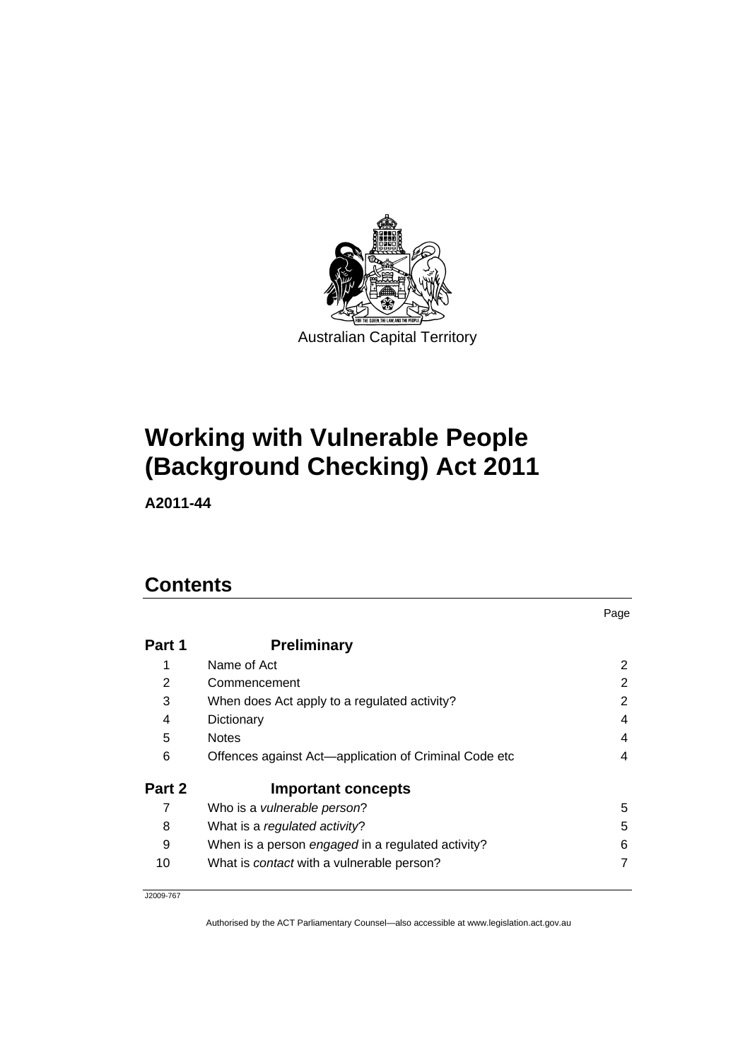Australian Capital Territory

# Working with Vulnerable People (Background Checking) Act 2011

**A2011-44**

## Contents

| | | Page |
|---|---|---|
| **Part 1** | **Preliminary** | |
| 1 | Name of Act | 2 |
| 2 | Commencement | 2 |
| 3 | When does Act apply to a regulated activity? | 2 |
| 4 | Dictionary | 4 |
| 5 | Notes | 4 |
| 6 | Offences against Act—application of Criminal Code etc | 4 |
| **Part 2** | **Important concepts** | |
| 7 | Who is a *vulnerable person*? | 5 |
| 8 | What is a *regulated activity*? | 5 |
| 9 | When is a person *engaged* in a regulated activity? | 6 |
| 10 | What is *contact* with a vulnerable person? | 7 |

J2009-767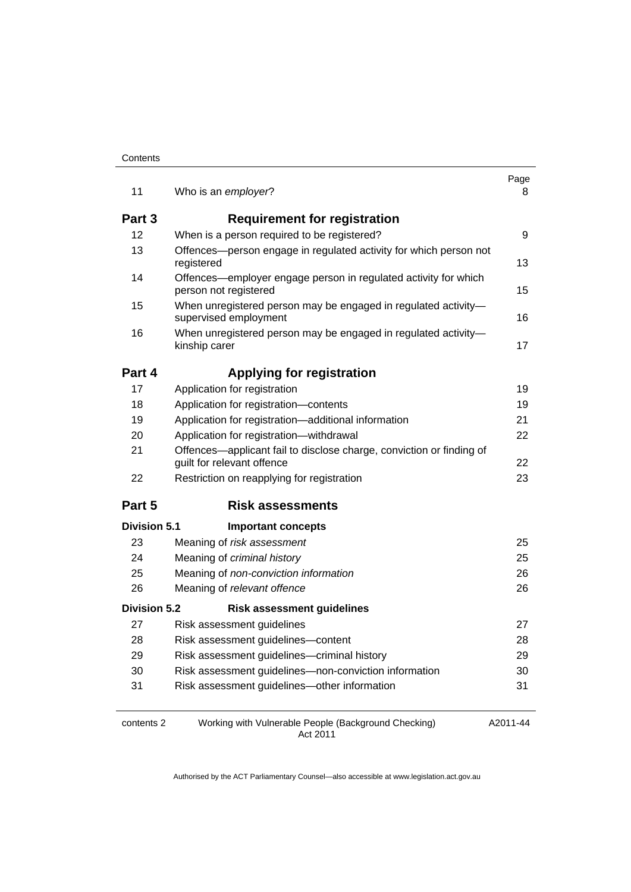| | | Page |
|---|---|---|
| 11 | Who is an *employer*? | 8 |
| **Part 3** | **Requirement for registration** | |
| 12 | When is a person required to be registered? | 9 |
| 13 | Offences—person engage in regulated activity for which person not registered | 13 |
| 14 | Offences—employer engage person in regulated activity for which person not registered | 15 |
| 15 | When unregistered person may be engaged in regulated activity—supervised employment | 16 |
| 16 | When unregistered person may be engaged in regulated activity—kinship carer | 17 |
| **Part 4** | **Applying for registration** | |
| 17 | Application for registration | 19 |
| 18 | Application for registration—contents | 19 |
| 19 | Application for registration—additional information | 21 |
| 20 | Application for registration—withdrawal | 22 |
| 21 | Offences—applicant fail to disclose charge, conviction or finding of guilt for relevant offence | 22 |
| 22 | Restriction on reapplying for registration | 23 |
| **Part 5** | **Risk assessments** | |
| **Division 5.1** | **Important concepts** | |
| 23 | Meaning of *risk assessment* | 25 |
| 24 | Meaning of *criminal history* | 25 |
| 25 | Meaning of *non-conviction information* | 26 |
| 26 | Meaning of *relevant offence* | 26 |
| **Division 5.2** | **Risk assessment guidelines** | |
| 27 | Risk assessment guidelines | 27 |
| 28 | Risk assessment guidelines—content | 28 |
| 29 | Risk assessment guidelines—criminal history | 29 |
| 30 | Risk assessment guidelines—non-conviction information | 30 |
| 31 | Risk assessment guidelines—other information | 31 |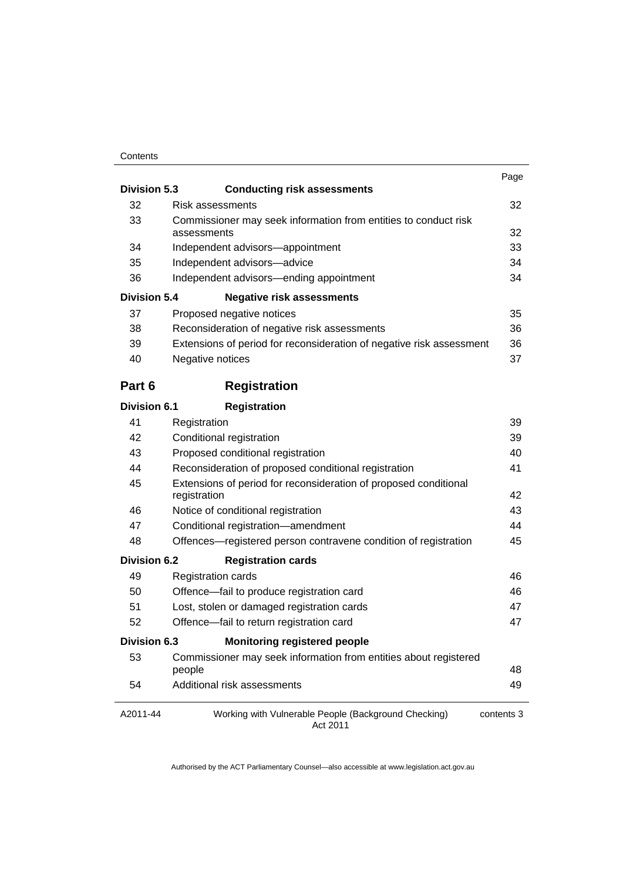| | | Page |
|---|---|---|
| **Division 5.3** | **Conducting risk assessments** | |
| 32 | Risk assessments | 32 |
| 33 | Commissioner may seek information from entities to conduct risk assessments | 32 |
| 34 | Independent advisors—appointment | 33 |
| 35 | Independent advisors—advice | 34 |
| 36 | Independent advisors—ending appointment | 34 |
| **Division 5.4** | **Negative risk assessments** | |
| 37 | Proposed negative notices | 35 |
| 38 | Reconsideration of negative risk assessments | 36 |
| 39 | Extensions of period for reconsideration of negative risk assessment | 36 |
| 40 | Negative notices | 37 |
| **Part 6** | **Registration** | |
| **Division 6.1** | **Registration** | |
| 41 | Registration | 39 |
| 42 | Conditional registration | 39 |
| 43 | Proposed conditional registration | 40 |
| 44 | Reconsideration of proposed conditional registration | 41 |
| 45 | Extensions of period for reconsideration of proposed conditional registration | 42 |
| 46 | Notice of conditional registration | 43 |
| 47 | Conditional registration—amendment | 44 |
| 48 | Offences—registered person contravene condition of registration | 45 |
| **Division 6.2** | **Registration cards** | |
| 49 | Registration cards | 46 |
| 50 | Offence—fail to produce registration card | 46 |
| 51 | Lost, stolen or damaged registration cards | 47 |
| 52 | Offence—fail to return registration card | 47 |
| **Division 6.3** | **Monitoring registered people** | |
| 53 | Commissioner may seek information from entities about registered people | 48 |
| 54 | Additional risk assessments | 49 |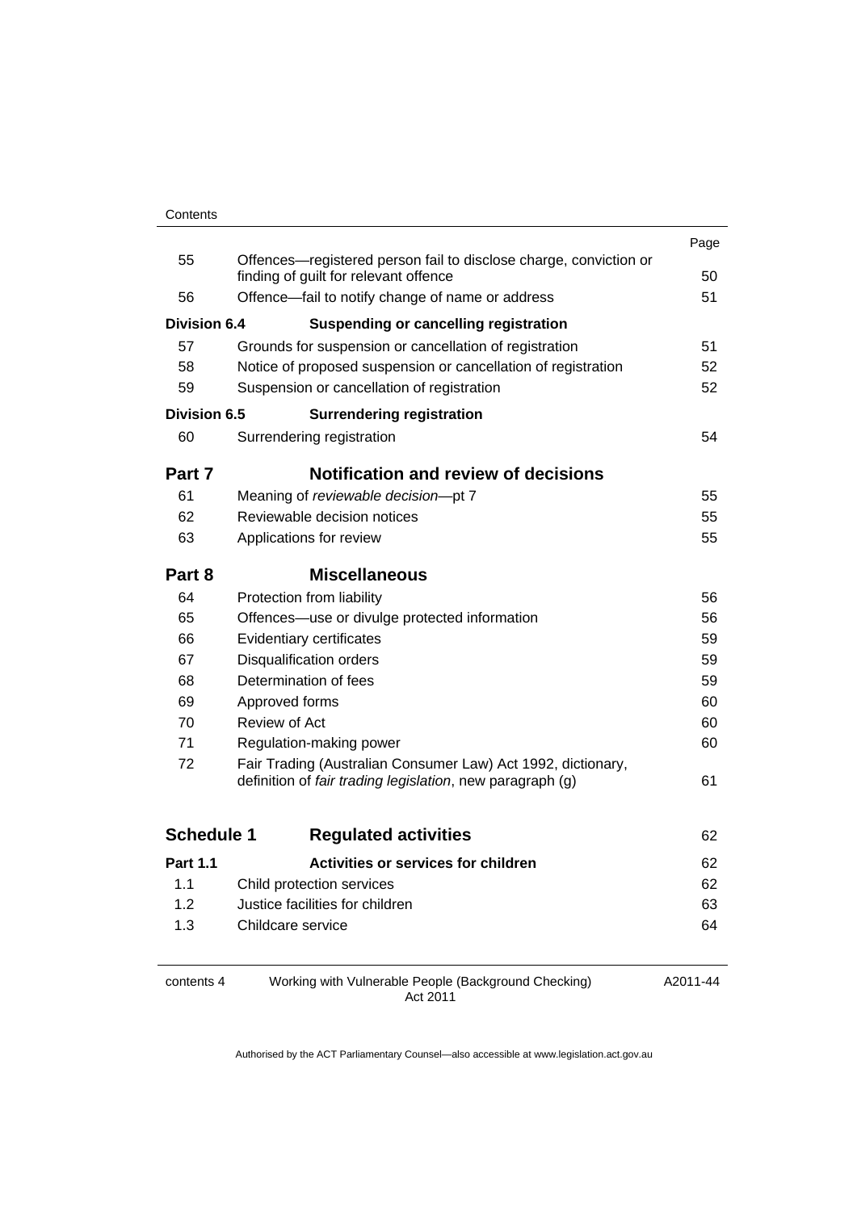| | | Page |
|---|---|---|
| 55 | Offences—registered person fail to disclose charge, conviction or finding of guilt for relevant offence | 50 |
| 56 | Offence—fail to notify change of name or address | 51 |
| **Division 6.4** | **Suspending or cancelling registration** | |
| 57 | Grounds for suspension or cancellation of registration | 51 |
| 58 | Notice of proposed suspension or cancellation of registration | 52 |
| 59 | Suspension or cancellation of registration | 52 |
| **Division 6.5** | **Surrendering registration** | |
| 60 | Surrendering registration | 54 |
| **Part 7** | **Notification and review of decisions** | |
| 61 | Meaning of *reviewable decision*—pt 7 | 55 |
| 62 | Reviewable decision notices | 55 |
| 63 | Applications for review | 55 |
| **Part 8** | **Miscellaneous** | |
| 64 | Protection from liability | 56 |
| 65 | Offences—use or divulge protected information | 56 |
| 66 | Evidentiary certificates | 59 |
| 67 | Disqualification orders | 59 |
| 68 | Determination of fees | 59 |
| 69 | Approved forms | 60 |
| 70 | Review of Act | 60 |
| 71 | Regulation-making power | 60 |
| 72 | Fair Trading (Australian Consumer Law) Act 1992, dictionary, definition of *fair trading legislation*, new paragraph (g) | 61 |
| **Schedule 1** | **Regulated activities** | 62 |
| **Part 1.1** | **Activities or services for children** | 62 |
| 1.1 | Child protection services | 62 |
| 1.2 | Justice facilities for children | 63 |
| 1.3 | Childcare service | 64 |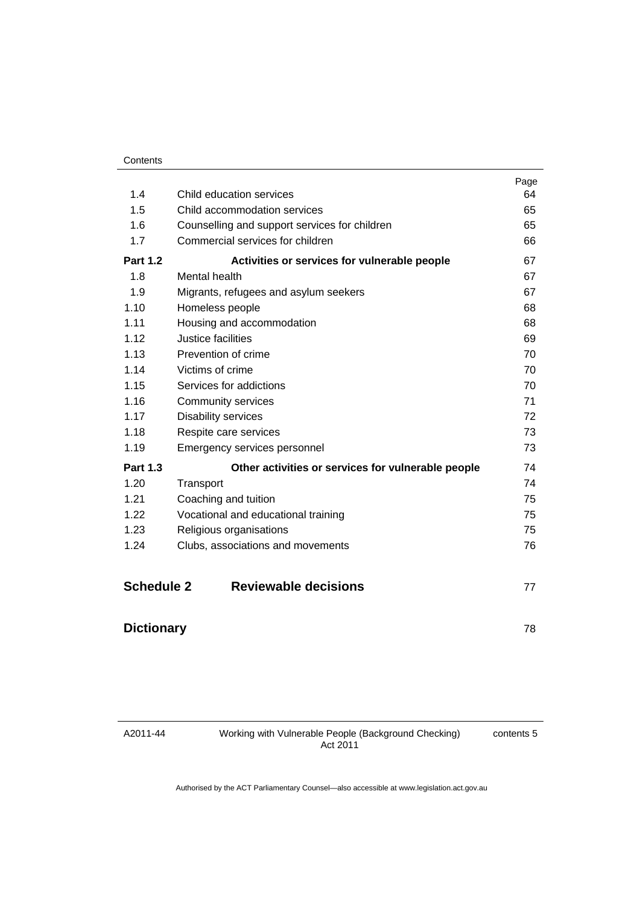| | | Page |
|---|---|---|
| 1.4 | Child education services | 64 |
| 1.5 | Child accommodation services | 65 |
| 1.6 | Counselling and support services for children | 65 |
| 1.7 | Commercial services for children | 66 |
| **Part 1.2** | **Activities or services for vulnerable people** | 67 |
| 1.8 | Mental health | 67 |
| 1.9 | Migrants, refugees and asylum seekers | 67 |
| 1.10 | Homeless people | 68 |
| 1.11 | Housing and accommodation | 68 |
| 1.12 | Justice facilities | 69 |
| 1.13 | Prevention of crime | 70 |
| 1.14 | Victims of crime | 70 |
| 1.15 | Services for addictions | 70 |
| 1.16 | Community services | 71 |
| 1.17 | Disability services | 72 |
| 1.18 | Respite care services | 73 |
| 1.19 | Emergency services personnel | 73 |
| **Part 1.3** | **Other activities or services for vulnerable people** | 74 |
| 1.20 | Transport | 74 |
| 1.21 | Coaching and tuition | 75 |
| 1.22 | Vocational and educational training | 75 |
| 1.23 | Religious organisations | 75 |
| 1.24 | Clubs, associations and movements | 76 |
| **Schedule 2** | **Reviewable decisions** | 77 |
| **Dictionary** | | 78 |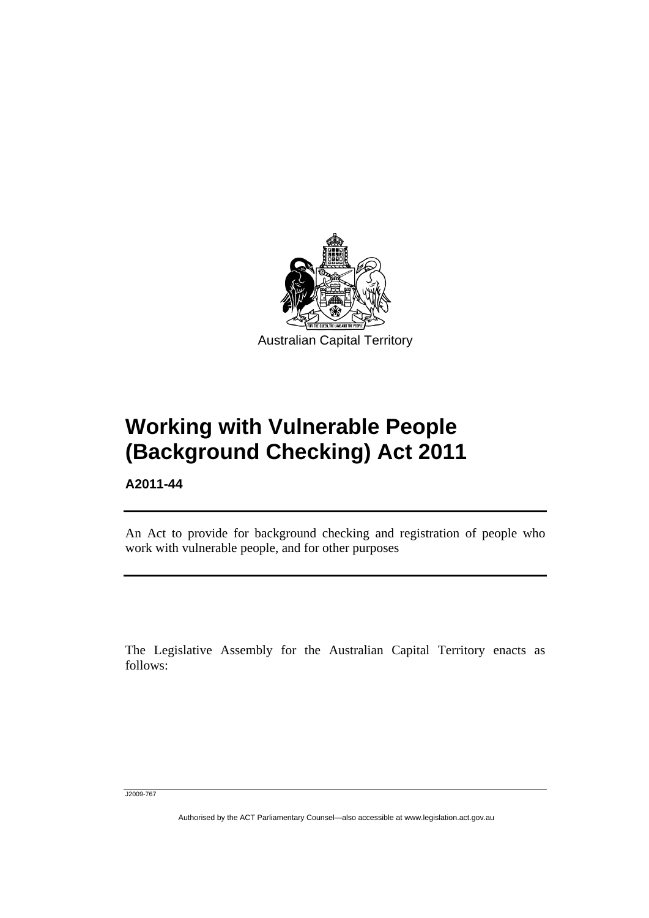Australian Capital Territory

# Working with Vulnerable People (Background Checking) Act 2011

**A2011-44**

An Act to provide for background checking and registration of people who work with vulnerable people, and for other purposes

The Legislative Assembly for the Australian Capital Territory enacts as follows:

J2009-767

Authorised by the ACT Parliamentary Counsel—also accessible at www.legislation.act.gov.au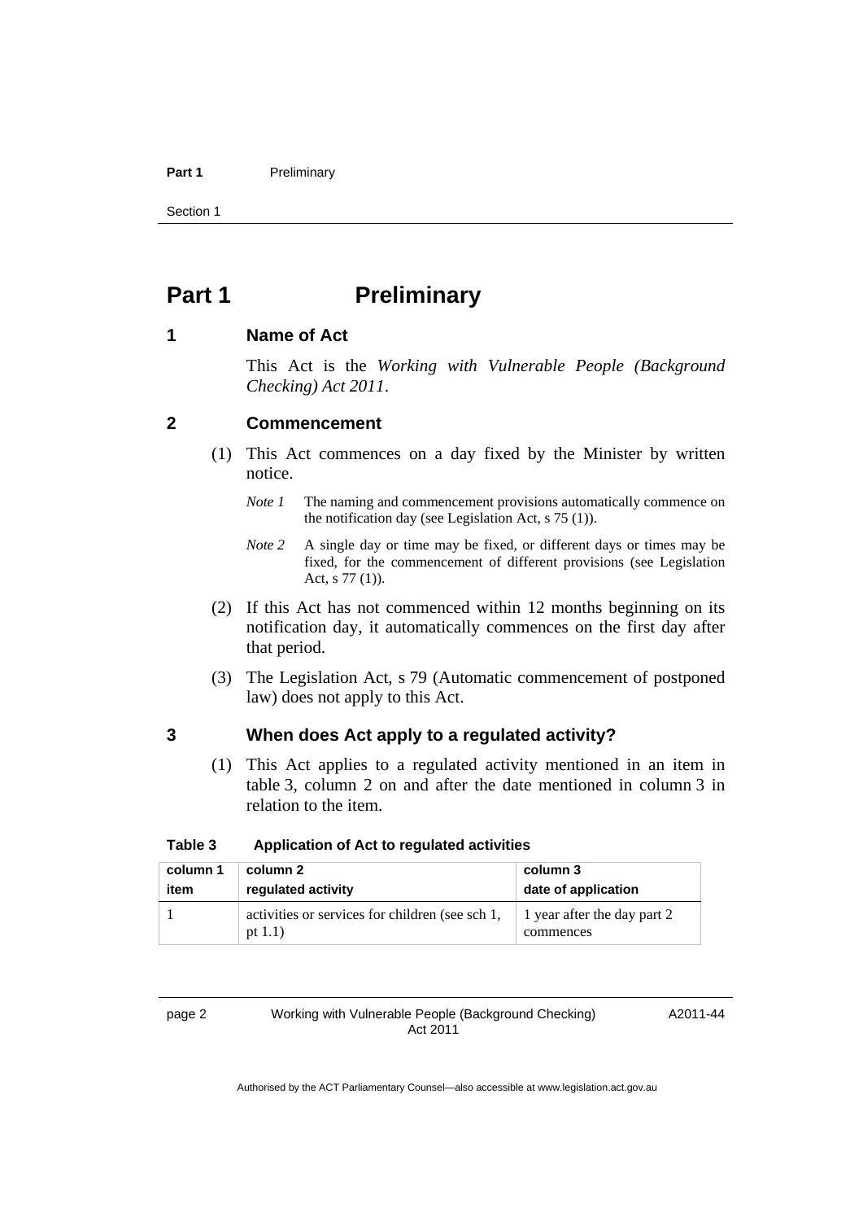# Part 1 Preliminary

## 1 Name of Act

This Act is the *Working with Vulnerable People (Background Checking) Act 2011*.

## 2 Commencement

(1) This Act commences on a day fixed by the Minister by written notice.

*Note 1* The naming and commencement provisions automatically commence on the notification day (see Legislation Act, s 75 (1)).

*Note 2* A single day or time may be fixed, or different days or times may be fixed, for the commencement of different provisions (see Legislation Act, s 77 (1)).

(2) If this Act has not commenced within 12 months beginning on its notification day, it automatically commences on the first day after that period.

(3) The Legislation Act, s 79 (Automatic commencement of postponed law) does not apply to this Act.

## 3 When does Act apply to a regulated activity?

(1) This Act applies to a regulated activity mentioned in an item in table 3, column 2 on and after the date mentioned in column 3 in relation to the item.

**Table 3 Application of Act to regulated activities**

| column 1<br>item | column 2<br>regulated activity | column 3<br>date of application |
|---|---|---|
| 1 | activities or services for children (see sch 1, pt 1.1) | 1 year after the day part 2 commences |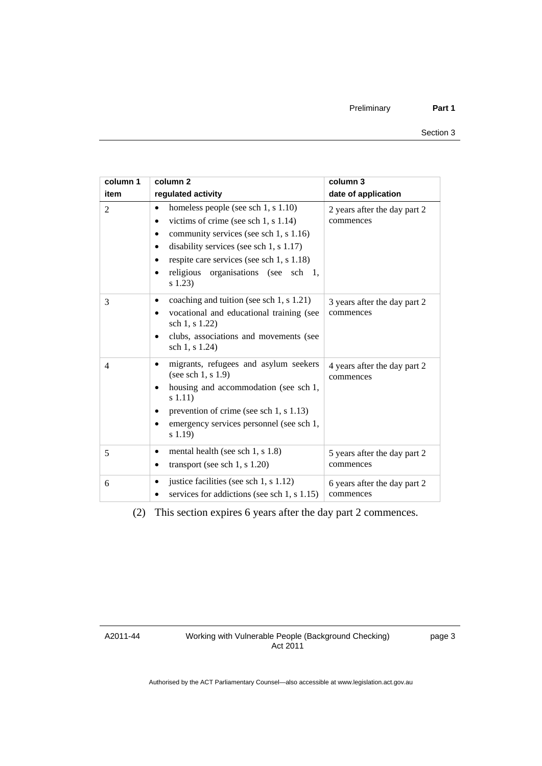| column 1<br>item | column 2<br>regulated activity | column 3<br>date of application |
|---|---|---|
| 2 | • homeless people (see sch 1, s 1.10)<br>• victims of crime (see sch 1, s 1.14)<br>• community services (see sch 1, s 1.16)<br>• disability services (see sch 1, s 1.17)<br>• respite care services (see sch 1, s 1.18)<br>• religious organisations (see sch 1, s 1.23) | 2 years after the day part 2 commences |
| 3 | • coaching and tuition (see sch 1, s 1.21)<br>• vocational and educational training (see sch 1, s 1.22)<br>• clubs, associations and movements (see sch 1, s 1.24) | 3 years after the day part 2 commences |
| 4 | • migrants, refugees and asylum seekers (see sch 1, s 1.9)<br>• housing and accommodation (see sch 1, s 1.11)<br>• prevention of crime (see sch 1, s 1.13)<br>• emergency services personnel (see sch 1, s 1.19) | 4 years after the day part 2 commences |
| 5 | • mental health (see sch 1, s 1.8)<br>• transport (see sch 1, s 1.20) | 5 years after the day part 2 commences |
| 6 | • justice facilities (see sch 1, s 1.12)<br>• services for addictions (see sch 1, s 1.15) | 6 years after the day part 2 commences |

(2) This section expires 6 years after the day part 2 commences.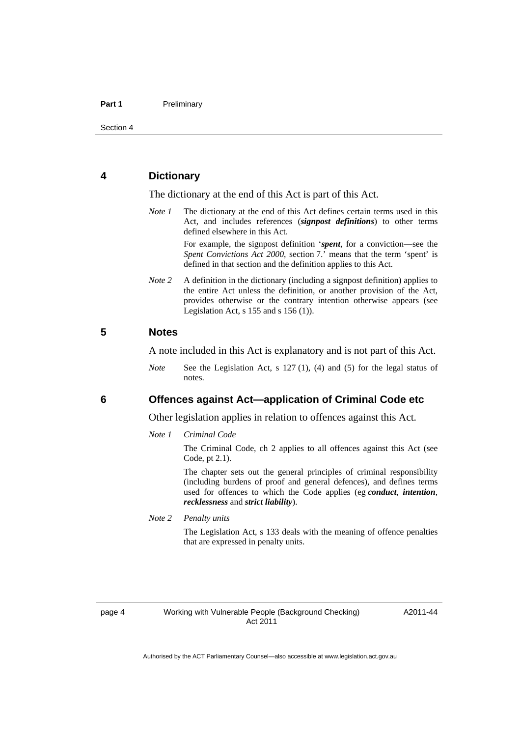## 4 Dictionary

The dictionary at the end of this Act is part of this Act.

*Note 1* The dictionary at the end of this Act defines certain terms used in this Act, and includes references (***signpost definitions***) to other terms defined elsewhere in this Act.

For example, the signpost definition '***spent***, for a conviction—see the *Spent Convictions Act 2000*, section 7.' means that the term 'spent' is defined in that section and the definition applies to this Act.

*Note 2* A definition in the dictionary (including a signpost definition) applies to the entire Act unless the definition, or another provision of the Act, provides otherwise or the contrary intention otherwise appears (see Legislation Act, s 155 and s 156 (1)).

## 5 Notes

A note included in this Act is explanatory and is not part of this Act.

*Note* See the Legislation Act, s 127 (1), (4) and (5) for the legal status of notes.

## 6 Offences against Act—application of Criminal Code etc

Other legislation applies in relation to offences against this Act.

*Note 1* *Criminal Code*

The Criminal Code, ch 2 applies to all offences against this Act (see Code, pt 2.1).

The chapter sets out the general principles of criminal responsibility (including burdens of proof and general defences), and defines terms used for offences to which the Code applies (eg ***conduct***, ***intention***, ***recklessness*** and ***strict liability***).

*Note 2* *Penalty units*

The Legislation Act, s 133 deals with the meaning of offence penalties that are expressed in penalty units.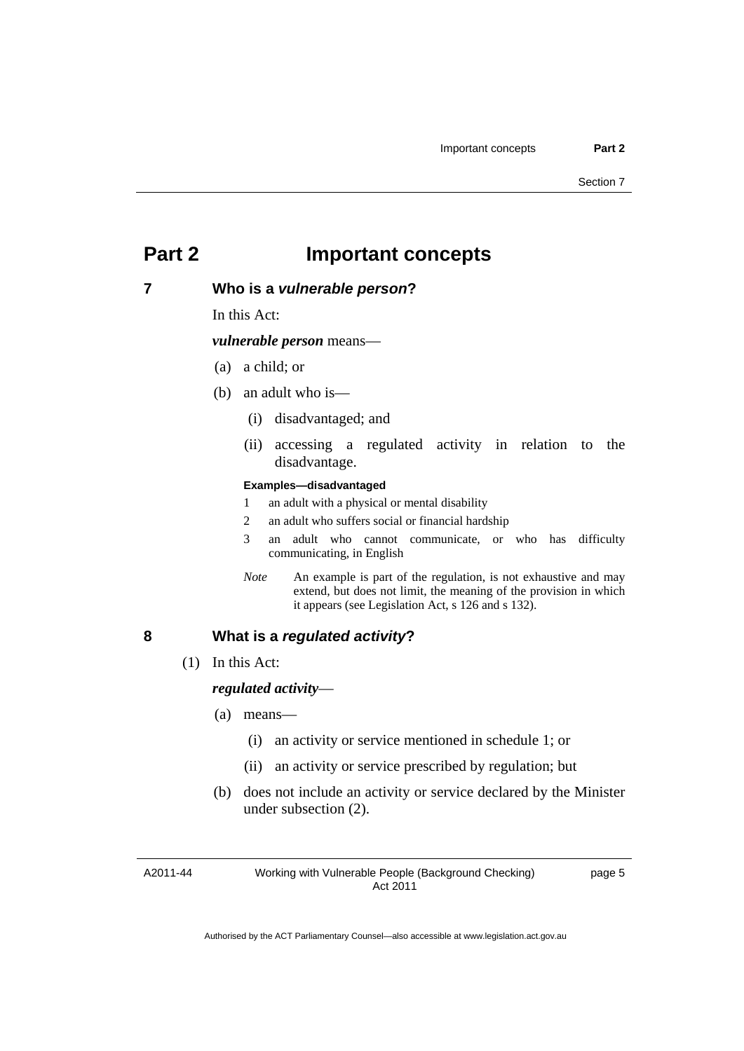# Part 2 Important concepts

## 7 Who is a *vulnerable person*?

In this Act:

***vulnerable person*** means—

(a) a child; or

(b) an adult who is—

(i) disadvantaged; and

(ii) accessing a regulated activity in relation to the disadvantage.

**Examples—disadvantaged**

1 an adult with a physical or mental disability

2 an adult who suffers social or financial hardship

3 an adult who cannot communicate, or who has difficulty communicating, in English

*Note* An example is part of the regulation, is not exhaustive and may extend, but does not limit, the meaning of the provision in which it appears (see Legislation Act, s 126 and s 132).

## 8 What is a *regulated activity*?

(1) In this Act:

***regulated activity***—

(a) means—

(i) an activity or service mentioned in schedule 1; or

(ii) an activity or service prescribed by regulation; but

(b) does not include an activity or service declared by the Minister under subsection (2).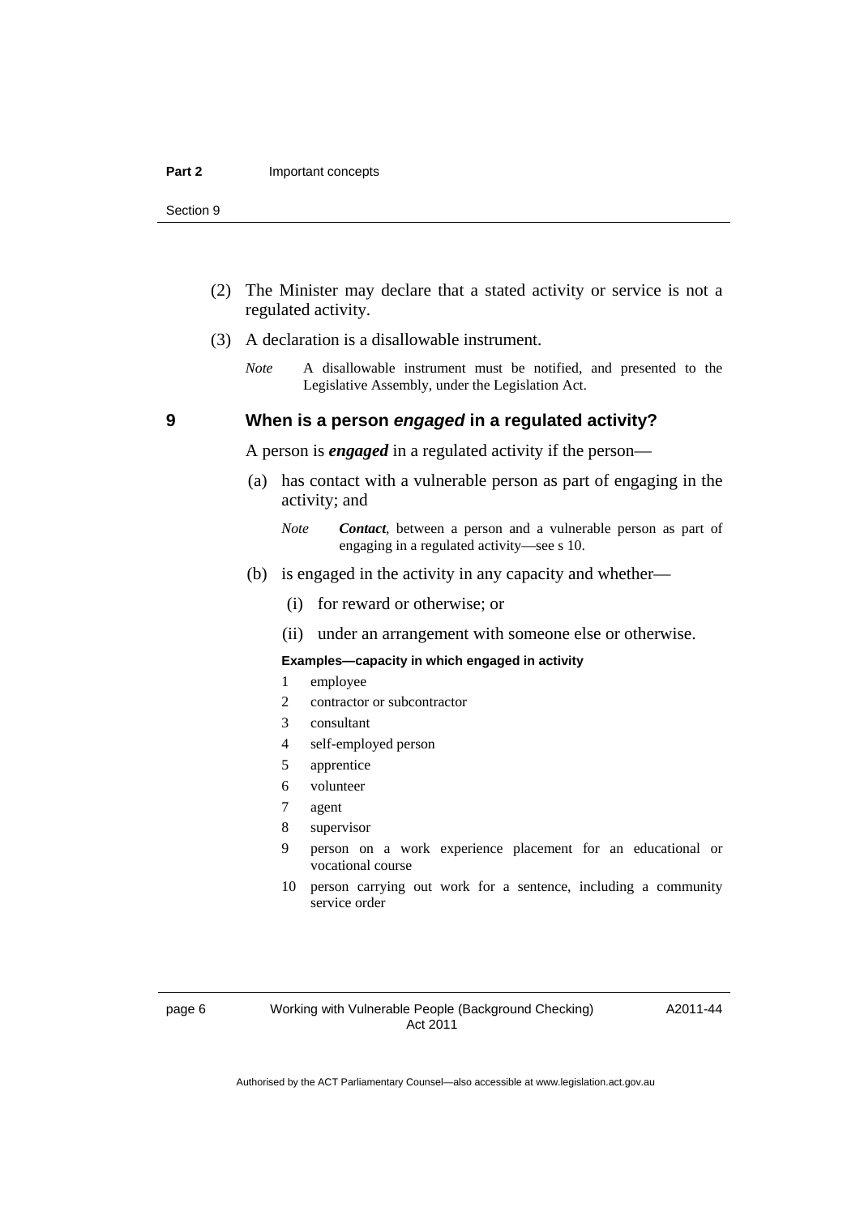(2) The Minister may declare that a stated activity or service is not a regulated activity.

(3) A declaration is a disallowable instrument.

*Note* A disallowable instrument must be notified, and presented to the Legislative Assembly, under the Legislation Act.

## 9 When is a person *engaged* in a regulated activity?

A person is ***engaged*** in a regulated activity if the person—

(a) has contact with a vulnerable person as part of engaging in the activity; and

*Note* ***Contact***, between a person and a vulnerable person as part of engaging in a regulated activity—see s 10.

(b) is engaged in the activity in any capacity and whether—

(i) for reward or otherwise; or

(ii) under an arrangement with someone else or otherwise.

**Examples—capacity in which engaged in activity**

1 employee
2 contractor or subcontractor
3 consultant
4 self-employed person
5 apprentice
6 volunteer
7 agent
8 supervisor
9 person on a work experience placement for an educational or vocational course
10 person carrying out work for a sentence, including a community service order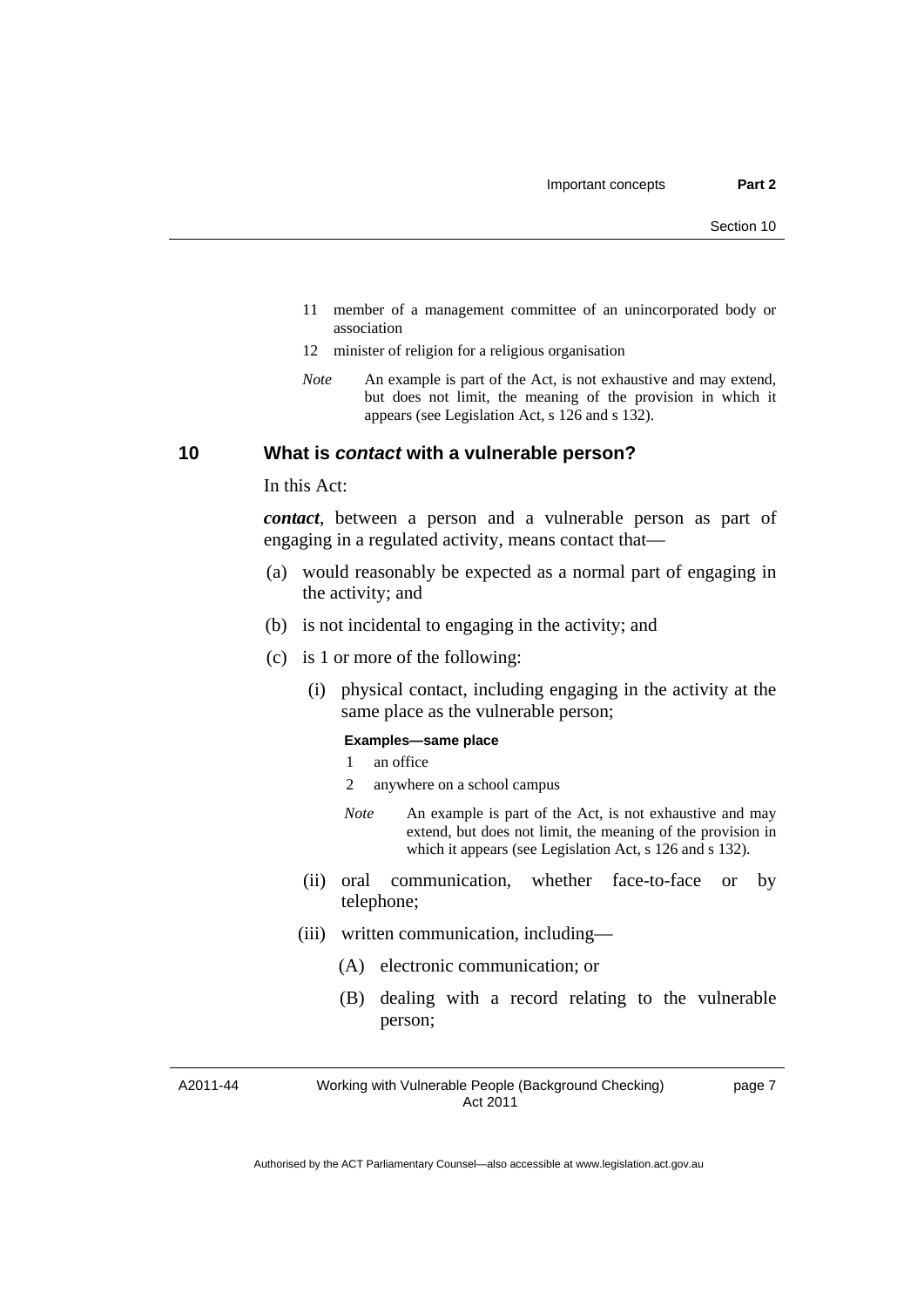11 member of a management committee of an unincorporated body or association

12 minister of religion for a religious organisation

*Note* An example is part of the Act, is not exhaustive and may extend, but does not limit, the meaning of the provision in which it appears (see Legislation Act, s 126 and s 132).

## 10 What is *contact* with a vulnerable person?

In this Act:

***contact***, between a person and a vulnerable person as part of engaging in a regulated activity, means contact that—

(a) would reasonably be expected as a normal part of engaging in the activity; and

(b) is not incidental to engaging in the activity; and

(c) is 1 or more of the following:

(i) physical contact, including engaging in the activity at the same place as the vulnerable person;

**Examples—same place**

1 an office

2 anywhere on a school campus

*Note* An example is part of the Act, is not exhaustive and may extend, but does not limit, the meaning of the provision in which it appears (see Legislation Act, s 126 and s 132).

(ii) oral communication, whether face-to-face or by telephone;

(iii) written communication, including—

(A) electronic communication; or

(B) dealing with a record relating to the vulnerable person;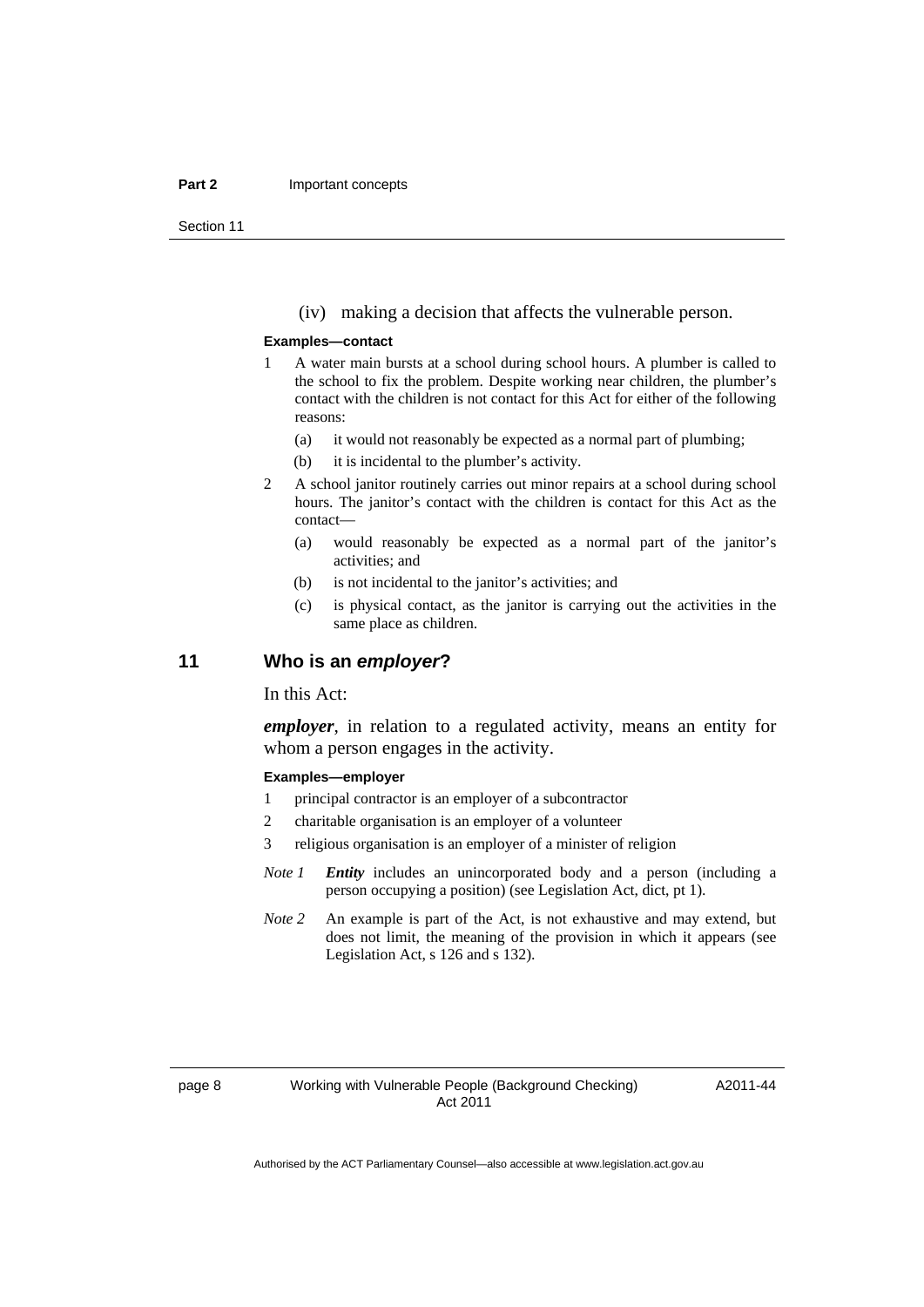(iv) making a decision that affects the vulnerable person.

**Examples—contact**

1 A water main bursts at a school during school hours. A plumber is called to the school to fix the problem. Despite working near children, the plumber's contact with the children is not contact for this Act for either of the following reasons:

   (a) it would not reasonably be expected as a normal part of plumbing;

   (b) it is incidental to the plumber's activity.

2 A school janitor routinely carries out minor repairs at a school during school hours. The janitor's contact with the children is contact for this Act as the contact—

   (a) would reasonably be expected as a normal part of the janitor's activities; and

   (b) is not incidental to the janitor's activities; and

   (c) is physical contact, as the janitor is carrying out the activities in the same place as children.

## 11 Who is an *employer*?

In this Act:

***employer***, in relation to a regulated activity, means an entity for whom a person engages in the activity.

**Examples—employer**

1 principal contractor is an employer of a subcontractor

2 charitable organisation is an employer of a volunteer

3 religious organisation is an employer of a minister of religion

*Note 1* ***Entity*** includes an unincorporated body and a person (including a person occupying a position) (see Legislation Act, dict, pt 1).

*Note 2* An example is part of the Act, is not exhaustive and may extend, but does not limit, the meaning of the provision in which it appears (see Legislation Act, s 126 and s 132).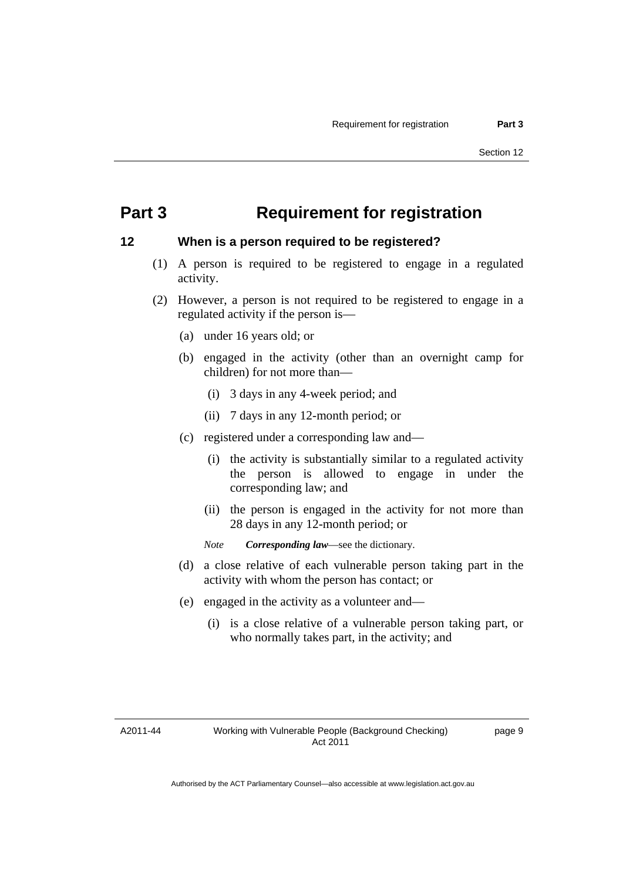# Part 3 Requirement for registration

## 12 When is a person required to be registered?

(1) A person is required to be registered to engage in a regulated activity.

(2) However, a person is not required to be registered to engage in a regulated activity if the person is—

(a) under 16 years old; or

(b) engaged in the activity (other than an overnight camp for children) for not more than—

(i) 3 days in any 4-week period; and

(ii) 7 days in any 12-month period; or

(c) registered under a corresponding law and—

(i) the activity is substantially similar to a regulated activity the person is allowed to engage in under the corresponding law; and

(ii) the person is engaged in the activity for not more than 28 days in any 12-month period; or

*Note* ***Corresponding law***—see the dictionary.

(d) a close relative of each vulnerable person taking part in the activity with whom the person has contact; or

(e) engaged in the activity as a volunteer and—

(i) is a close relative of a vulnerable person taking part, or who normally takes part, in the activity; and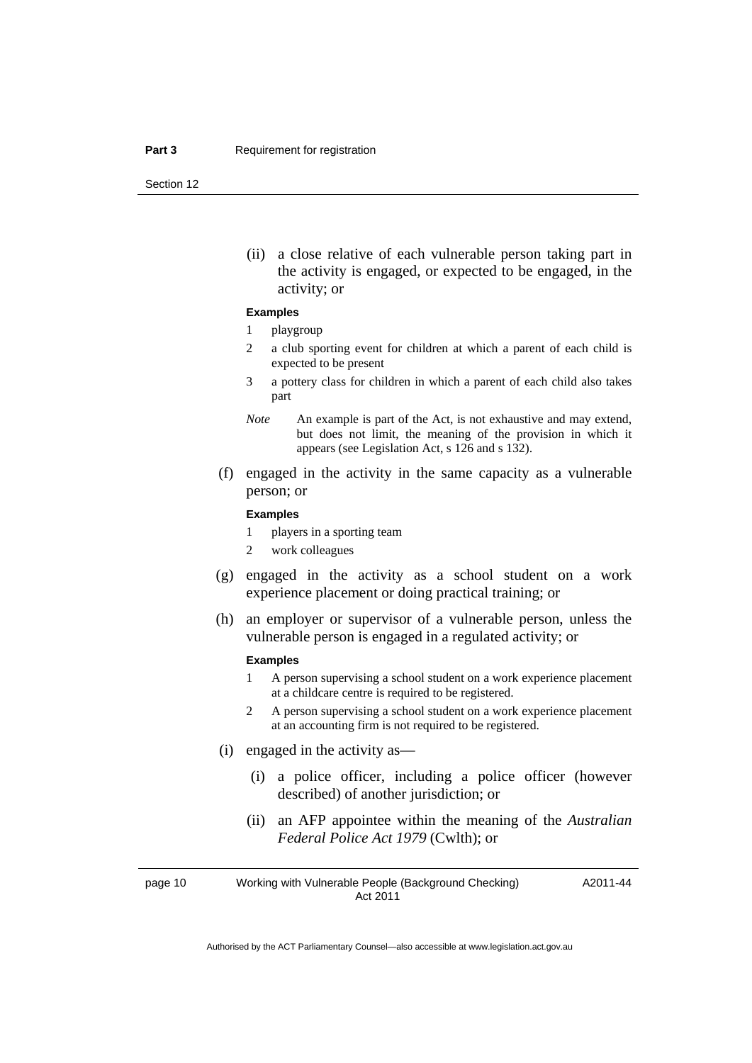(ii) a close relative of each vulnerable person taking part in the activity is engaged, or expected to be engaged, in the activity; or

**Examples**

1 playgroup

2 a club sporting event for children at which a parent of each child is expected to be present

3 a pottery class for children in which a parent of each child also takes part

*Note* An example is part of the Act, is not exhaustive and may extend, but does not limit, the meaning of the provision in which it appears (see Legislation Act, s 126 and s 132).

(f) engaged in the activity in the same capacity as a vulnerable person; or

**Examples**

1 players in a sporting team

2 work colleagues

(g) engaged in the activity as a school student on a work experience placement or doing practical training; or

(h) an employer or supervisor of a vulnerable person, unless the vulnerable person is engaged in a regulated activity; or

**Examples**

1 A person supervising a school student on a work experience placement at a childcare centre is required to be registered.

2 A person supervising a school student on a work experience placement at an accounting firm is not required to be registered.

(i) engaged in the activity as—

(i) a police officer, including a police officer (however described) of another jurisdiction; or

(ii) an AFP appointee within the meaning of the *Australian Federal Police Act 1979* (Cwlth); or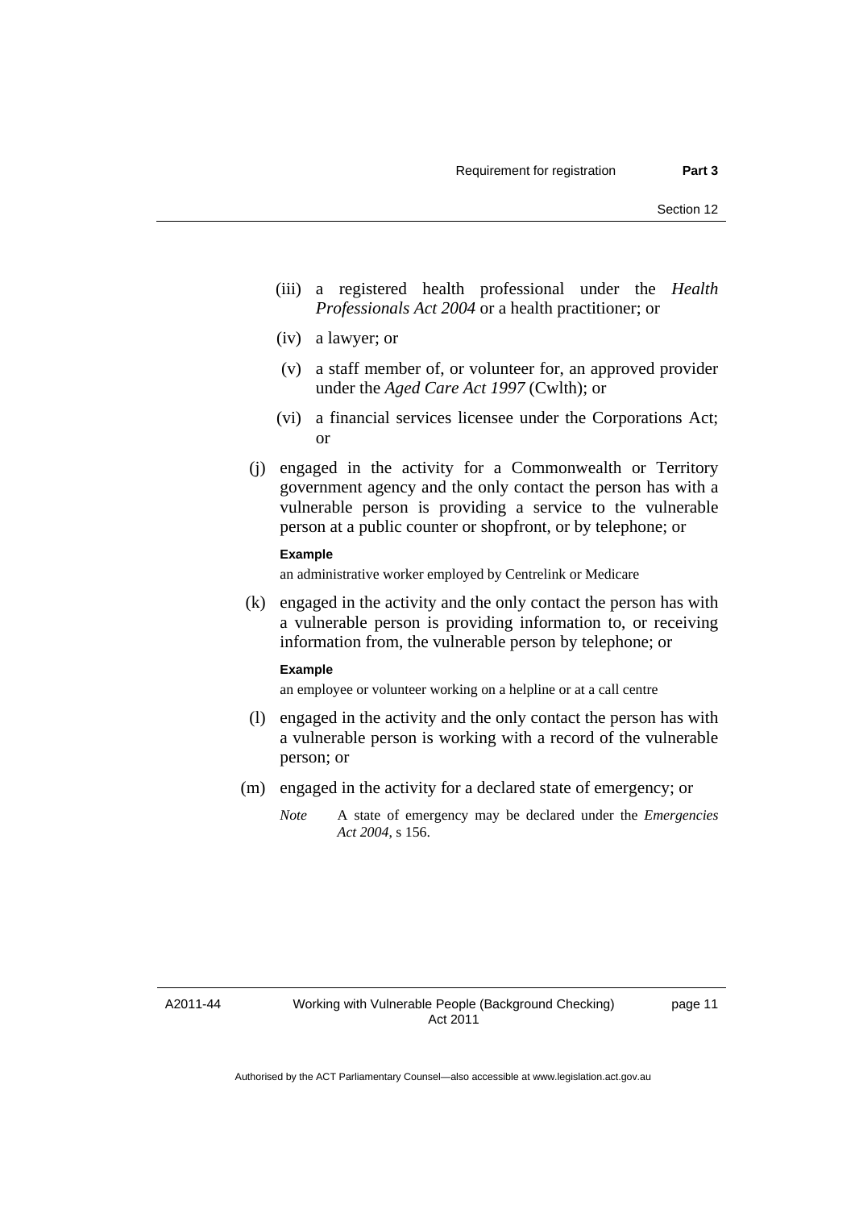(iii) a registered health professional under the *Health Professionals Act 2004* or a health practitioner; or

(iv) a lawyer; or

(v) a staff member of, or volunteer for, an approved provider under the *Aged Care Act 1997* (Cwlth); or

(vi) a financial services licensee under the Corporations Act; or

(j) engaged in the activity for a Commonwealth or Territory government agency and the only contact the person has with a vulnerable person is providing a service to the vulnerable person at a public counter or shopfront, or by telephone; or

**Example**

an administrative worker employed by Centrelink or Medicare

(k) engaged in the activity and the only contact the person has with a vulnerable person is providing information to, or receiving information from, the vulnerable person by telephone; or

**Example**

an employee or volunteer working on a helpline or at a call centre

(l) engaged in the activity and the only contact the person has with a vulnerable person is working with a record of the vulnerable person; or

(m) engaged in the activity for a declared state of emergency; or

*Note* A state of emergency may be declared under the *Emergencies Act 2004*, s 156.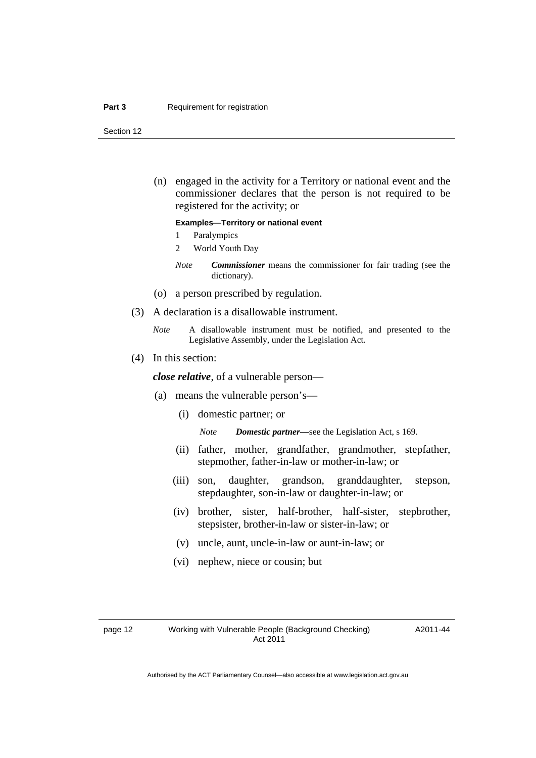(n) engaged in the activity for a Territory or national event and the commissioner declares that the person is not required to be registered for the activity; or

**Examples—Territory or national event**

1 Paralympics

2 World Youth Day

*Note* ***Commissioner*** means the commissioner for fair trading (see the dictionary).

(o) a person prescribed by regulation.

(3) A declaration is a disallowable instrument.

*Note* A disallowable instrument must be notified, and presented to the Legislative Assembly, under the Legislation Act.

(4) In this section:

***close relative***, of a vulnerable person—

(a) means the vulnerable person's—

(i) domestic partner; or

*Note* ***Domestic partner***—see the Legislation Act, s 169.

(ii) father, mother, grandfather, grandmother, stepfather, stepmother, father-in-law or mother-in-law; or

(iii) son, daughter, grandson, granddaughter, stepson, stepdaughter, son-in-law or daughter-in-law; or

(iv) brother, sister, half-brother, half-sister, stepbrother, stepsister, brother-in-law or sister-in-law; or

(v) uncle, aunt, uncle-in-law or aunt-in-law; or

(vi) nephew, niece or cousin; but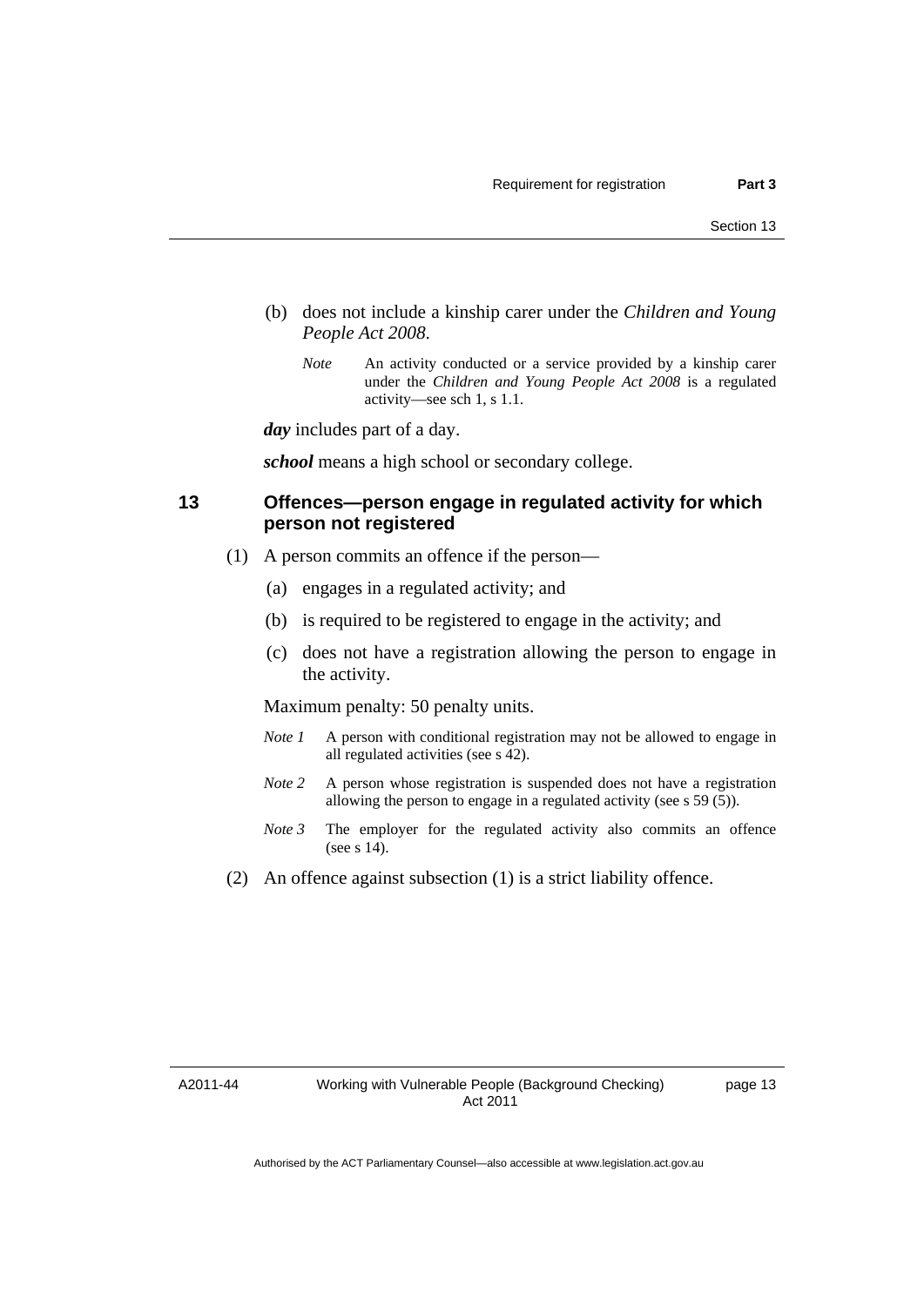(b) does not include a kinship carer under the *Children and Young People Act 2008*.

> *Note* An activity conducted or a service provided by a kinship carer under the *Children and Young People Act 2008* is a regulated activity—see sch 1, s 1.1.

***day*** includes part of a day.

***school*** means a high school or secondary college.

## 13 Offences—person engage in regulated activity for which person not registered

(1) A person commits an offence if the person—

(a) engages in a regulated activity; and

(b) is required to be registered to engage in the activity; and

(c) does not have a registration allowing the person to engage in the activity.

Maximum penalty: 50 penalty units.

> *Note 1* A person with conditional registration may not be allowed to engage in all regulated activities (see s 42).

> *Note 2* A person whose registration is suspended does not have a registration allowing the person to engage in a regulated activity (see s 59 (5)).

> *Note 3* The employer for the regulated activity also commits an offence (see s 14).

(2) An offence against subsection (1) is a strict liability offence.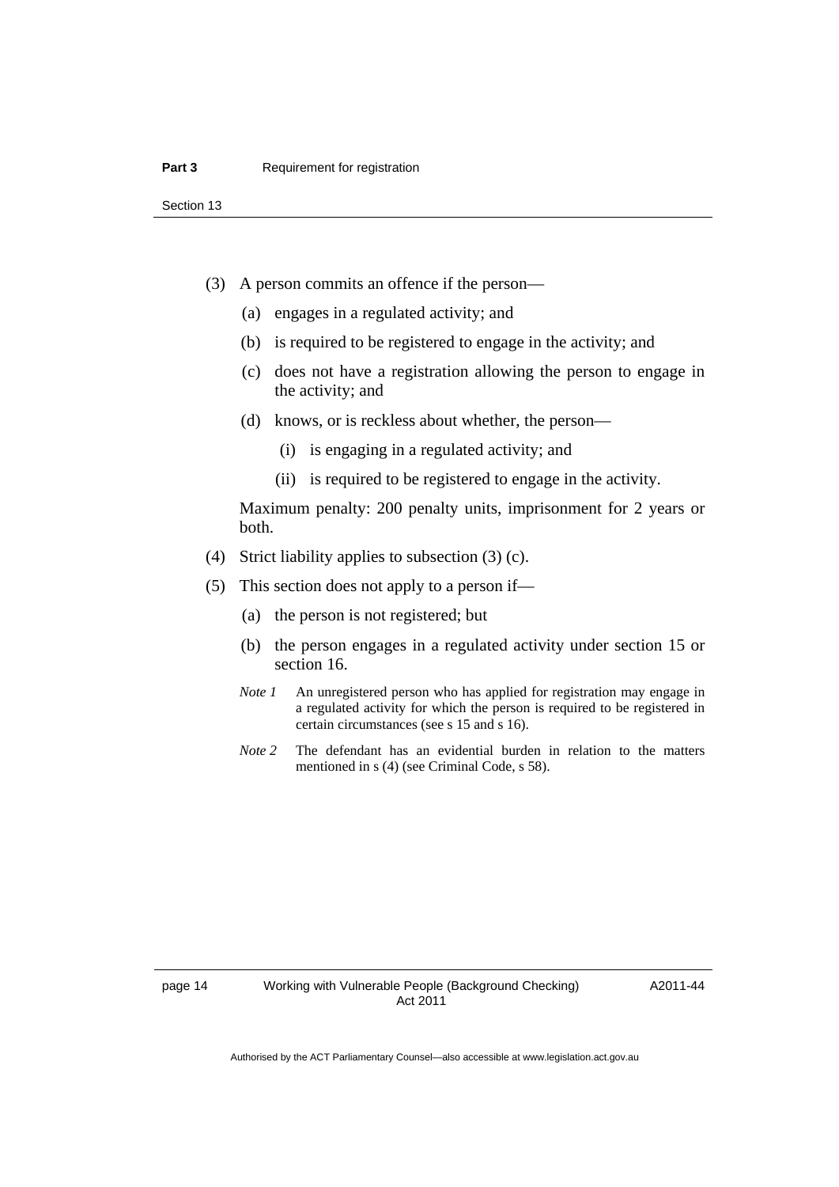(3) A person commits an offence if the person—

(a) engages in a regulated activity; and

(b) is required to be registered to engage in the activity; and

(c) does not have a registration allowing the person to engage in the activity; and

(d) knows, or is reckless about whether, the person—

(i) is engaging in a regulated activity; and

(ii) is required to be registered to engage in the activity.

Maximum penalty: 200 penalty units, imprisonment for 2 years or both.

(4) Strict liability applies to subsection (3) (c).

(5) This section does not apply to a person if—

(a) the person is not registered; but

(b) the person engages in a regulated activity under section 15 or section 16.

*Note 1* An unregistered person who has applied for registration may engage in a regulated activity for which the person is required to be registered in certain circumstances (see s 15 and s 16).

*Note 2* The defendant has an evidential burden in relation to the matters mentioned in s (4) (see Criminal Code, s 58).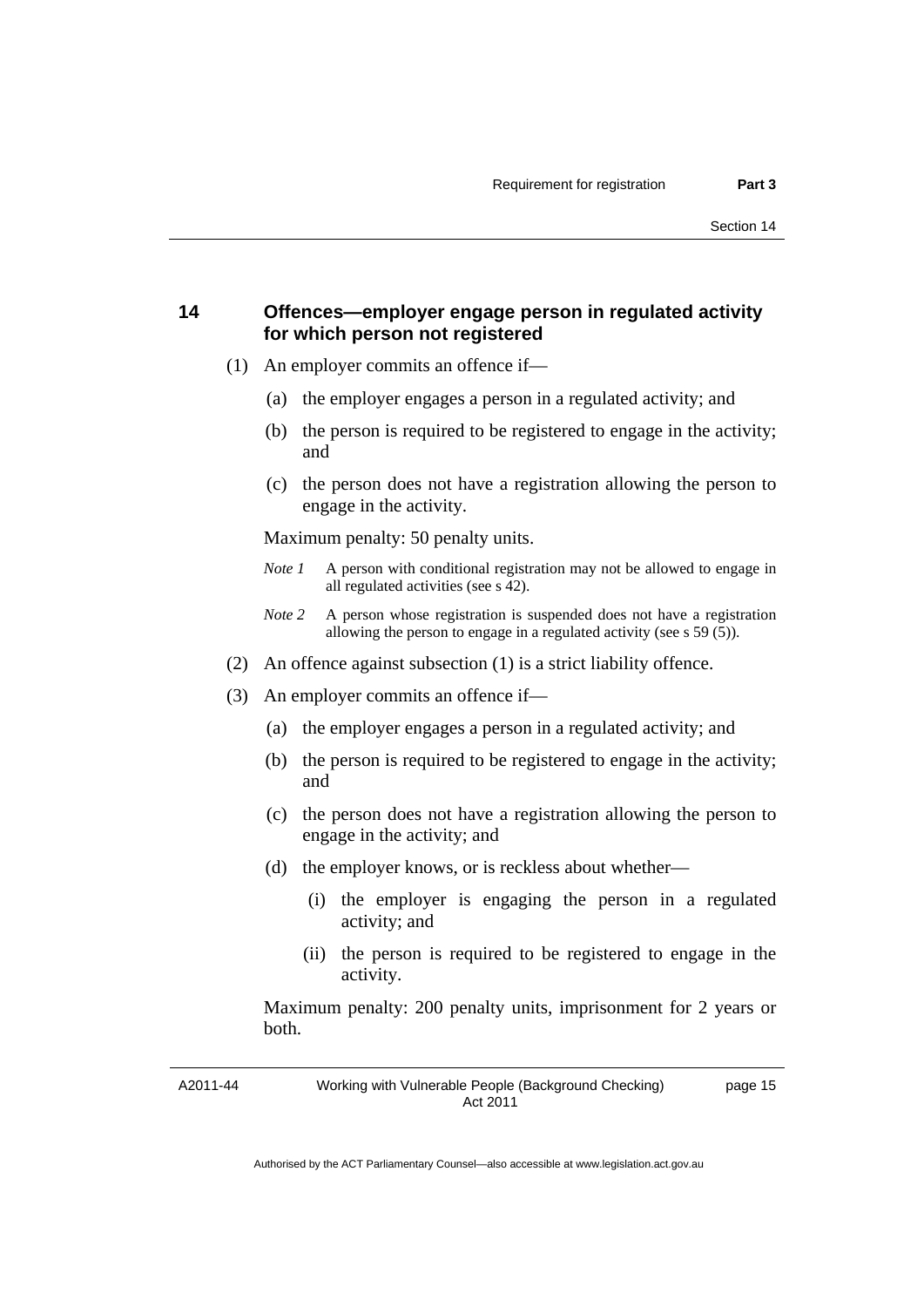## 14 Offences—employer engage person in regulated activity for which person not registered

(1) An employer commits an offence if—

(a) the employer engages a person in a regulated activity; and

(b) the person is required to be registered to engage in the activity; and

(c) the person does not have a registration allowing the person to engage in the activity.

Maximum penalty: 50 penalty units.

*Note 1* A person with conditional registration may not be allowed to engage in all regulated activities (see s 42).

*Note 2* A person whose registration is suspended does not have a registration allowing the person to engage in a regulated activity (see s 59 (5)).

(2) An offence against subsection (1) is a strict liability offence.

(3) An employer commits an offence if—

(a) the employer engages a person in a regulated activity; and

(b) the person is required to be registered to engage in the activity; and

(c) the person does not have a registration allowing the person to engage in the activity; and

(d) the employer knows, or is reckless about whether—

(i) the employer is engaging the person in a regulated activity; and

(ii) the person is required to be registered to engage in the activity.

Maximum penalty: 200 penalty units, imprisonment for 2 years or both.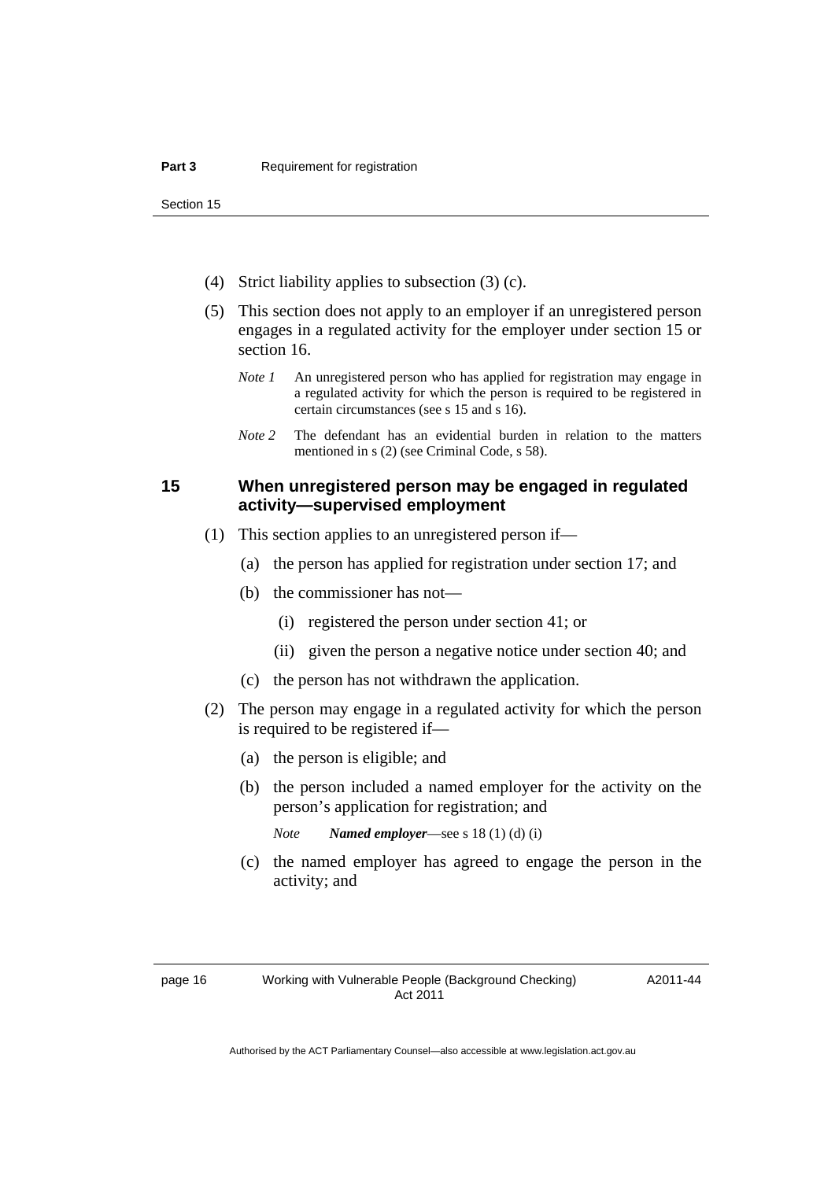(4) Strict liability applies to subsection (3) (c).

(5) This section does not apply to an employer if an unregistered person engages in a regulated activity for the employer under section 15 or section 16.

*Note 1* An unregistered person who has applied for registration may engage in a regulated activity for which the person is required to be registered in certain circumstances (see s 15 and s 16).

*Note 2* The defendant has an evidential burden in relation to the matters mentioned in s (2) (see Criminal Code, s 58).

## 15 When unregistered person may be engaged in regulated activity—supervised employment

(1) This section applies to an unregistered person if—

(a) the person has applied for registration under section 17; and

(b) the commissioner has not—

(i) registered the person under section 41; or

(ii) given the person a negative notice under section 40; and

(c) the person has not withdrawn the application.

(2) The person may engage in a regulated activity for which the person is required to be registered if—

(a) the person is eligible; and

(b) the person included a named employer for the activity on the person's application for registration; and

*Note* ***Named employer***—see s 18 (1) (d) (i)

(c) the named employer has agreed to engage the person in the activity; and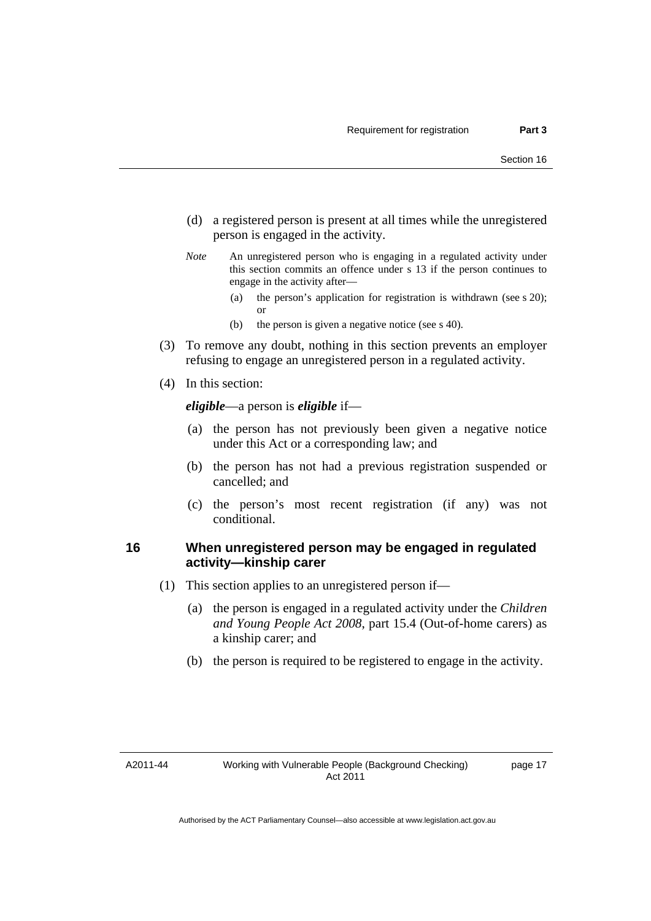(d) a registered person is present at all times while the unregistered person is engaged in the activity.

*Note* An unregistered person who is engaging in a regulated activity under this section commits an offence under s 13 if the person continues to engage in the activity after—

(a) the person's application for registration is withdrawn (see s 20); or

(b) the person is given a negative notice (see s 40).

(3) To remove any doubt, nothing in this section prevents an employer refusing to engage an unregistered person in a regulated activity.

(4) In this section:

***eligible***—a person is ***eligible*** if—

(a) the person has not previously been given a negative notice under this Act or a corresponding law; and

(b) the person has not had a previous registration suspended or cancelled; and

(c) the person's most recent registration (if any) was not conditional.

## 16 When unregistered person may be engaged in regulated activity—kinship carer

(1) This section applies to an unregistered person if—

(a) the person is engaged in a regulated activity under the *Children and Young People Act 2008*, part 15.4 (Out-of-home carers) as a kinship carer; and

(b) the person is required to be registered to engage in the activity.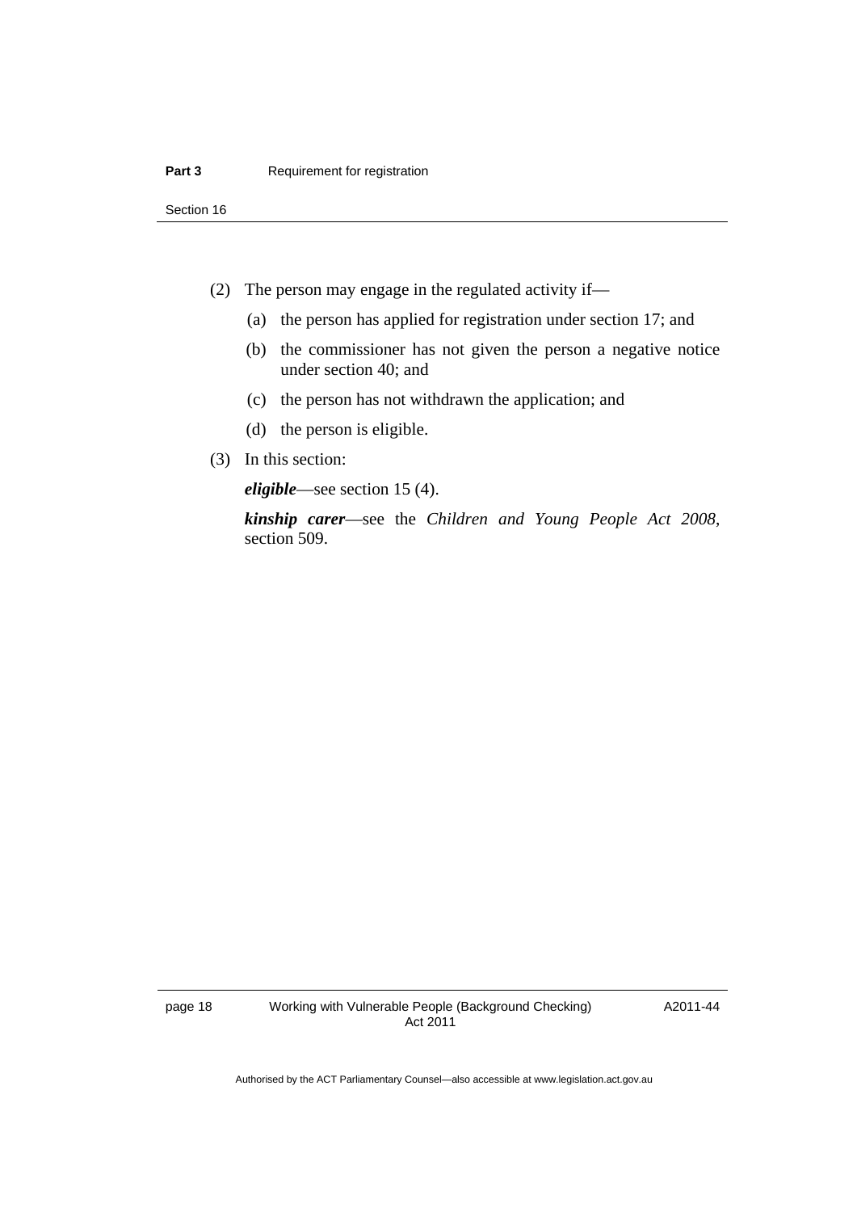(2) The person may engage in the regulated activity if—

   (a) the person has applied for registration under section 17; and

   (b) the commissioner has not given the person a negative notice under section 40; and

   (c) the person has not withdrawn the application; and

   (d) the person is eligible.

(3) In this section:

***eligible***—see section 15 (4).

***kinship carer***—see the *Children and Young People Act 2008*, section 509.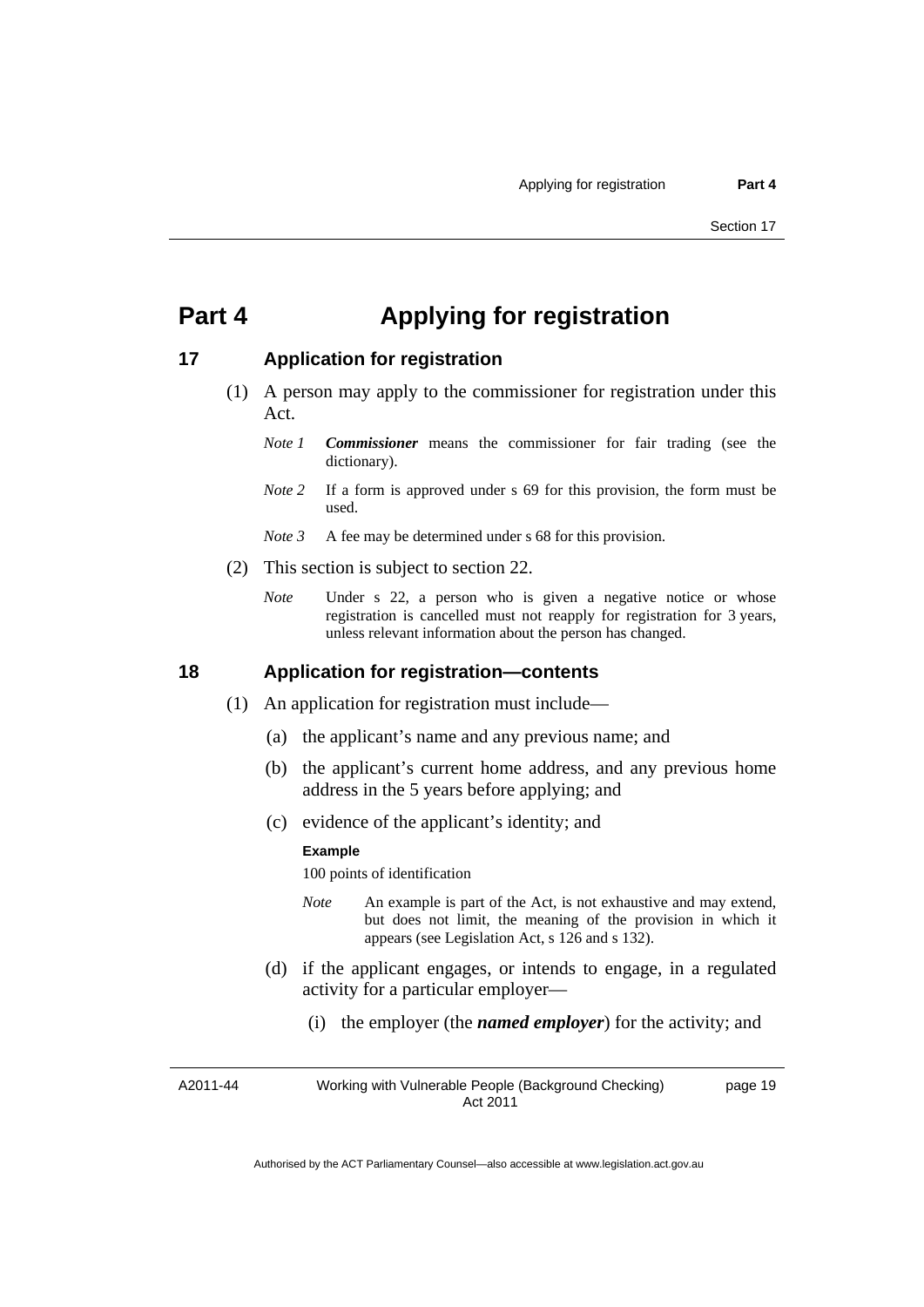# Part 4 Applying for registration

## 17 Application for registration

(1) A person may apply to the commissioner for registration under this Act.

*Note 1* ***Commissioner*** means the commissioner for fair trading (see the dictionary).

*Note 2* If a form is approved under s 69 for this provision, the form must be used.

*Note 3* A fee may be determined under s 68 for this provision.

(2) This section is subject to section 22.

*Note* Under s 22, a person who is given a negative notice or whose registration is cancelled must not reapply for registration for 3 years, unless relevant information about the person has changed.

## 18 Application for registration—contents

(1) An application for registration must include—

(a) the applicant's name and any previous name; and

(b) the applicant's current home address, and any previous home address in the 5 years before applying; and

(c) evidence of the applicant's identity; and

**Example**

100 points of identification

*Note* An example is part of the Act, is not exhaustive and may extend, but does not limit, the meaning of the provision in which it appears (see Legislation Act, s 126 and s 132).

(d) if the applicant engages, or intends to engage, in a regulated activity for a particular employer—

(i) the employer (the ***named employer***) for the activity; and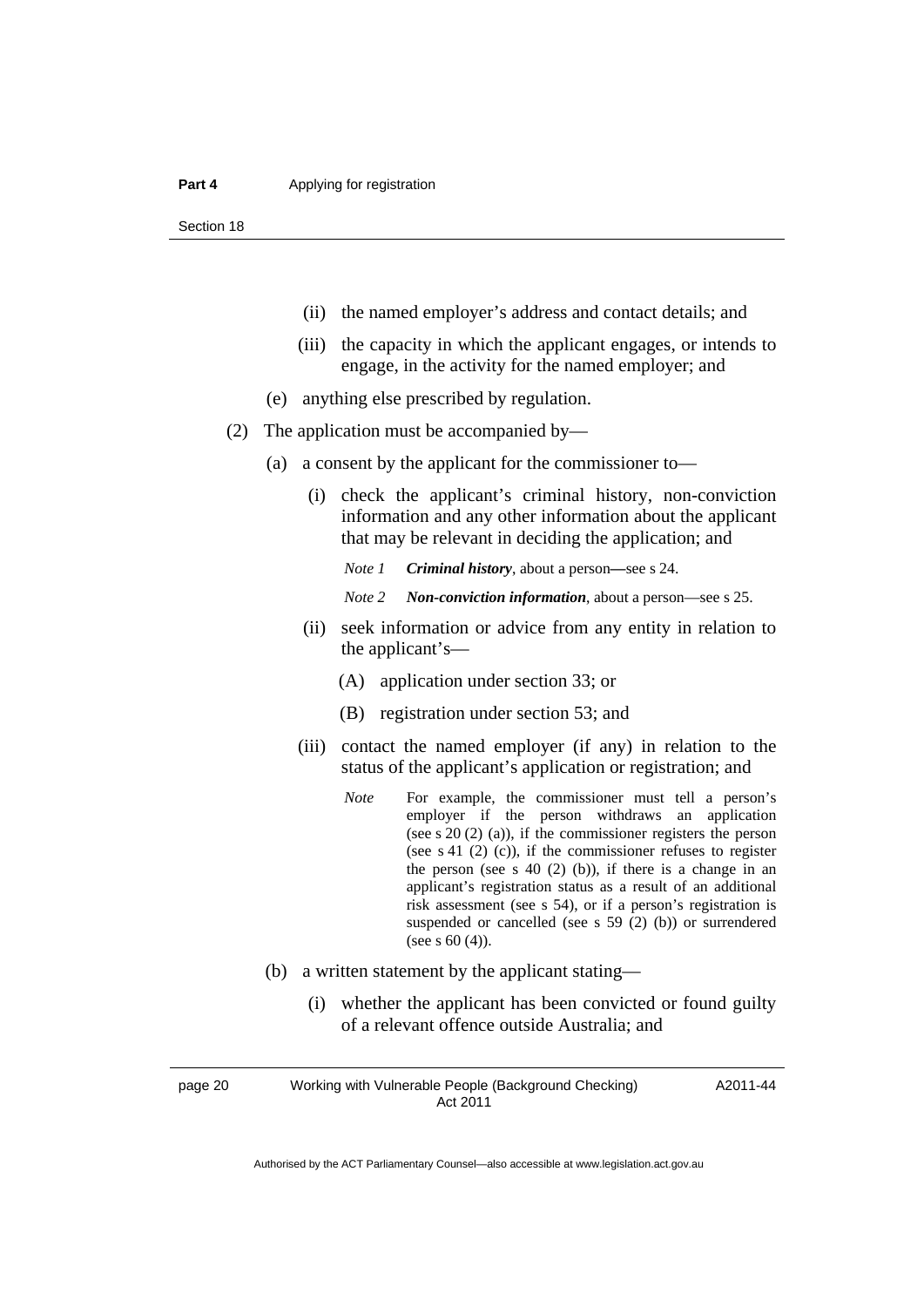(ii) the named employer's address and contact details; and

(iii) the capacity in which the applicant engages, or intends to engage, in the activity for the named employer; and

(e) anything else prescribed by regulation.

(2) The application must be accompanied by—

(a) a consent by the applicant for the commissioner to—

(i) check the applicant's criminal history, non-conviction information and any other information about the applicant that may be relevant in deciding the application; and

*Note 1* ***Criminal history***, about a person—see s 24.

*Note 2* ***Non-conviction information***, about a person—see s 25.

(ii) seek information or advice from any entity in relation to the applicant's—

(A) application under section 33; or

(B) registration under section 53; and

(iii) contact the named employer (if any) in relation to the status of the applicant's application or registration; and

*Note* For example, the commissioner must tell a person's employer if the person withdraws an application (see s 20 (2) (a)), if the commissioner registers the person (see s 41 (2) (c)), if the commissioner refuses to register the person (see s 40 (2) (b)), if there is a change in an applicant's registration status as a result of an additional risk assessment (see s 54), or if a person's registration is suspended or cancelled (see s 59 (2) (b)) or surrendered (see s 60 (4)).

(b) a written statement by the applicant stating—

(i) whether the applicant has been convicted or found guilty of a relevant offence outside Australia; and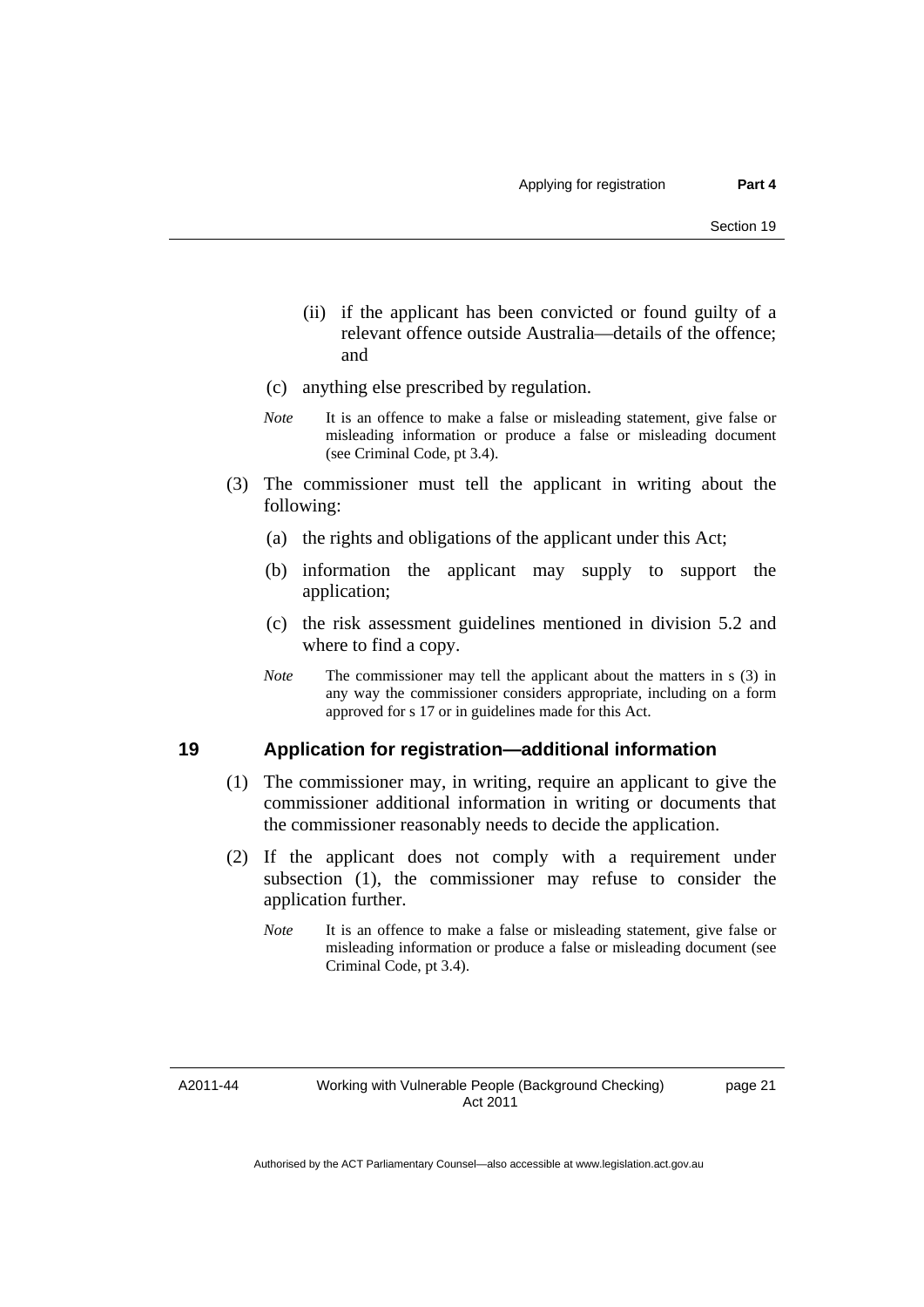(ii) if the applicant has been convicted or found guilty of a relevant offence outside Australia—details of the offence; and

(c) anything else prescribed by regulation.

*Note* It is an offence to make a false or misleading statement, give false or misleading information or produce a false or misleading document (see Criminal Code, pt 3.4).

(3) The commissioner must tell the applicant in writing about the following:

(a) the rights and obligations of the applicant under this Act;

(b) information the applicant may supply to support the application;

(c) the risk assessment guidelines mentioned in division 5.2 and where to find a copy.

*Note* The commissioner may tell the applicant about the matters in s (3) in any way the commissioner considers appropriate, including on a form approved for s 17 or in guidelines made for this Act.

## 19 Application for registration—additional information

(1) The commissioner may, in writing, require an applicant to give the commissioner additional information in writing or documents that the commissioner reasonably needs to decide the application.

(2) If the applicant does not comply with a requirement under subsection (1), the commissioner may refuse to consider the application further.

*Note* It is an offence to make a false or misleading statement, give false or misleading information or produce a false or misleading document (see Criminal Code, pt 3.4).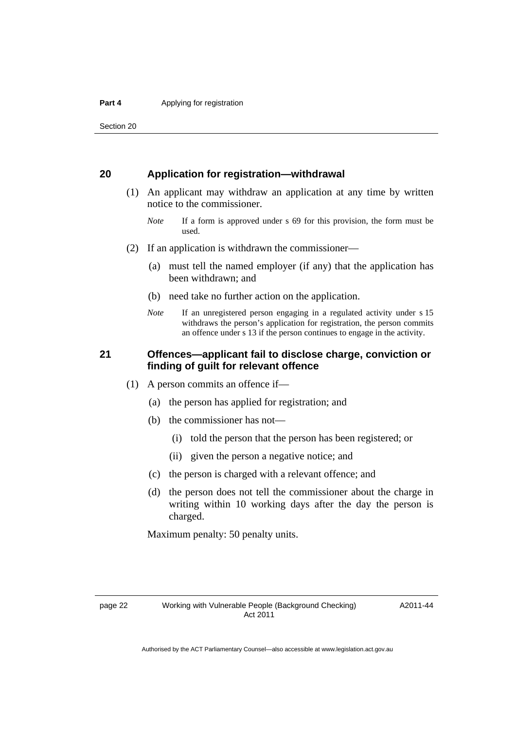### 20 Application for registration—withdrawal

(1) An applicant may withdraw an application at any time by written notice to the commissioner.

*Note* If a form is approved under s 69 for this provision, the form must be used.

(2) If an application is withdrawn the commissioner—

(a) must tell the named employer (if any) that the application has been withdrawn; and

(b) need take no further action on the application.

*Note* If an unregistered person engaging in a regulated activity under s 15 withdraws the person's application for registration, the person commits an offence under s 13 if the person continues to engage in the activity.

### 21 Offences—applicant fail to disclose charge, conviction or finding of guilt for relevant offence

(1) A person commits an offence if—

(a) the person has applied for registration; and

(b) the commissioner has not—

(i) told the person that the person has been registered; or

(ii) given the person a negative notice; and

(c) the person is charged with a relevant offence; and

(d) the person does not tell the commissioner about the charge in writing within 10 working days after the day the person is charged.

Maximum penalty: 50 penalty units.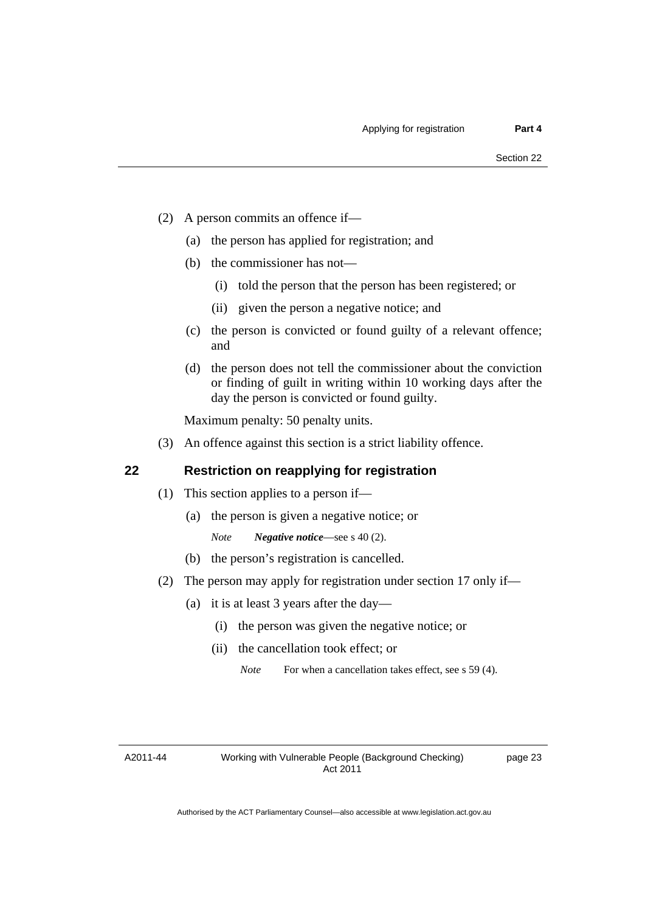(2) A person commits an offence if—

(a) the person has applied for registration; and

(b) the commissioner has not—

(i) told the person that the person has been registered; or

(ii) given the person a negative notice; and

(c) the person is convicted or found guilty of a relevant offence; and

(d) the person does not tell the commissioner about the conviction or finding of guilt in writing within 10 working days after the day the person is convicted or found guilty.

Maximum penalty: 50 penalty units.

(3) An offence against this section is a strict liability offence.

## 22 Restriction on reapplying for registration

(1) This section applies to a person if—

(a) the person is given a negative notice; or

*Note* ***Negative notice***—see s 40 (2).

(b) the person's registration is cancelled.

(2) The person may apply for registration under section 17 only if—

(a) it is at least 3 years after the day—

(i) the person was given the negative notice; or

(ii) the cancellation took effect; or

*Note* For when a cancellation takes effect, see s 59 (4).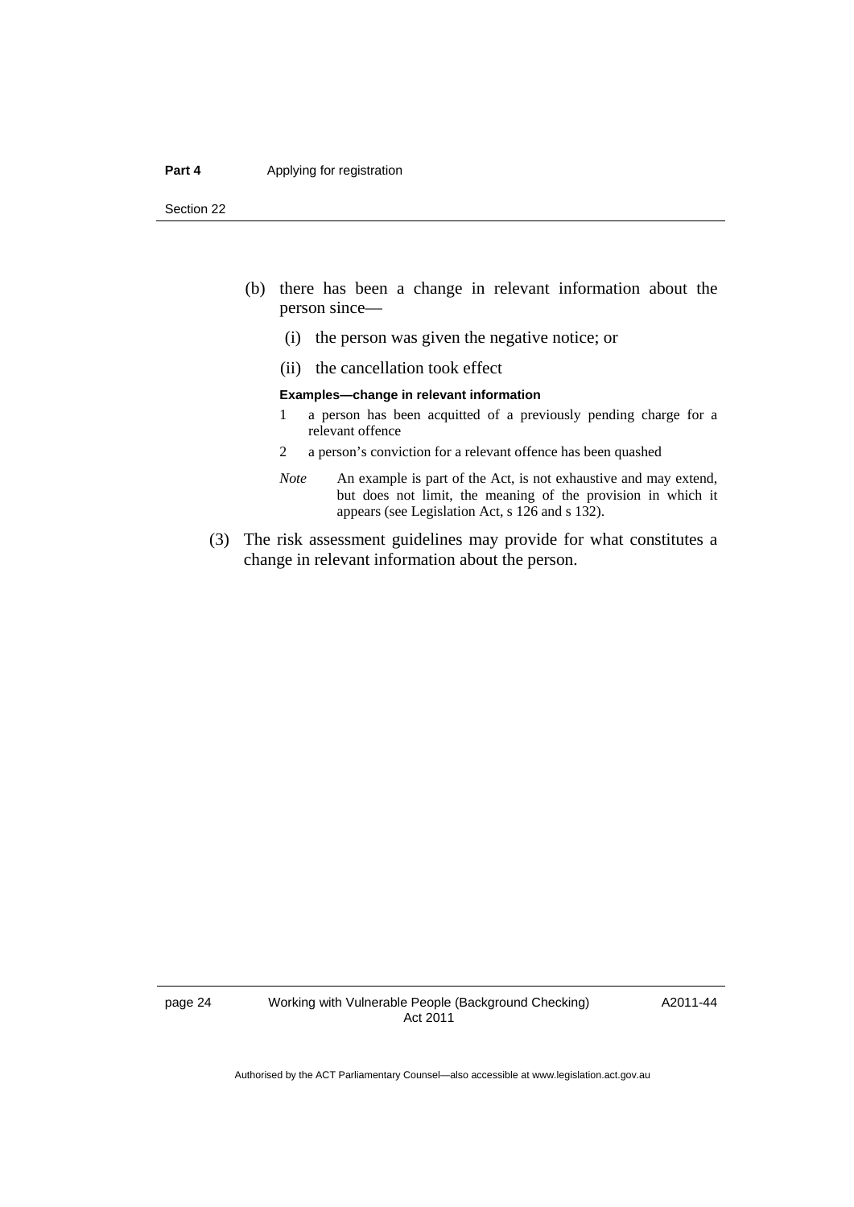(b) there has been a change in relevant information about the person since—

  (i) the person was given the negative notice; or

  (ii) the cancellation took effect

**Examples—change in relevant information**

1 a person has been acquitted of a previously pending charge for a relevant offence

2 a person's conviction for a relevant offence has been quashed

*Note* An example is part of the Act, is not exhaustive and may extend, but does not limit, the meaning of the provision in which it appears (see Legislation Act, s 126 and s 132).

(3) The risk assessment guidelines may provide for what constitutes a change in relevant information about the person.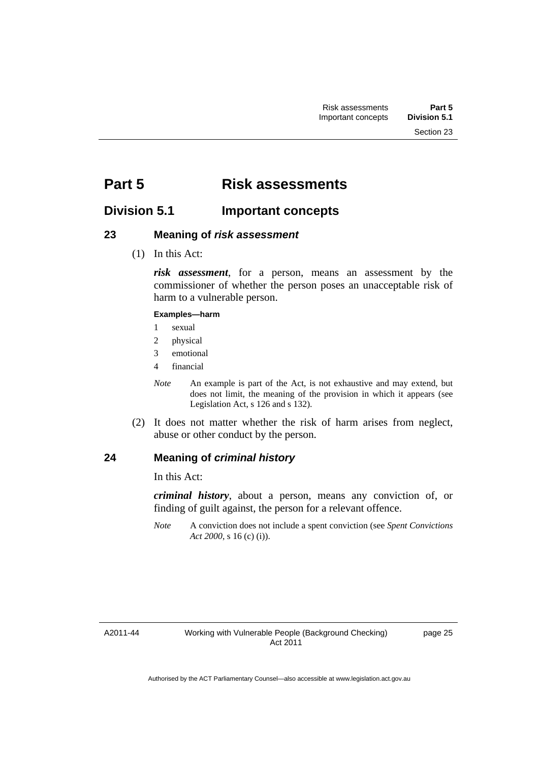# Part 5 Risk assessments

## Division 5.1 Important concepts

### 23 Meaning of *risk assessment*

(1) In this Act:

***risk assessment***, for a person, means an assessment by the commissioner of whether the person poses an unacceptable risk of harm to a vulnerable person.

**Examples—harm**

1 sexual
2 physical
3 emotional
4 financial

*Note* An example is part of the Act, is not exhaustive and may extend, but does not limit, the meaning of the provision in which it appears (see Legislation Act, s 126 and s 132).

(2) It does not matter whether the risk of harm arises from neglect, abuse or other conduct by the person.

### 24 Meaning of *criminal history*

In this Act:

***criminal history***, about a person, means any conviction of, or finding of guilt against, the person for a relevant offence.

*Note* A conviction does not include a spent conviction (see *Spent Convictions Act 2000*, s 16 (c) (i)).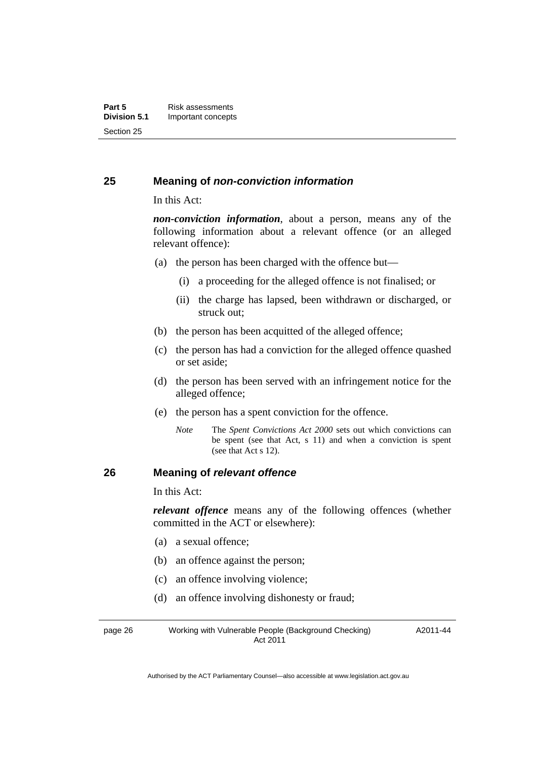## 25 Meaning of *non-conviction information*

In this Act:

***non-conviction information***, about a person, means any of the following information about a relevant offence (or an alleged relevant offence):

(a) the person has been charged with the offence but—

  (i) a proceeding for the alleged offence is not finalised; or

  (ii) the charge has lapsed, been withdrawn or discharged, or struck out;

(b) the person has been acquitted of the alleged offence;

(c) the person has had a conviction for the alleged offence quashed or set aside;

(d) the person has been served with an infringement notice for the alleged offence;

(e) the person has a spent conviction for the offence.

*Note* The *Spent Convictions Act 2000* sets out which convictions can be spent (see that Act, s 11) and when a conviction is spent (see that Act s 12).

## 26 Meaning of *relevant offence*

In this Act:

***relevant offence*** means any of the following offences (whether committed in the ACT or elsewhere):

(a) a sexual offence;

(b) an offence against the person;

(c) an offence involving violence;

(d) an offence involving dishonesty or fraud;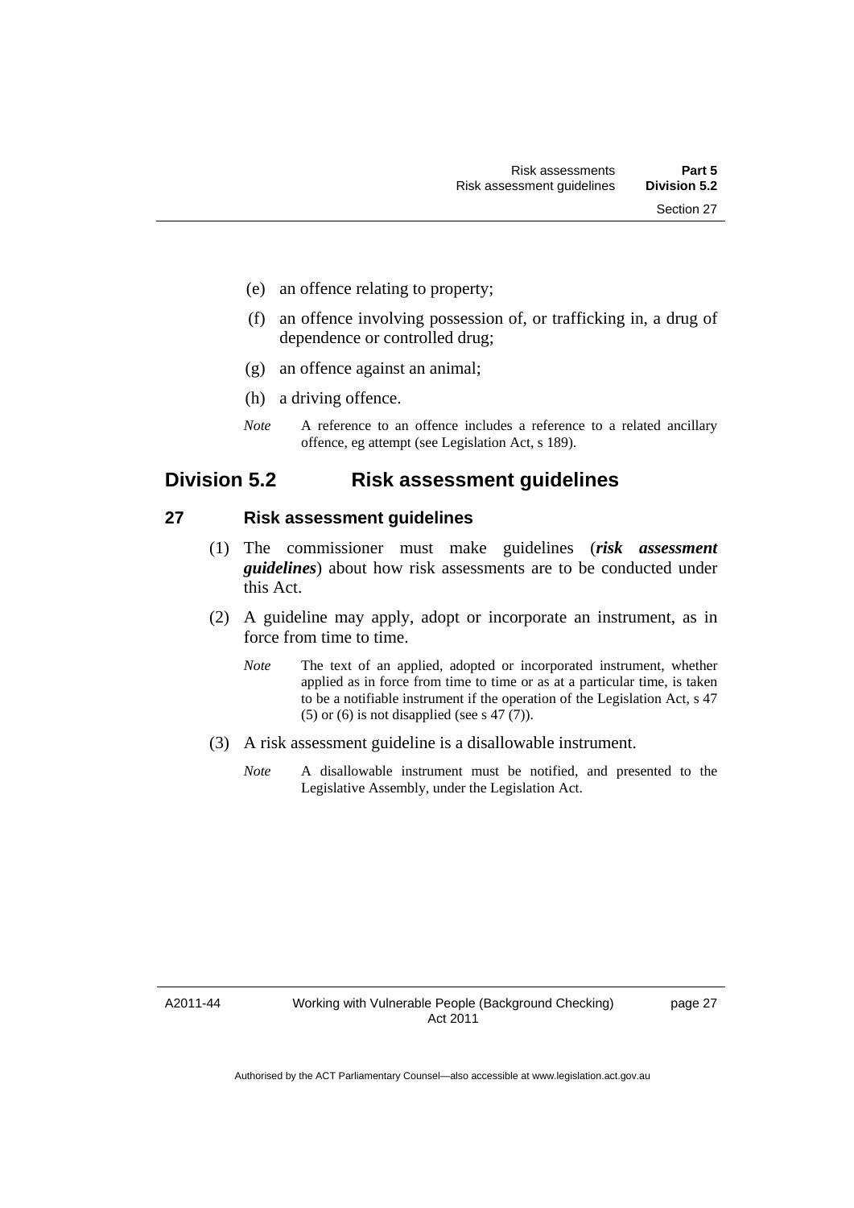(e) an offence relating to property;

(f) an offence involving possession of, or trafficking in, a drug of dependence or controlled drug;

(g) an offence against an animal;

(h) a driving offence.

*Note* A reference to an offence includes a reference to a related ancillary offence, eg attempt (see Legislation Act, s 189).

## Division 5.2 Risk assessment guidelines

### 27 Risk assessment guidelines

(1) The commissioner must make guidelines (***risk assessment guidelines***) about how risk assessments are to be conducted under this Act.

(2) A guideline may apply, adopt or incorporate an instrument, as in force from time to time.

*Note* The text of an applied, adopted or incorporated instrument, whether applied as in force from time to time or as at a particular time, is taken to be a notifiable instrument if the operation of the Legislation Act, s 47 (5) or (6) is not disapplied (see s 47 (7)).

(3) A risk assessment guideline is a disallowable instrument.

*Note* A disallowable instrument must be notified, and presented to the Legislative Assembly, under the Legislation Act.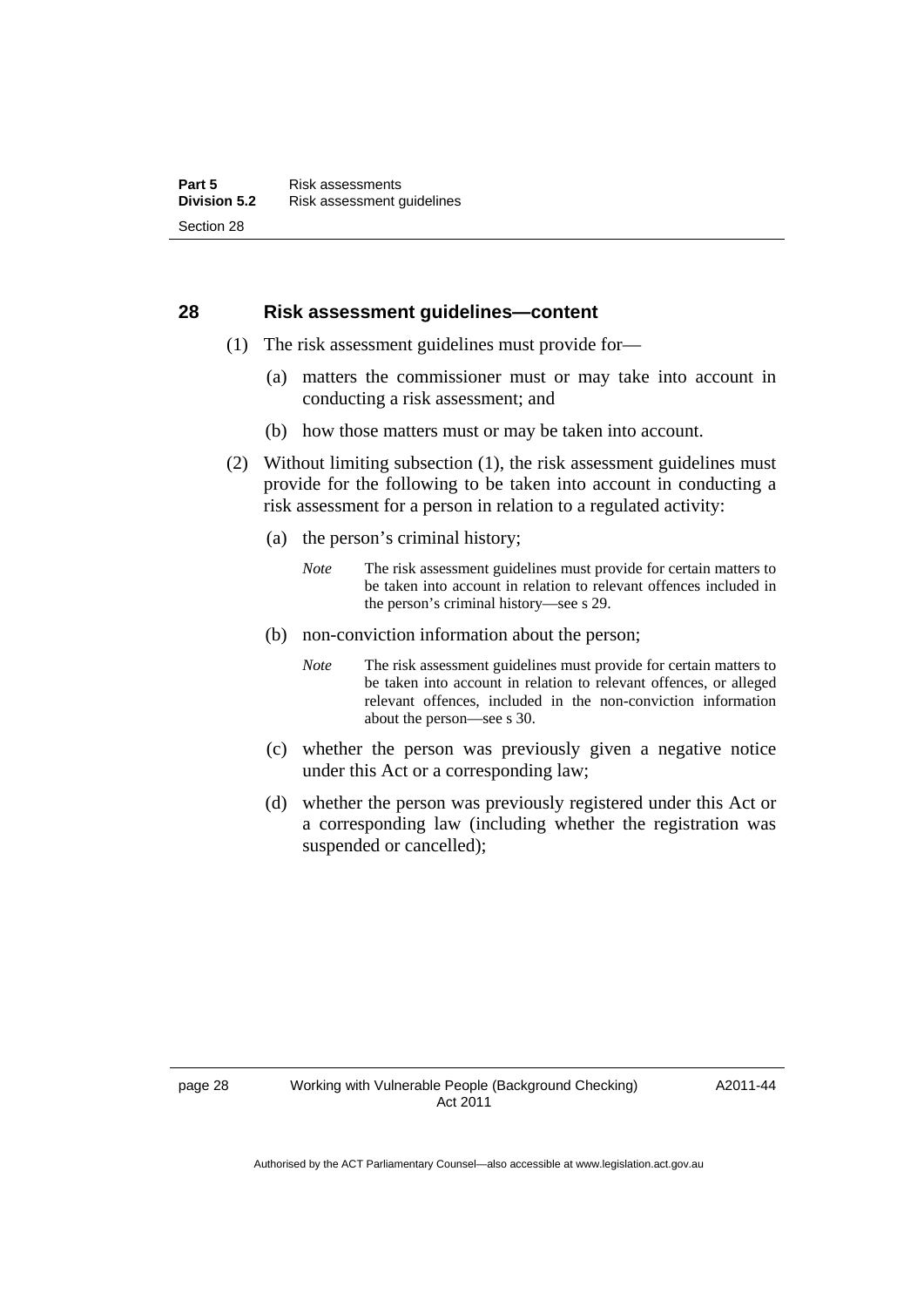### 28 Risk assessment guidelines—content

(1) The risk assessment guidelines must provide for—

(a) matters the commissioner must or may take into account in conducting a risk assessment; and

(b) how those matters must or may be taken into account.

(2) Without limiting subsection (1), the risk assessment guidelines must provide for the following to be taken into account in conducting a risk assessment for a person in relation to a regulated activity:

(a) the person's criminal history;

*Note* The risk assessment guidelines must provide for certain matters to be taken into account in relation to relevant offences included in the person's criminal history—see s 29.

(b) non-conviction information about the person;

*Note* The risk assessment guidelines must provide for certain matters to be taken into account in relation to relevant offences, or alleged relevant offences, included in the non-conviction information about the person—see s 30.

(c) whether the person was previously given a negative notice under this Act or a corresponding law;

(d) whether the person was previously registered under this Act or a corresponding law (including whether the registration was suspended or cancelled);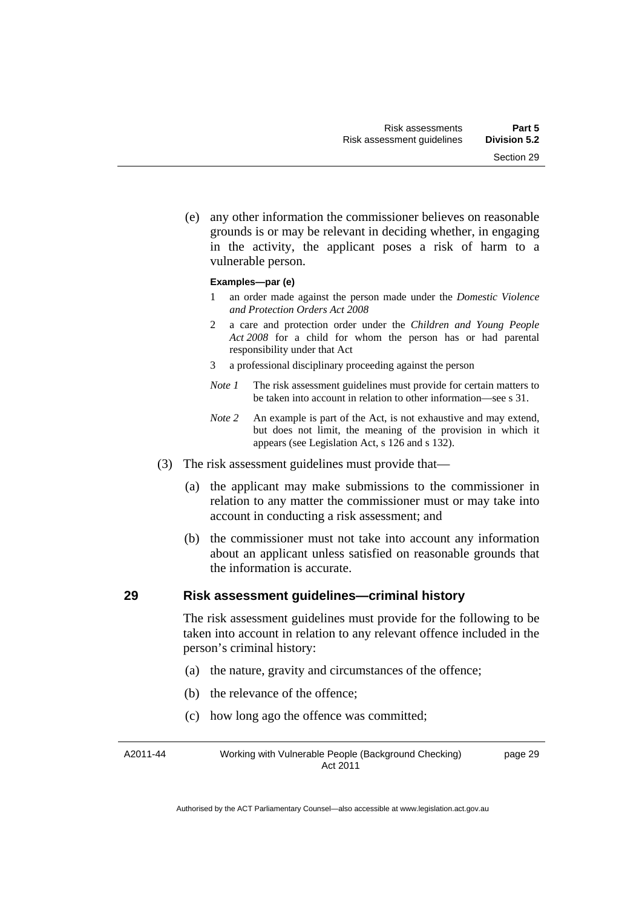(e) any other information the commissioner believes on reasonable grounds is or may be relevant in deciding whether, in engaging in the activity, the applicant poses a risk of harm to a vulnerable person.

**Examples—par (e)**

1 an order made against the person made under the *Domestic Violence and Protection Orders Act 2008*

2 a care and protection order under the *Children and Young People Act 2008* for a child for whom the person has or had parental responsibility under that Act

3 a professional disciplinary proceeding against the person

*Note 1* The risk assessment guidelines must provide for certain matters to be taken into account in relation to other information—see s 31.

*Note 2* An example is part of the Act, is not exhaustive and may extend, but does not limit, the meaning of the provision in which it appears (see Legislation Act, s 126 and s 132).

(3) The risk assessment guidelines must provide that—

(a) the applicant may make submissions to the commissioner in relation to any matter the commissioner must or may take into account in conducting a risk assessment; and

(b) the commissioner must not take into account any information about an applicant unless satisfied on reasonable grounds that the information is accurate.

## 29 Risk assessment guidelines—criminal history

The risk assessment guidelines must provide for the following to be taken into account in relation to any relevant offence included in the person's criminal history:

(a) the nature, gravity and circumstances of the offence;

(b) the relevance of the offence;

(c) how long ago the offence was committed;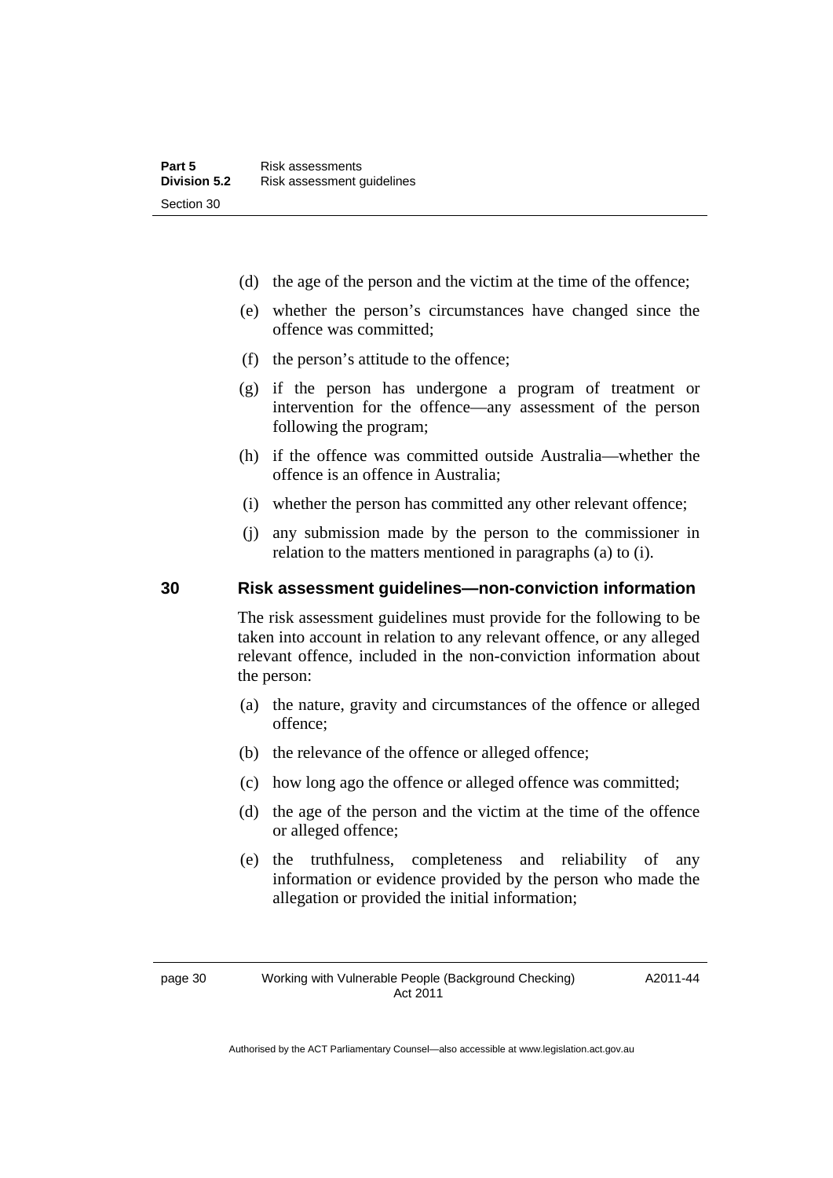(d) the age of the person and the victim at the time of the offence;

(e) whether the person's circumstances have changed since the offence was committed;

(f) the person's attitude to the offence;

(g) if the person has undergone a program of treatment or intervention for the offence—any assessment of the person following the program;

(h) if the offence was committed outside Australia—whether the offence is an offence in Australia;

(i) whether the person has committed any other relevant offence;

(j) any submission made by the person to the commissioner in relation to the matters mentioned in paragraphs (a) to (i).

## 30 Risk assessment guidelines—non-conviction information

The risk assessment guidelines must provide for the following to be taken into account in relation to any relevant offence, or any alleged relevant offence, included in the non-conviction information about the person:

(a) the nature, gravity and circumstances of the offence or alleged offence;

(b) the relevance of the offence or alleged offence;

(c) how long ago the offence or alleged offence was committed;

(d) the age of the person and the victim at the time of the offence or alleged offence;

(e) the truthfulness, completeness and reliability of any information or evidence provided by the person who made the allegation or provided the initial information;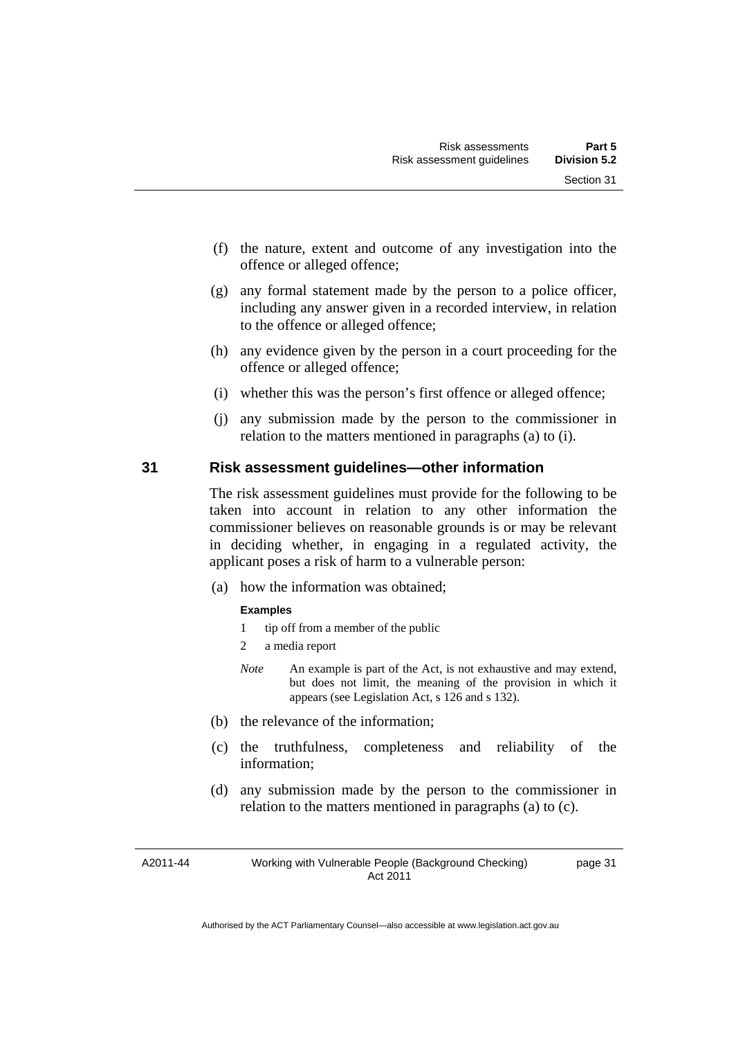(f) the nature, extent and outcome of any investigation into the offence or alleged offence;

(g) any formal statement made by the person to a police officer, including any answer given in a recorded interview, in relation to the offence or alleged offence;

(h) any evidence given by the person in a court proceeding for the offence or alleged offence;

(i) whether this was the person's first offence or alleged offence;

(j) any submission made by the person to the commissioner in relation to the matters mentioned in paragraphs (a) to (i).

## 31 Risk assessment guidelines—other information

The risk assessment guidelines must provide for the following to be taken into account in relation to any other information the commissioner believes on reasonable grounds is or may be relevant in deciding whether, in engaging in a regulated activity, the applicant poses a risk of harm to a vulnerable person:

(a) how the information was obtained;

**Examples**

1 tip off from a member of the public

2 a media report

*Note* An example is part of the Act, is not exhaustive and may extend, but does not limit, the meaning of the provision in which it appears (see Legislation Act, s 126 and s 132).

(b) the relevance of the information;

(c) the truthfulness, completeness and reliability of the information;

(d) any submission made by the person to the commissioner in relation to the matters mentioned in paragraphs (a) to (c).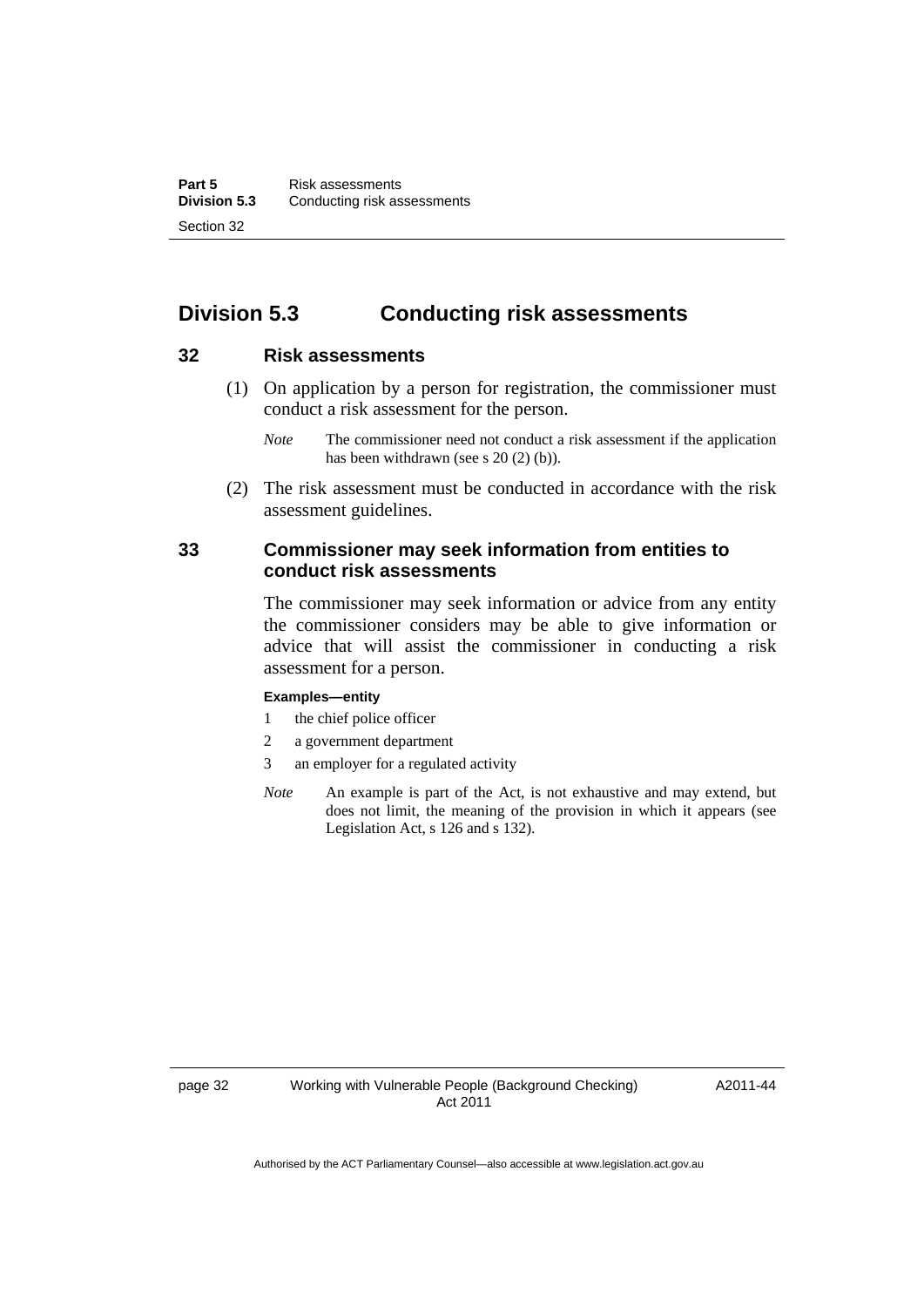## Division 5.3 Conducting risk assessments

### 32 Risk assessments

(1) On application by a person for registration, the commissioner must conduct a risk assessment for the person.

*Note* The commissioner need not conduct a risk assessment if the application has been withdrawn (see s 20 (2) (b)).

(2) The risk assessment must be conducted in accordance with the risk assessment guidelines.

### 33 Commissioner may seek information from entities to conduct risk assessments

The commissioner may seek information or advice from any entity the commissioner considers may be able to give information or advice that will assist the commissioner in conducting a risk assessment for a person.

**Examples—entity**

1 the chief police officer
2 a government department
3 an employer for a regulated activity

*Note* An example is part of the Act, is not exhaustive and may extend, but does not limit, the meaning of the provision in which it appears (see Legislation Act, s 126 and s 132).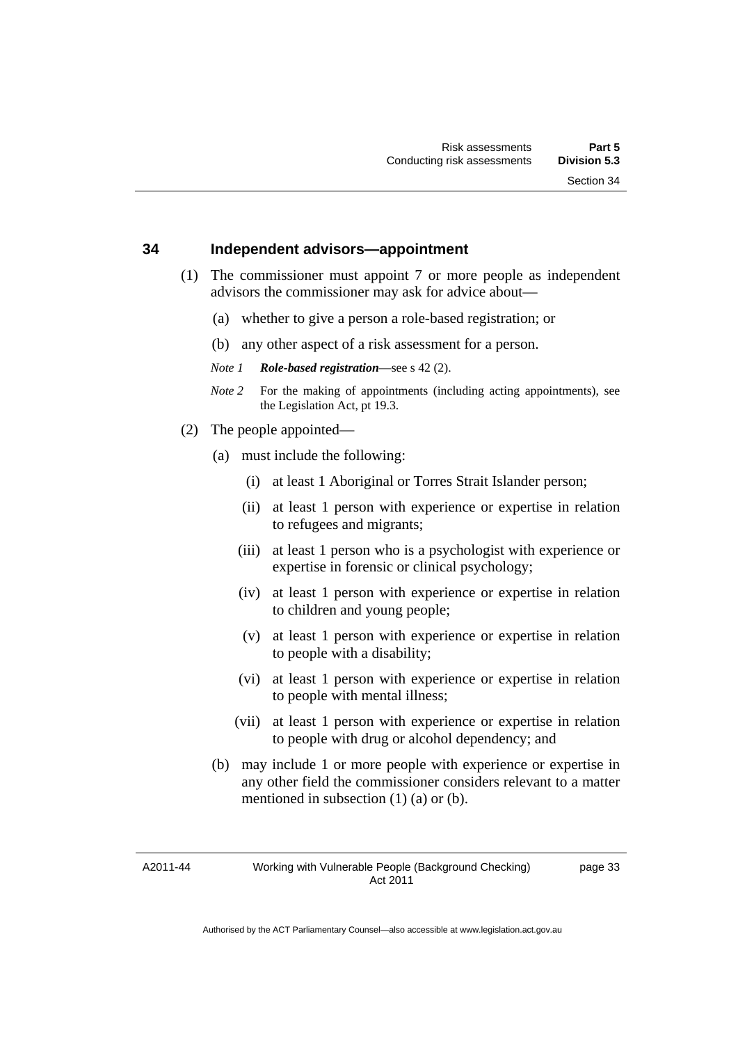## 34 Independent advisors—appointment

(1) The commissioner must appoint 7 or more people as independent advisors the commissioner may ask for advice about—

   (a) whether to give a person a role-based registration; or

   (b) any other aspect of a risk assessment for a person.

   *Note 1* ***Role-based registration***—see s 42 (2).

   *Note 2* For the making of appointments (including acting appointments), see the Legislation Act, pt 19.3.

(2) The people appointed—

   (a) must include the following:

      (i) at least 1 Aboriginal or Torres Strait Islander person;

      (ii) at least 1 person with experience or expertise in relation to refugees and migrants;

      (iii) at least 1 person who is a psychologist with experience or expertise in forensic or clinical psychology;

      (iv) at least 1 person with experience or expertise in relation to children and young people;

      (v) at least 1 person with experience or expertise in relation to people with a disability;

      (vi) at least 1 person with experience or expertise in relation to people with mental illness;

      (vii) at least 1 person with experience or expertise in relation to people with drug or alcohol dependency; and

   (b) may include 1 or more people with experience or expertise in any other field the commissioner considers relevant to a matter mentioned in subsection (1) (a) or (b).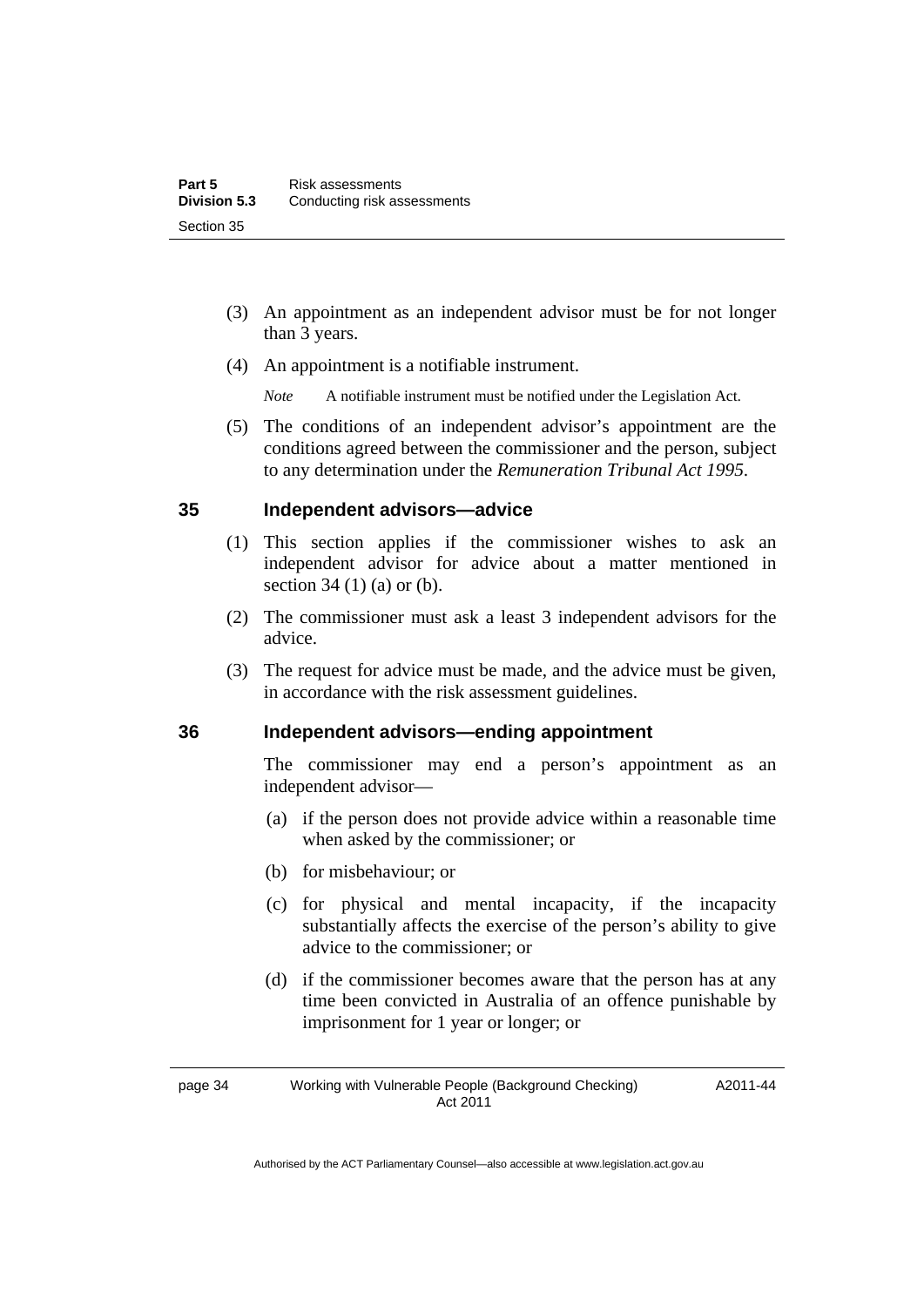(3) An appointment as an independent advisor must be for not longer than 3 years.

(4) An appointment is a notifiable instrument.

*Note* A notifiable instrument must be notified under the Legislation Act.

(5) The conditions of an independent advisor's appointment are the conditions agreed between the commissioner and the person, subject to any determination under the *Remuneration Tribunal Act 1995*.

## 35 Independent advisors—advice

(1) This section applies if the commissioner wishes to ask an independent advisor for advice about a matter mentioned in section 34 (1) (a) or (b).

(2) The commissioner must ask a least 3 independent advisors for the advice.

(3) The request for advice must be made, and the advice must be given, in accordance with the risk assessment guidelines.

## 36 Independent advisors—ending appointment

The commissioner may end a person's appointment as an independent advisor—

(a) if the person does not provide advice within a reasonable time when asked by the commissioner; or

(b) for misbehaviour; or

(c) for physical and mental incapacity, if the incapacity substantially affects the exercise of the person's ability to give advice to the commissioner; or

(d) if the commissioner becomes aware that the person has at any time been convicted in Australia of an offence punishable by imprisonment for 1 year or longer; or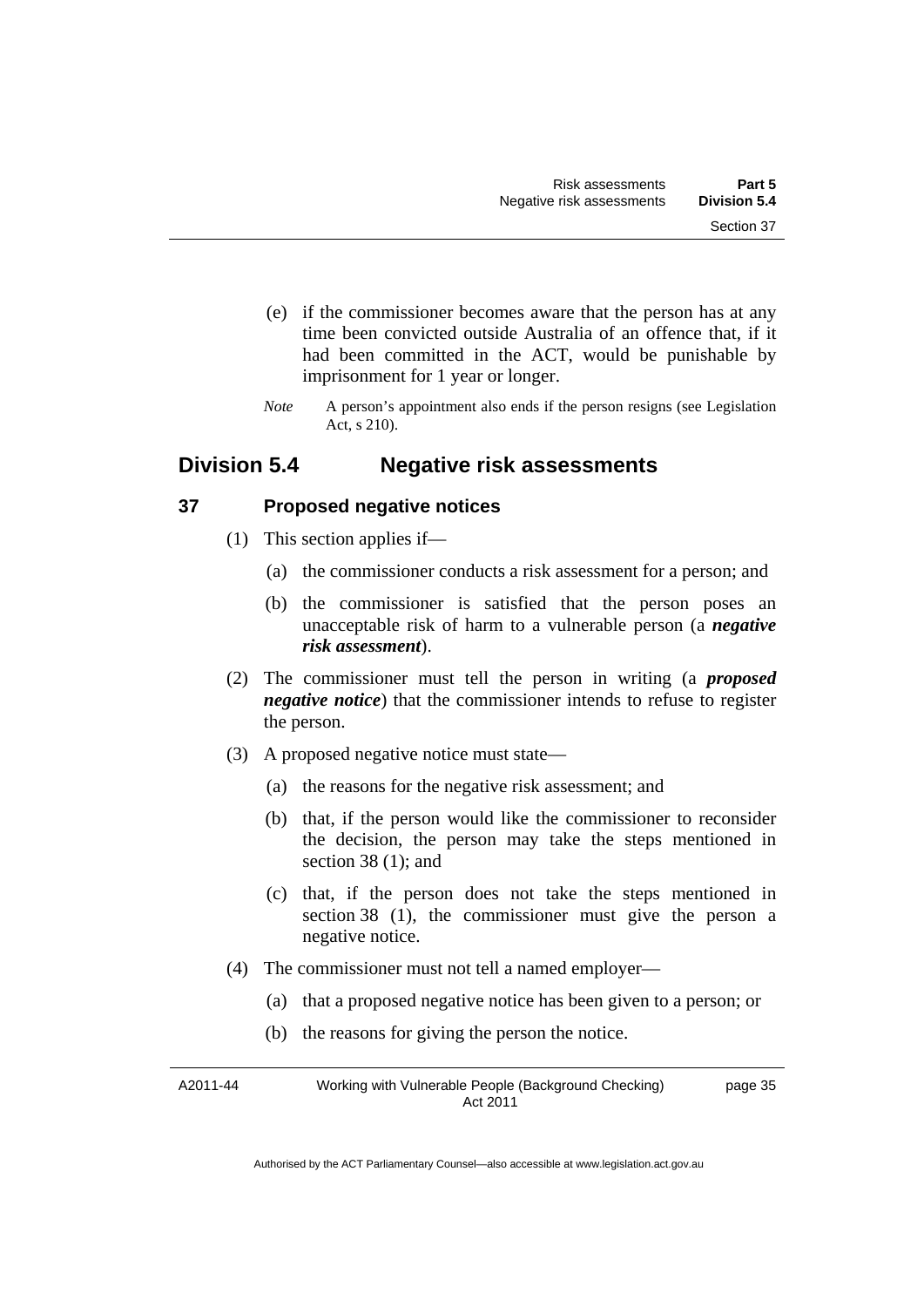(e) if the commissioner becomes aware that the person has at any time been convicted outside Australia of an offence that, if it had been committed in the ACT, would be punishable by imprisonment for 1 year or longer.

*Note* A person's appointment also ends if the person resigns (see Legislation Act, s 210).

## Division 5.4 Negative risk assessments

### 37 Proposed negative notices

(1) This section applies if—

(a) the commissioner conducts a risk assessment for a person; and

(b) the commissioner is satisfied that the person poses an unacceptable risk of harm to a vulnerable person (a ***negative risk assessment***).

(2) The commissioner must tell the person in writing (a ***proposed negative notice***) that the commissioner intends to refuse to register the person.

(3) A proposed negative notice must state—

(a) the reasons for the negative risk assessment; and

(b) that, if the person would like the commissioner to reconsider the decision, the person may take the steps mentioned in section 38 (1); and

(c) that, if the person does not take the steps mentioned in section 38 (1), the commissioner must give the person a negative notice.

(4) The commissioner must not tell a named employer—

(a) that a proposed negative notice has been given to a person; or

(b) the reasons for giving the person the notice.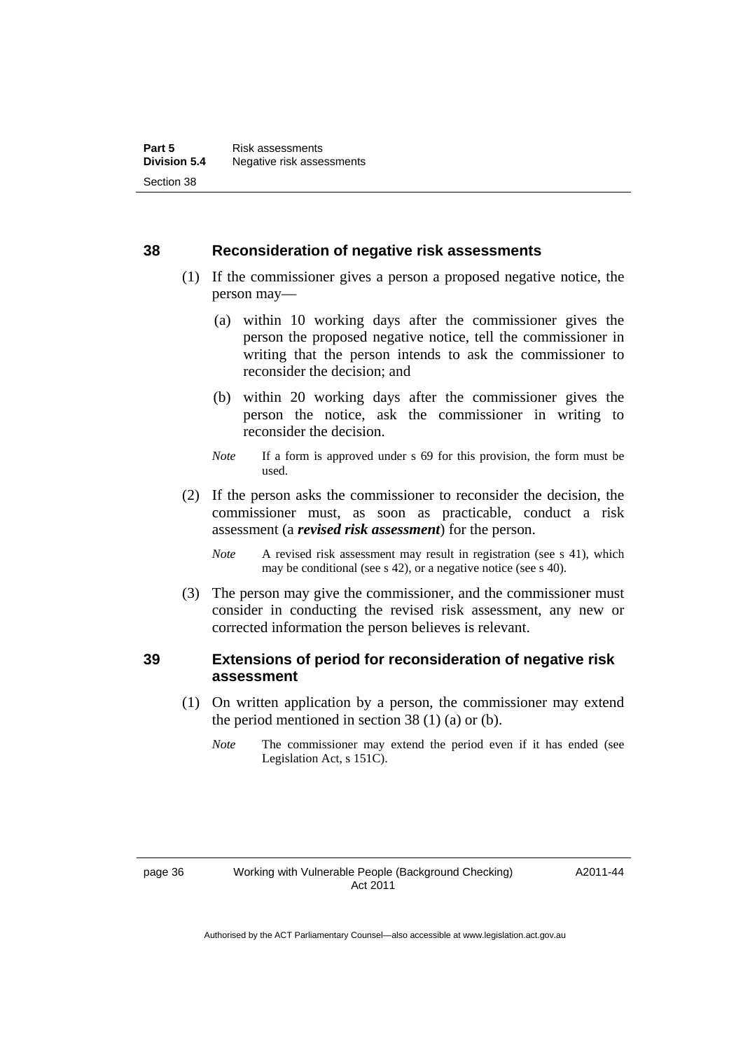## 38 Reconsideration of negative risk assessments

(1) If the commissioner gives a person a proposed negative notice, the person may—

(a) within 10 working days after the commissioner gives the person the proposed negative notice, tell the commissioner in writing that the person intends to ask the commissioner to reconsider the decision; and

(b) within 20 working days after the commissioner gives the person the notice, ask the commissioner in writing to reconsider the decision.

*Note* If a form is approved under s 69 for this provision, the form must be used.

(2) If the person asks the commissioner to reconsider the decision, the commissioner must, as soon as practicable, conduct a risk assessment (a ***revised risk assessment***) for the person.

*Note* A revised risk assessment may result in registration (see s 41), which may be conditional (see s 42), or a negative notice (see s 40).

(3) The person may give the commissioner, and the commissioner must consider in conducting the revised risk assessment, any new or corrected information the person believes is relevant.

## 39 Extensions of period for reconsideration of negative risk assessment

(1) On written application by a person, the commissioner may extend the period mentioned in section 38 (1) (a) or (b).

*Note* The commissioner may extend the period even if it has ended (see Legislation Act, s 151C).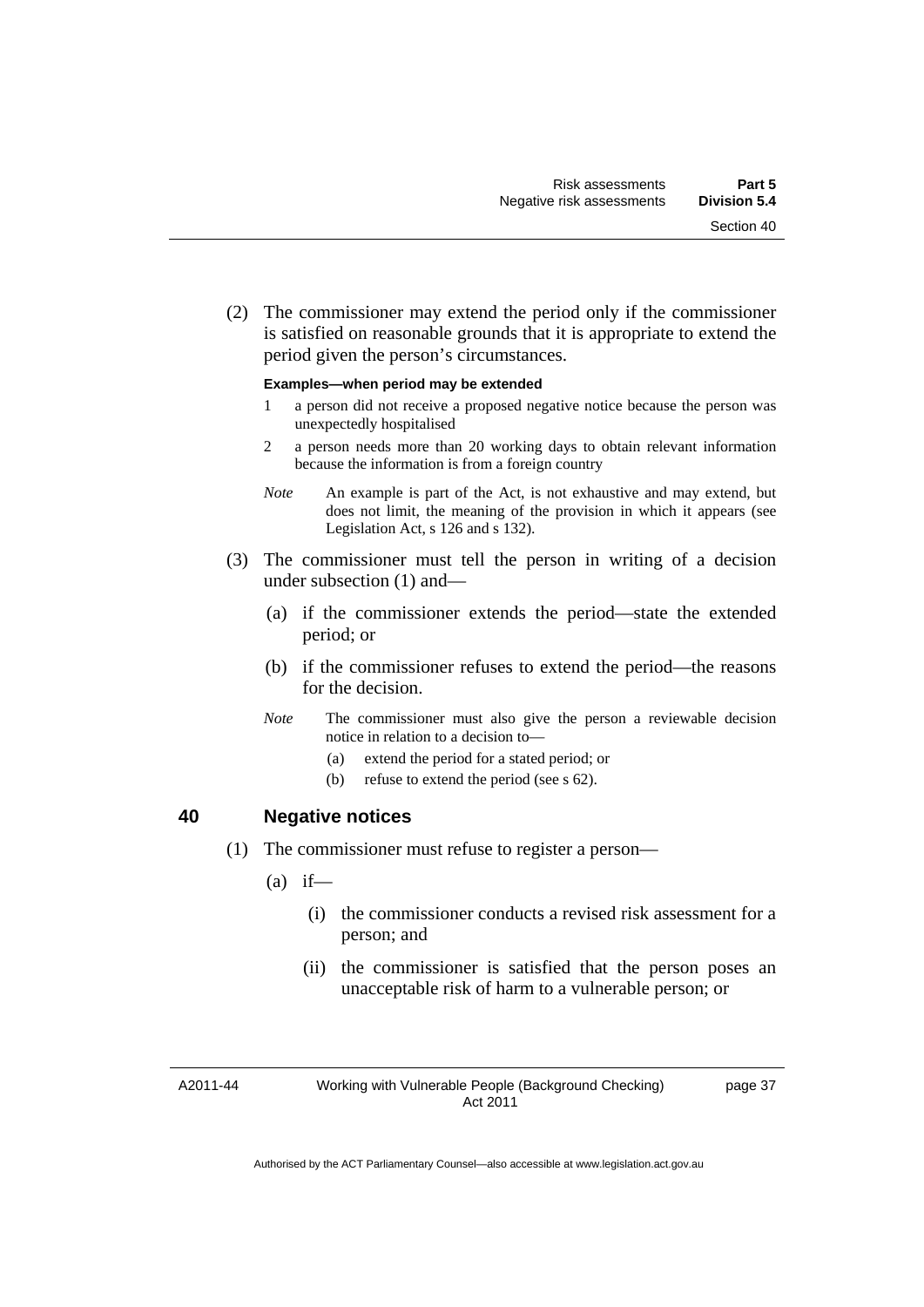(2) The commissioner may extend the period only if the commissioner is satisfied on reasonable grounds that it is appropriate to extend the period given the person's circumstances.

**Examples—when period may be extended**

1 a person did not receive a proposed negative notice because the person was unexpectedly hospitalised

2 a person needs more than 20 working days to obtain relevant information because the information is from a foreign country

*Note* An example is part of the Act, is not exhaustive and may extend, but does not limit, the meaning of the provision in which it appears (see Legislation Act, s 126 and s 132).

(3) The commissioner must tell the person in writing of a decision under subsection (1) and—

(a) if the commissioner extends the period—state the extended period; or

(b) if the commissioner refuses to extend the period—the reasons for the decision.

*Note* The commissioner must also give the person a reviewable decision notice in relation to a decision to—

(a) extend the period for a stated period; or

(b) refuse to extend the period (see s 62).

## 40 Negative notices

(1) The commissioner must refuse to register a person—

(a) if—

(i) the commissioner conducts a revised risk assessment for a person; and

(ii) the commissioner is satisfied that the person poses an unacceptable risk of harm to a vulnerable person; or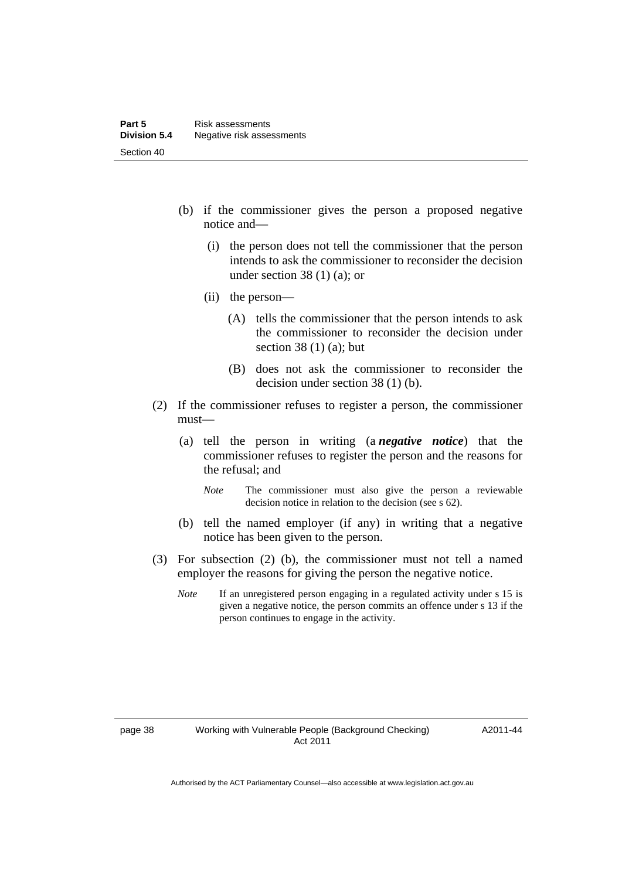(b) if the commissioner gives the person a proposed negative notice and—

   (i) the person does not tell the commissioner that the person intends to ask the commissioner to reconsider the decision under section 38 (1) (a); or

   (ii) the person—

      (A) tells the commissioner that the person intends to ask the commissioner to reconsider the decision under section 38 (1) (a); but

      (B) does not ask the commissioner to reconsider the decision under section 38 (1) (b).

(2) If the commissioner refuses to register a person, the commissioner must—

   (a) tell the person in writing (a ***negative notice***) that the commissioner refuses to register the person and the reasons for the refusal; and

      *Note* The commissioner must also give the person a reviewable decision notice in relation to the decision (see s 62).

   (b) tell the named employer (if any) in writing that a negative notice has been given to the person.

(3) For subsection (2) (b), the commissioner must not tell a named employer the reasons for giving the person the negative notice.

   *Note* If an unregistered person engaging in a regulated activity under s 15 is given a negative notice, the person commits an offence under s 13 if the person continues to engage in the activity.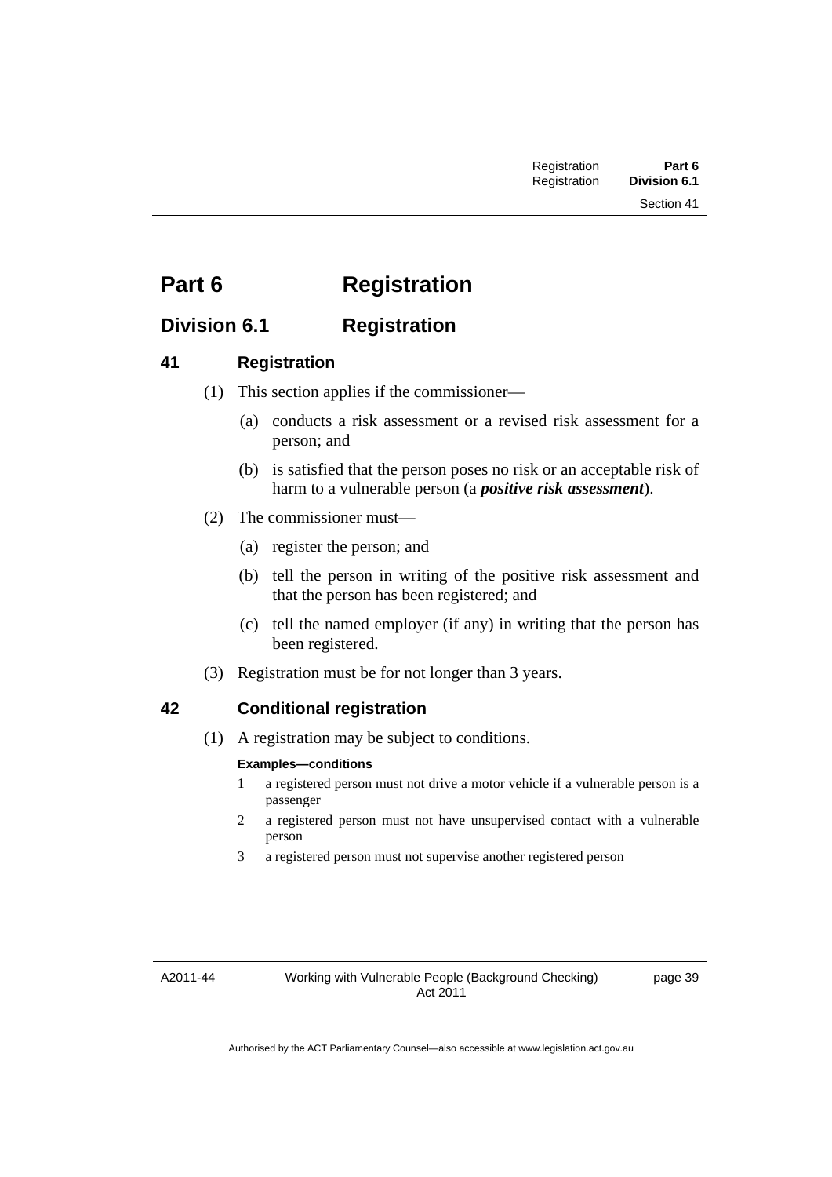# Part 6 Registration

## Division 6.1 Registration

### 41 Registration

(1) This section applies if the commissioner—

(a) conducts a risk assessment or a revised risk assessment for a person; and

(b) is satisfied that the person poses no risk or an acceptable risk of harm to a vulnerable person (a ***positive risk assessment***).

(2) The commissioner must—

(a) register the person; and

(b) tell the person in writing of the positive risk assessment and that the person has been registered; and

(c) tell the named employer (if any) in writing that the person has been registered.

(3) Registration must be for not longer than 3 years.

### 42 Conditional registration

(1) A registration may be subject to conditions.

**Examples—conditions**

1 a registered person must not drive a motor vehicle if a vulnerable person is a passenger

2 a registered person must not have unsupervised contact with a vulnerable person

3 a registered person must not supervise another registered person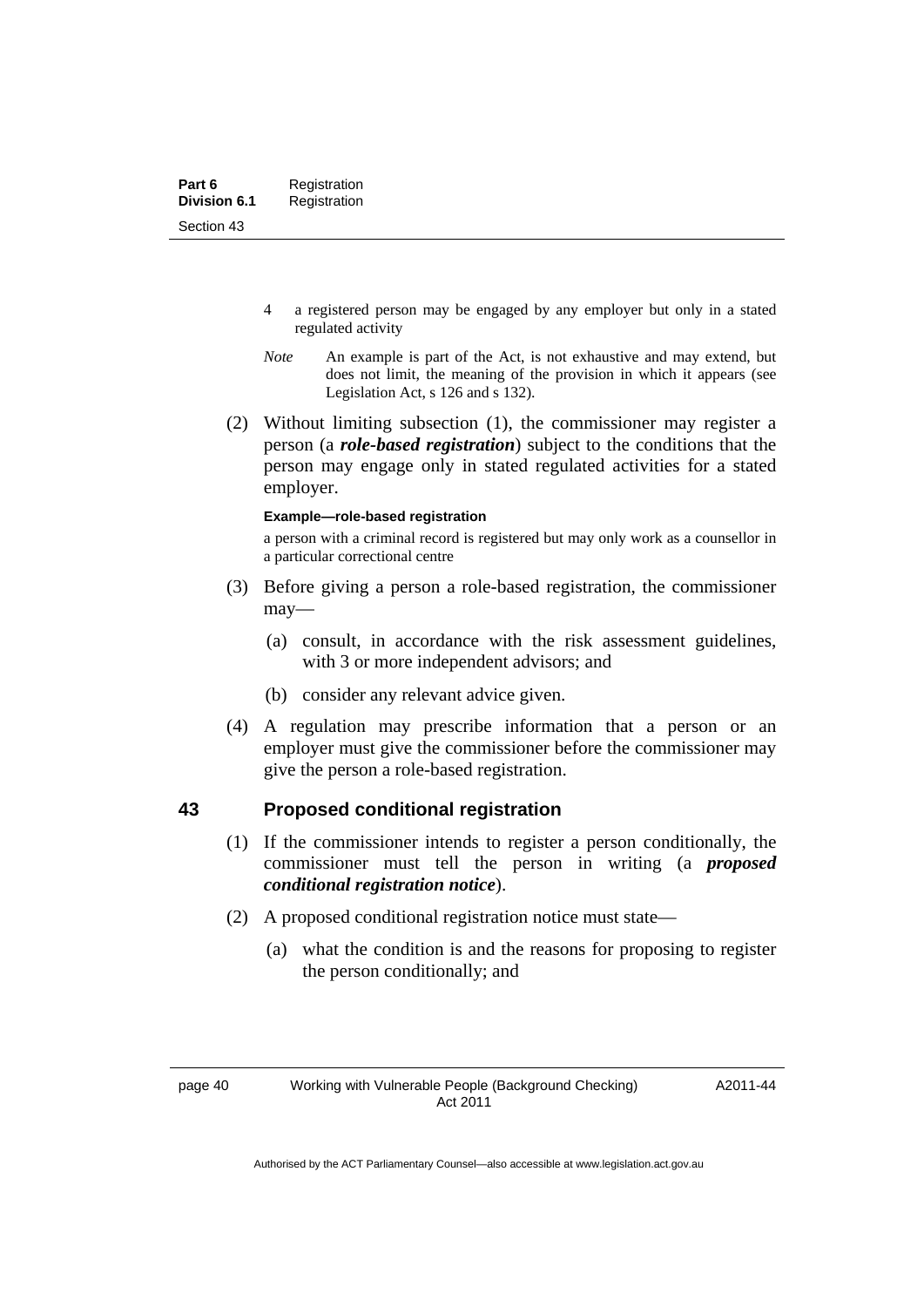4 a registered person may be engaged by any employer but only in a stated regulated activity

*Note* An example is part of the Act, is not exhaustive and may extend, but does not limit, the meaning of the provision in which it appears (see Legislation Act, s 126 and s 132).

(2) Without limiting subsection (1), the commissioner may register a person (a ***role-based registration***) subject to the conditions that the person may engage only in stated regulated activities for a stated employer.

**Example—role-based registration**

a person with a criminal record is registered but may only work as a counsellor in a particular correctional centre

(3) Before giving a person a role-based registration, the commissioner may—

(a) consult, in accordance with the risk assessment guidelines, with 3 or more independent advisors; and

(b) consider any relevant advice given.

(4) A regulation may prescribe information that a person or an employer must give the commissioner before the commissioner may give the person a role-based registration.

## 43 Proposed conditional registration

(1) If the commissioner intends to register a person conditionally, the commissioner must tell the person in writing (a ***proposed conditional registration notice***).

(2) A proposed conditional registration notice must state—

(a) what the condition is and the reasons for proposing to register the person conditionally; and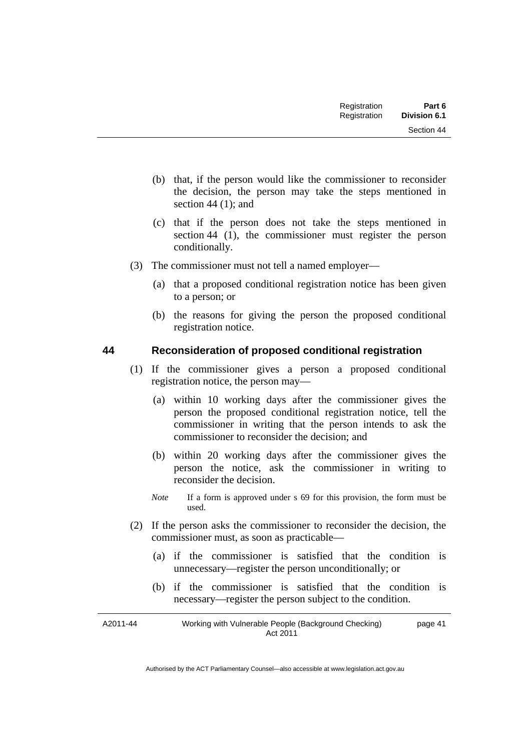(b) that, if the person would like the commissioner to reconsider the decision, the person may take the steps mentioned in section 44 (1); and

(c) that if the person does not take the steps mentioned in section 44 (1), the commissioner must register the person conditionally.

(3) The commissioner must not tell a named employer—

(a) that a proposed conditional registration notice has been given to a person; or

(b) the reasons for giving the person the proposed conditional registration notice.

## 44 Reconsideration of proposed conditional registration

(1) If the commissioner gives a person a proposed conditional registration notice, the person may—

(a) within 10 working days after the commissioner gives the person the proposed conditional registration notice, tell the commissioner in writing that the person intends to ask the commissioner to reconsider the decision; and

(b) within 20 working days after the commissioner gives the person the notice, ask the commissioner in writing to reconsider the decision.

*Note* If a form is approved under s 69 for this provision, the form must be used.

(2) If the person asks the commissioner to reconsider the decision, the commissioner must, as soon as practicable—

(a) if the commissioner is satisfied that the condition is unnecessary—register the person unconditionally; or

(b) if the commissioner is satisfied that the condition is necessary—register the person subject to the condition.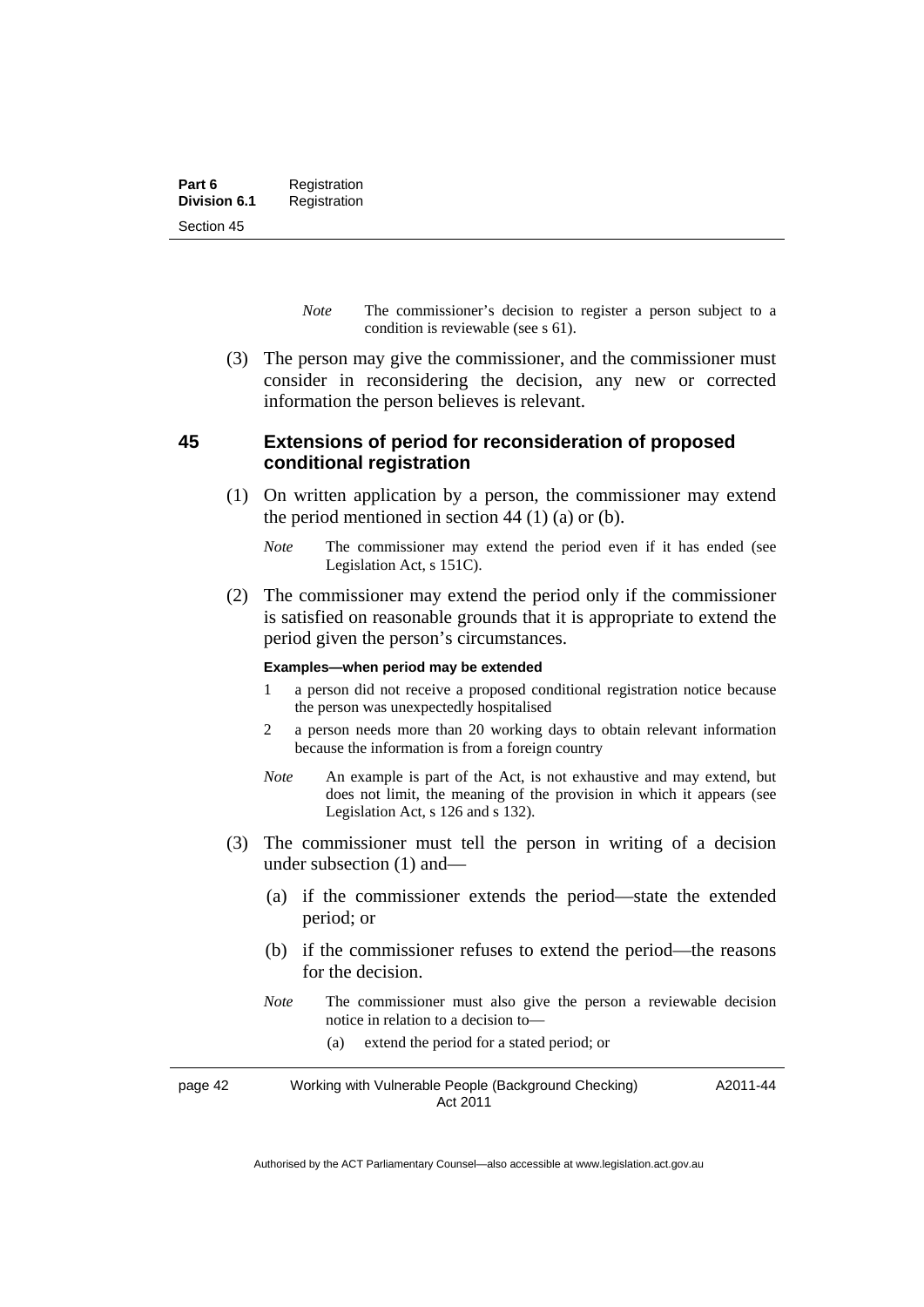*Note* The commissioner's decision to register a person subject to a condition is reviewable (see s 61).

(3) The person may give the commissioner, and the commissioner must consider in reconsidering the decision, any new or corrected information the person believes is relevant.

## 45 Extensions of period for reconsideration of proposed conditional registration

(1) On written application by a person, the commissioner may extend the period mentioned in section 44 (1) (a) or (b).

*Note* The commissioner may extend the period even if it has ended (see Legislation Act, s 151C).

(2) The commissioner may extend the period only if the commissioner is satisfied on reasonable grounds that it is appropriate to extend the period given the person's circumstances.

**Examples—when period may be extended**

1 a person did not receive a proposed conditional registration notice because the person was unexpectedly hospitalised

2 a person needs more than 20 working days to obtain relevant information because the information is from a foreign country

*Note* An example is part of the Act, is not exhaustive and may extend, but does not limit, the meaning of the provision in which it appears (see Legislation Act, s 126 and s 132).

(3) The commissioner must tell the person in writing of a decision under subsection (1) and—

(a) if the commissioner extends the period—state the extended period; or

(b) if the commissioner refuses to extend the period—the reasons for the decision.

*Note* The commissioner must also give the person a reviewable decision notice in relation to a decision to—

(a) extend the period for a stated period; or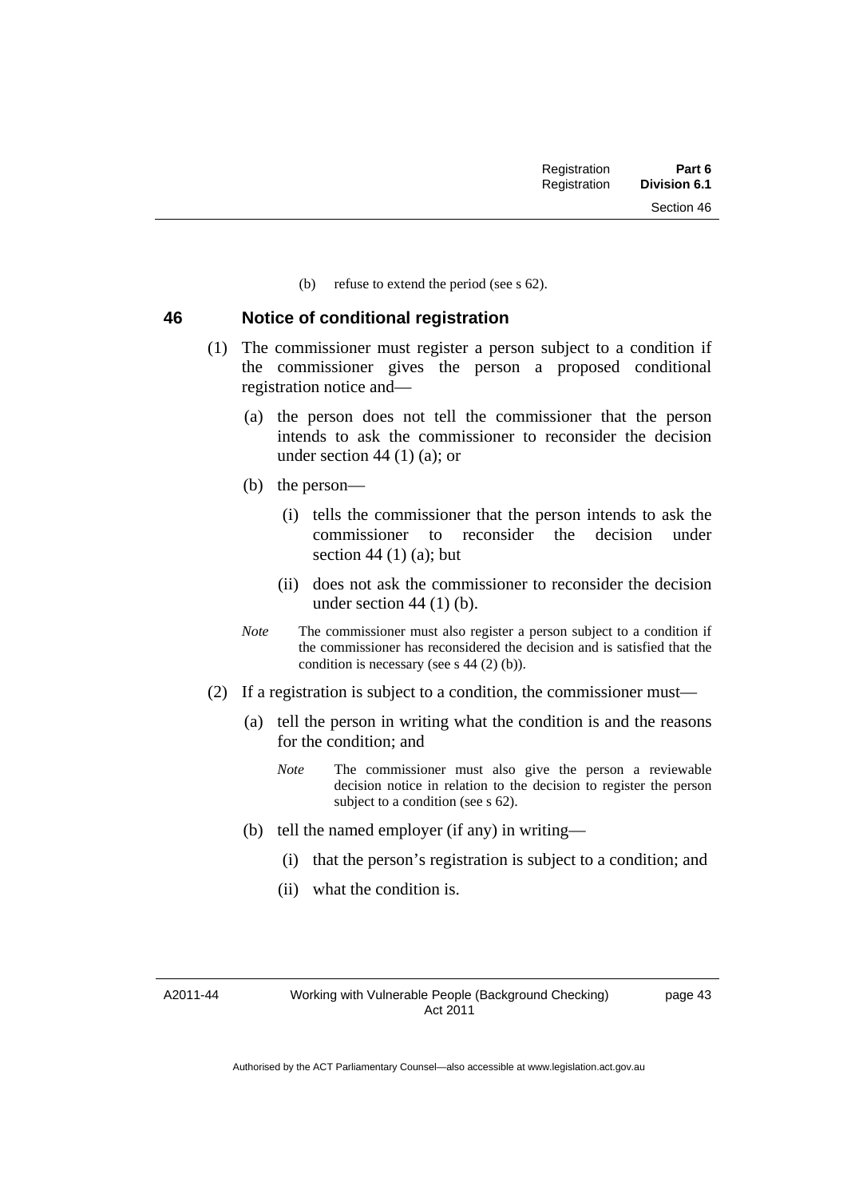(b) refuse to extend the period (see s 62).

## 46 Notice of conditional registration

(1) The commissioner must register a person subject to a condition if the commissioner gives the person a proposed conditional registration notice and—

(a) the person does not tell the commissioner that the person intends to ask the commissioner to reconsider the decision under section 44 (1) (a); or

(b) the person—

(i) tells the commissioner that the person intends to ask the commissioner to reconsider the decision under section 44 (1) (a); but

(ii) does not ask the commissioner to reconsider the decision under section 44 (1) (b).

*Note* The commissioner must also register a person subject to a condition if the commissioner has reconsidered the decision and is satisfied that the condition is necessary (see s 44 (2) (b)).

(2) If a registration is subject to a condition, the commissioner must—

(a) tell the person in writing what the condition is and the reasons for the condition; and

*Note* The commissioner must also give the person a reviewable decision notice in relation to the decision to register the person subject to a condition (see s 62).

(b) tell the named employer (if any) in writing—

(i) that the person's registration is subject to a condition; and

(ii) what the condition is.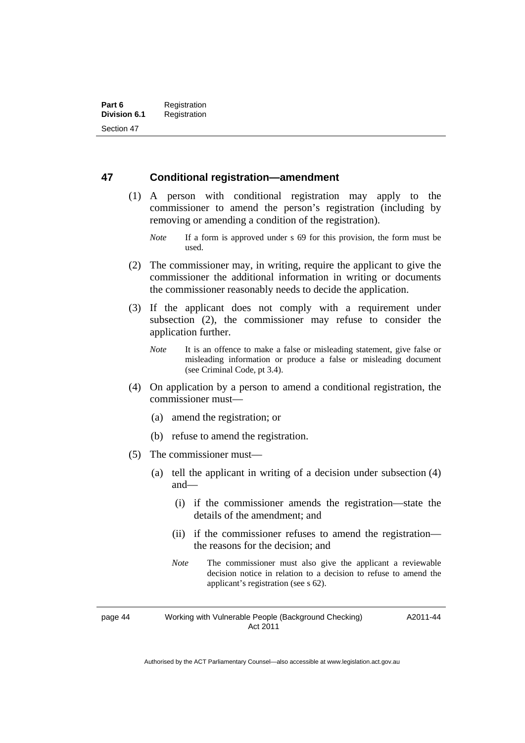## 47 Conditional registration—amendment

(1) A person with conditional registration may apply to the commissioner to amend the person's registration (including by removing or amending a condition of the registration).

*Note* If a form is approved under s 69 for this provision, the form must be used.

(2) The commissioner may, in writing, require the applicant to give the commissioner the additional information in writing or documents the commissioner reasonably needs to decide the application.

(3) If the applicant does not comply with a requirement under subsection (2), the commissioner may refuse to consider the application further.

*Note* It is an offence to make a false or misleading statement, give false or misleading information or produce a false or misleading document (see Criminal Code, pt 3.4).

(4) On application by a person to amend a conditional registration, the commissioner must—

(a) amend the registration; or

(b) refuse to amend the registration.

(5) The commissioner must—

(a) tell the applicant in writing of a decision under subsection (4) and—

(i) if the commissioner amends the registration—state the details of the amendment; and

(ii) if the commissioner refuses to amend the registration—the reasons for the decision; and

*Note* The commissioner must also give the applicant a reviewable decision notice in relation to a decision to refuse to amend the applicant's registration (see s 62).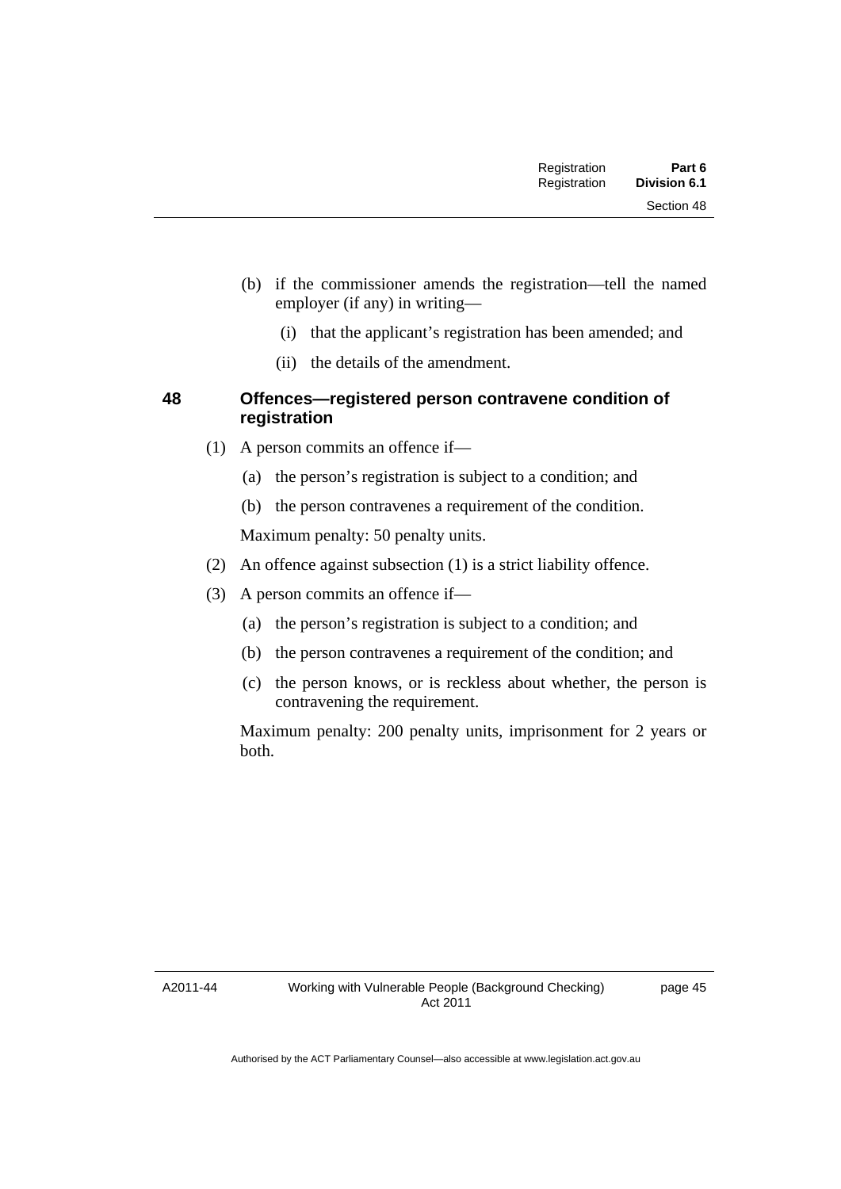(b) if the commissioner amends the registration—tell the named employer (if any) in writing—

(i) that the applicant's registration has been amended; and

(ii) the details of the amendment.

### 48 Offences—registered person contravene condition of registration

(1) A person commits an offence if—

(a) the person's registration is subject to a condition; and

(b) the person contravenes a requirement of the condition.

Maximum penalty: 50 penalty units.

(2) An offence against subsection (1) is a strict liability offence.

(3) A person commits an offence if—

(a) the person's registration is subject to a condition; and

(b) the person contravenes a requirement of the condition; and

(c) the person knows, or is reckless about whether, the person is contravening the requirement.

Maximum penalty: 200 penalty units, imprisonment for 2 years or both.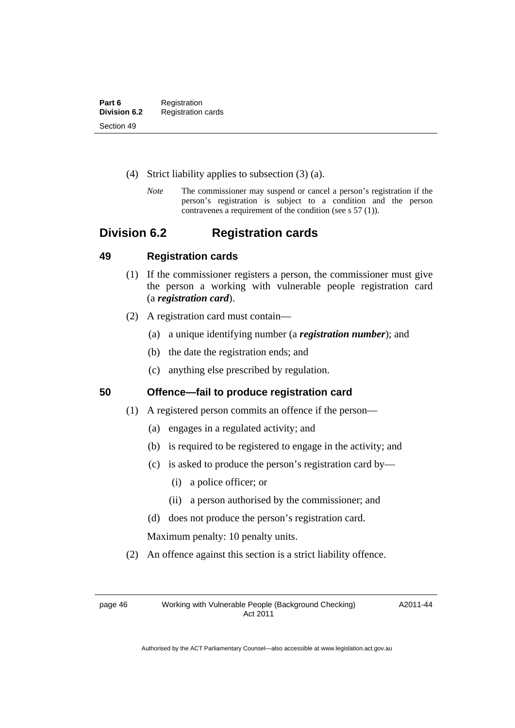(4) Strict liability applies to subsection (3) (a).

*Note* The commissioner may suspend or cancel a person's registration if the person's registration is subject to a condition and the person contravenes a requirement of the condition (see s 57 (1)).

## Division 6.2 Registration cards

### 49 Registration cards

(1) If the commissioner registers a person, the commissioner must give the person a working with vulnerable people registration card (a ***registration card***).

(2) A registration card must contain—

(a) a unique identifying number (a ***registration number***); and

(b) the date the registration ends; and

(c) anything else prescribed by regulation.

### 50 Offence—fail to produce registration card

(1) A registered person commits an offence if the person—

(a) engages in a regulated activity; and

(b) is required to be registered to engage in the activity; and

(c) is asked to produce the person's registration card by—

(i) a police officer; or

(ii) a person authorised by the commissioner; and

(d) does not produce the person's registration card.

Maximum penalty: 10 penalty units.

(2) An offence against this section is a strict liability offence.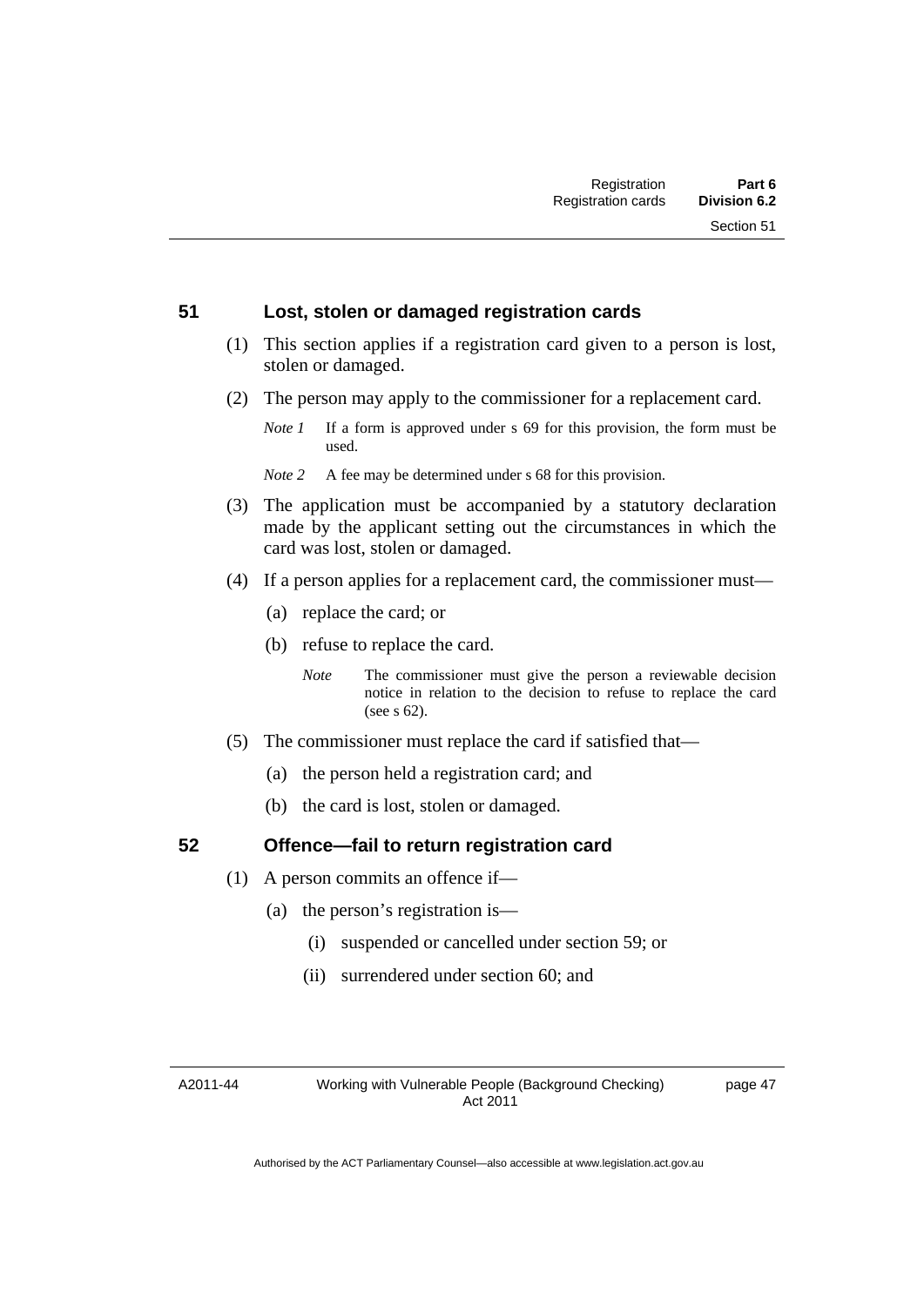### 51 Lost, stolen or damaged registration cards

(1) This section applies if a registration card given to a person is lost, stolen or damaged.

(2) The person may apply to the commissioner for a replacement card.

*Note 1* If a form is approved under s 69 for this provision, the form must be used.

*Note 2* A fee may be determined under s 68 for this provision.

(3) The application must be accompanied by a statutory declaration made by the applicant setting out the circumstances in which the card was lost, stolen or damaged.

(4) If a person applies for a replacement card, the commissioner must—

(a) replace the card; or

(b) refuse to replace the card.

*Note* The commissioner must give the person a reviewable decision notice in relation to the decision to refuse to replace the card (see s 62).

(5) The commissioner must replace the card if satisfied that—

(a) the person held a registration card; and

(b) the card is lost, stolen or damaged.

### 52 Offence—fail to return registration card

(1) A person commits an offence if—

(a) the person's registration is—

(i) suspended or cancelled under section 59; or

(ii) surrendered under section 60; and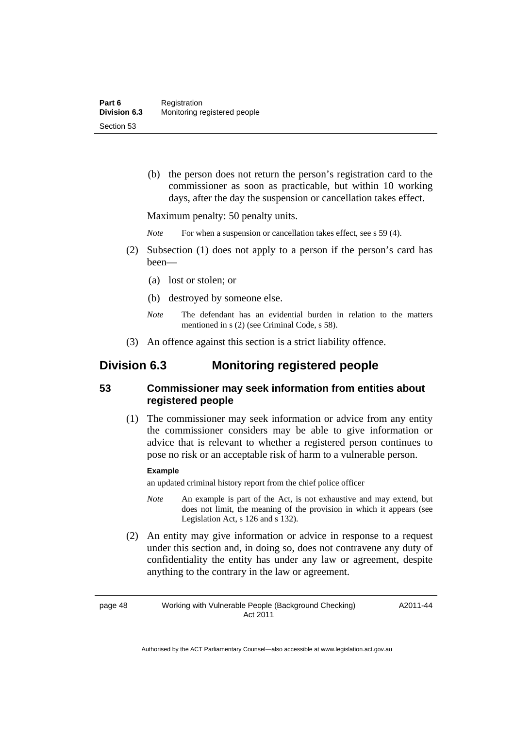(b) the person does not return the person's registration card to the commissioner as soon as practicable, but within 10 working days, after the day the suspension or cancellation takes effect.

Maximum penalty: 50 penalty units.

*Note* For when a suspension or cancellation takes effect, see s 59 (4).

(2) Subsection (1) does not apply to a person if the person's card has been—

(a) lost or stolen; or

(b) destroyed by someone else.

*Note* The defendant has an evidential burden in relation to the matters mentioned in s (2) (see Criminal Code, s 58).

(3) An offence against this section is a strict liability offence.

## Division 6.3 Monitoring registered people

### 53 Commissioner may seek information from entities about registered people

(1) The commissioner may seek information or advice from any entity the commissioner considers may be able to give information or advice that is relevant to whether a registered person continues to pose no risk or an acceptable risk of harm to a vulnerable person.

**Example**

an updated criminal history report from the chief police officer

*Note* An example is part of the Act, is not exhaustive and may extend, but does not limit, the meaning of the provision in which it appears (see Legislation Act, s 126 and s 132).

(2) An entity may give information or advice in response to a request under this section and, in doing so, does not contravene any duty of confidentiality the entity has under any law or agreement, despite anything to the contrary in the law or agreement.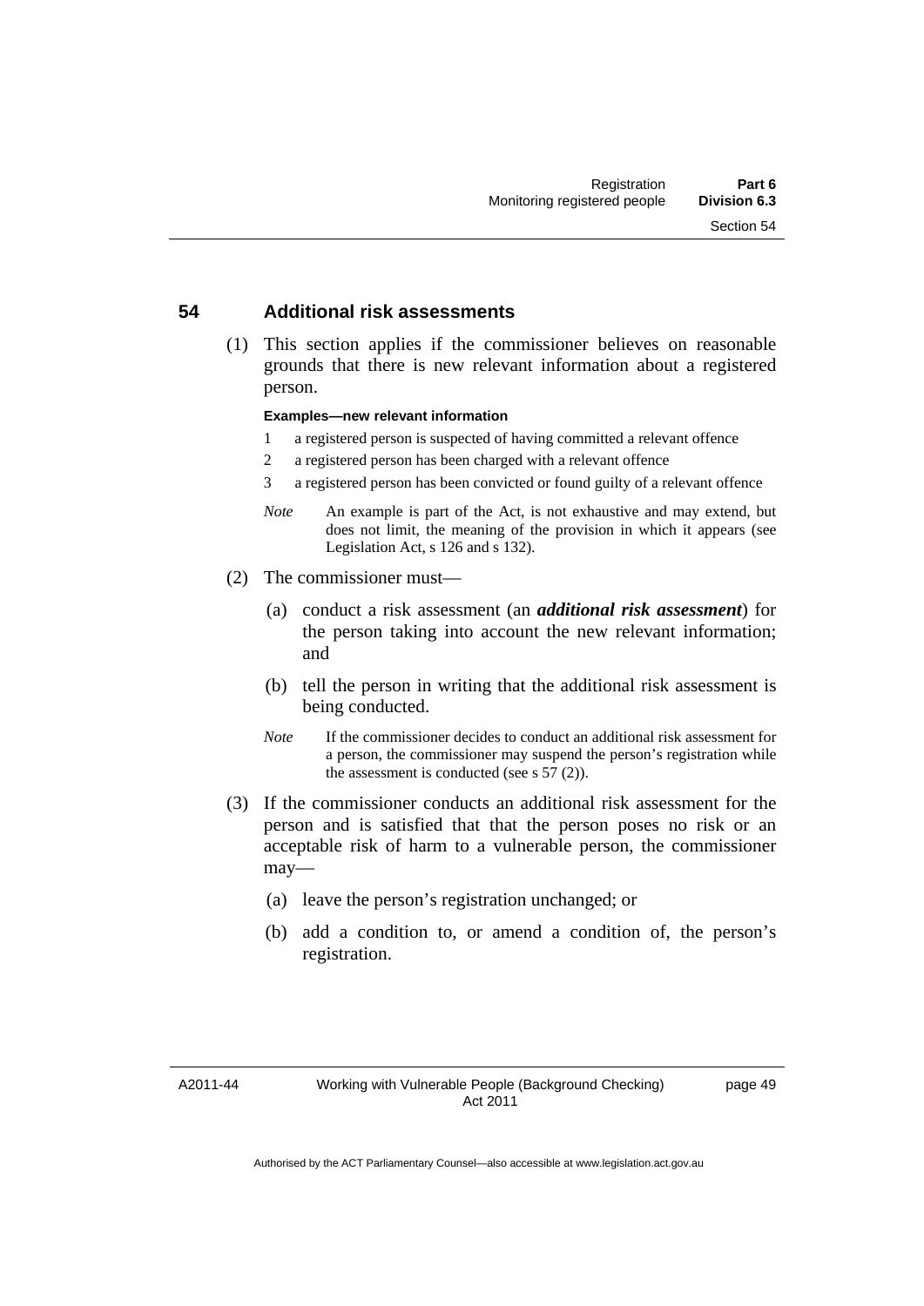## 54 Additional risk assessments

(1) This section applies if the commissioner believes on reasonable grounds that there is new relevant information about a registered person.

**Examples—new relevant information**

1 a registered person is suspected of having committed a relevant offence

2 a registered person has been charged with a relevant offence

3 a registered person has been convicted or found guilty of a relevant offence

*Note* An example is part of the Act, is not exhaustive and may extend, but does not limit, the meaning of the provision in which it appears (see Legislation Act, s 126 and s 132).

(2) The commissioner must—

(a) conduct a risk assessment (an ***additional risk assessment***) for the person taking into account the new relevant information; and

(b) tell the person in writing that the additional risk assessment is being conducted.

*Note* If the commissioner decides to conduct an additional risk assessment for a person, the commissioner may suspend the person's registration while the assessment is conducted (see s 57 (2)).

(3) If the commissioner conducts an additional risk assessment for the person and is satisfied that that the person poses no risk or an acceptable risk of harm to a vulnerable person, the commissioner may—

(a) leave the person's registration unchanged; or

(b) add a condition to, or amend a condition of, the person's registration.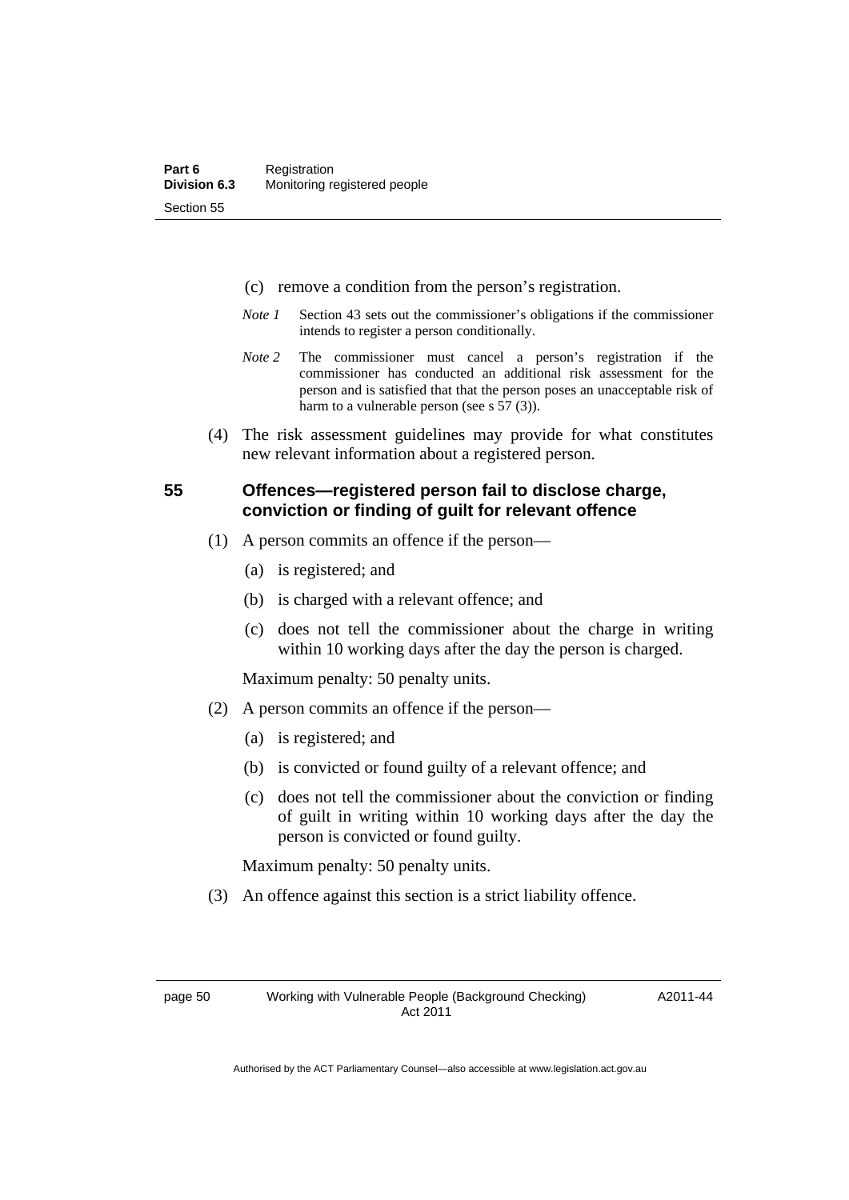(c) remove a condition from the person's registration.

*Note 1* Section 43 sets out the commissioner's obligations if the commissioner intends to register a person conditionally.

*Note 2* The commissioner must cancel a person's registration if the commissioner has conducted an additional risk assessment for the person and is satisfied that that the person poses an unacceptable risk of harm to a vulnerable person (see s 57 (3)).

(4) The risk assessment guidelines may provide for what constitutes new relevant information about a registered person.

### 55 Offences—registered person fail to disclose charge, conviction or finding of guilt for relevant offence

(1) A person commits an offence if the person—

(a) is registered; and

(b) is charged with a relevant offence; and

(c) does not tell the commissioner about the charge in writing within 10 working days after the day the person is charged.

Maximum penalty: 50 penalty units.

(2) A person commits an offence if the person—

(a) is registered; and

(b) is convicted or found guilty of a relevant offence; and

(c) does not tell the commissioner about the conviction or finding of guilt in writing within 10 working days after the day the person is convicted or found guilty.

Maximum penalty: 50 penalty units.

(3) An offence against this section is a strict liability offence.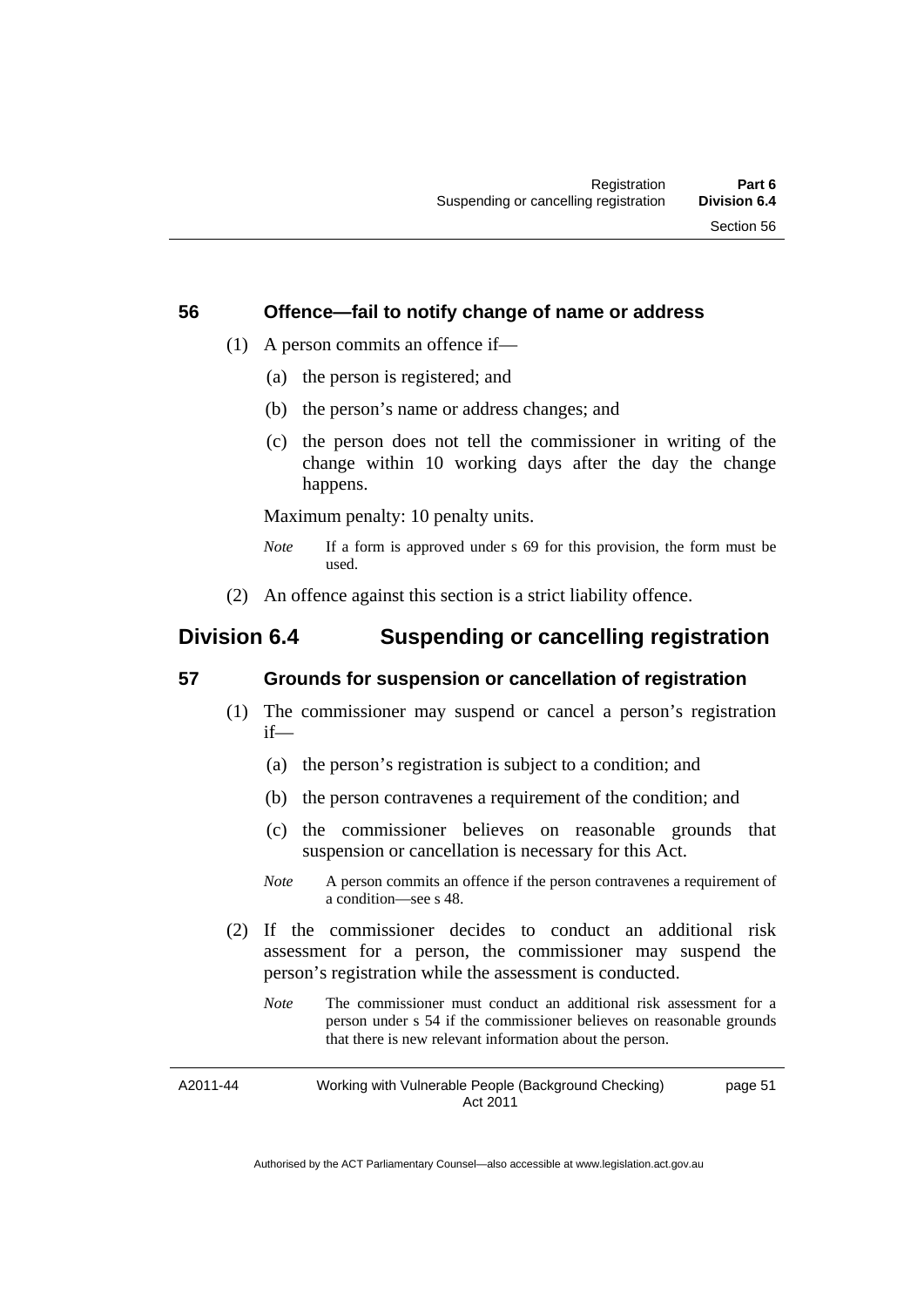### 56 Offence—fail to notify change of name or address

(1) A person commits an offence if—

(a) the person is registered; and

(b) the person's name or address changes; and

(c) the person does not tell the commissioner in writing of the change within 10 working days after the day the change happens.

Maximum penalty: 10 penalty units.

*Note* If a form is approved under s 69 for this provision, the form must be used.

(2) An offence against this section is a strict liability offence.

## Division 6.4 Suspending or cancelling registration

### 57 Grounds for suspension or cancellation of registration

(1) The commissioner may suspend or cancel a person's registration if—

(a) the person's registration is subject to a condition; and

(b) the person contravenes a requirement of the condition; and

(c) the commissioner believes on reasonable grounds that suspension or cancellation is necessary for this Act.

*Note* A person commits an offence if the person contravenes a requirement of a condition—see s 48.

(2) If the commissioner decides to conduct an additional risk assessment for a person, the commissioner may suspend the person's registration while the assessment is conducted.

*Note* The commissioner must conduct an additional risk assessment for a person under s 54 if the commissioner believes on reasonable grounds that there is new relevant information about the person.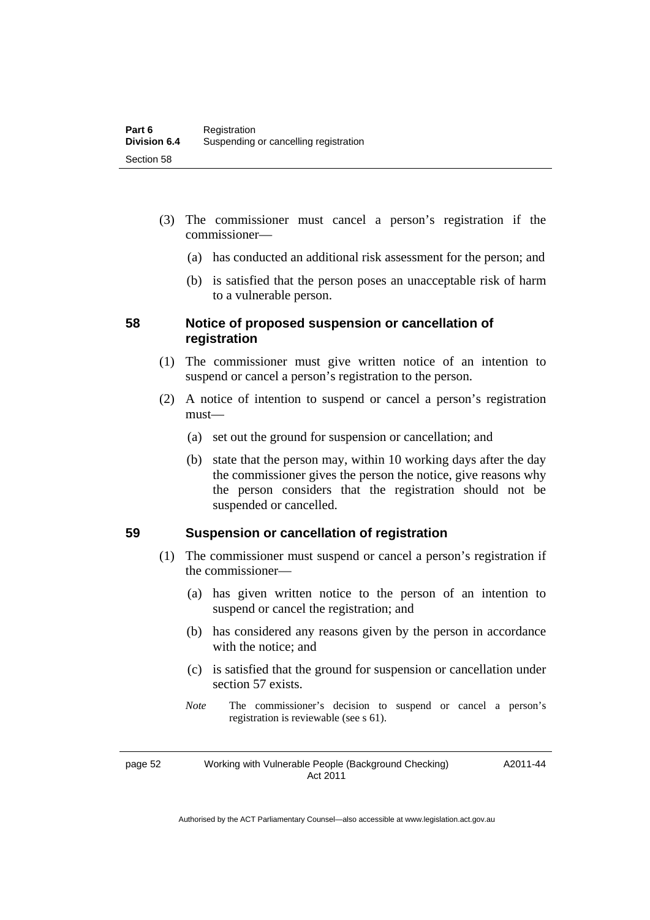(3) The commissioner must cancel a person's registration if the commissioner—

(a) has conducted an additional risk assessment for the person; and

(b) is satisfied that the person poses an unacceptable risk of harm to a vulnerable person.

### 58 Notice of proposed suspension or cancellation of registration

(1) The commissioner must give written notice of an intention to suspend or cancel a person's registration to the person.

(2) A notice of intention to suspend or cancel a person's registration must—

(a) set out the ground for suspension or cancellation; and

(b) state that the person may, within 10 working days after the day the commissioner gives the person the notice, give reasons why the person considers that the registration should not be suspended or cancelled.

### 59 Suspension or cancellation of registration

(1) The commissioner must suspend or cancel a person's registration if the commissioner—

(a) has given written notice to the person of an intention to suspend or cancel the registration; and

(b) has considered any reasons given by the person in accordance with the notice; and

(c) is satisfied that the ground for suspension or cancellation under section 57 exists.

*Note* The commissioner's decision to suspend or cancel a person's registration is reviewable (see s 61).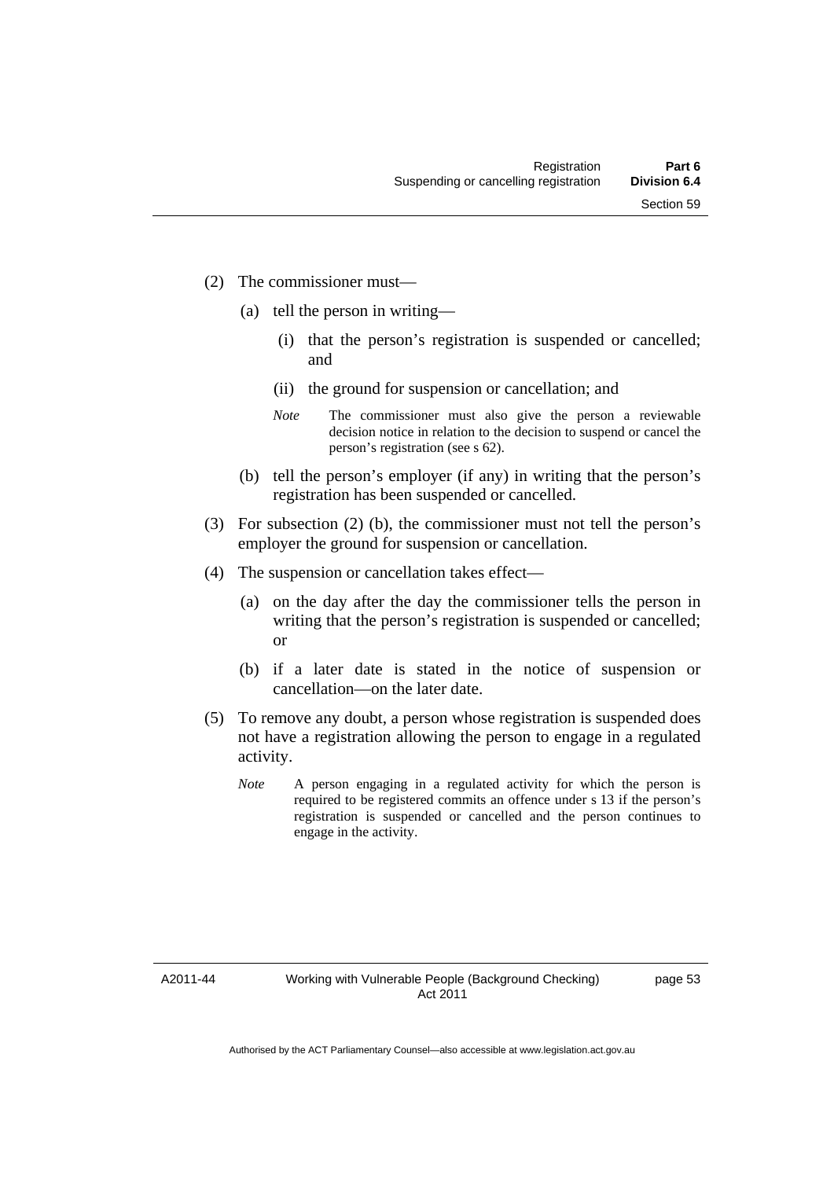(2) The commissioner must—

(a) tell the person in writing—

(i) that the person's registration is suspended or cancelled; and

(ii) the ground for suspension or cancellation; and

*Note* The commissioner must also give the person a reviewable decision notice in relation to the decision to suspend or cancel the person's registration (see s 62).

(b) tell the person's employer (if any) in writing that the person's registration has been suspended or cancelled.

(3) For subsection (2) (b), the commissioner must not tell the person's employer the ground for suspension or cancellation.

(4) The suspension or cancellation takes effect—

(a) on the day after the day the commissioner tells the person in writing that the person's registration is suspended or cancelled; or

(b) if a later date is stated in the notice of suspension or cancellation—on the later date.

(5) To remove any doubt, a person whose registration is suspended does not have a registration allowing the person to engage in a regulated activity.

*Note* A person engaging in a regulated activity for which the person is required to be registered commits an offence under s 13 if the person's registration is suspended or cancelled and the person continues to engage in the activity.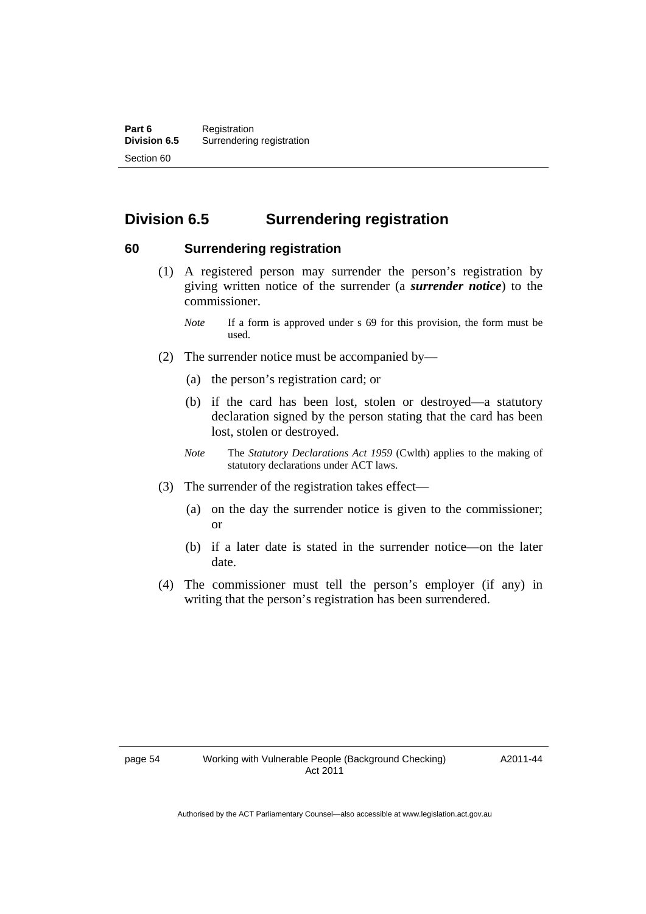## Division 6.5 Surrendering registration

### 60 Surrendering registration

(1) A registered person may surrender the person's registration by giving written notice of the surrender (a ***surrender notice***) to the commissioner.

*Note* If a form is approved under s 69 for this provision, the form must be used.

(2) The surrender notice must be accompanied by—

(a) the person's registration card; or

(b) if the card has been lost, stolen or destroyed—a statutory declaration signed by the person stating that the card has been lost, stolen or destroyed.

*Note* The *Statutory Declarations Act 1959* (Cwlth) applies to the making of statutory declarations under ACT laws.

(3) The surrender of the registration takes effect—

(a) on the day the surrender notice is given to the commissioner; or

(b) if a later date is stated in the surrender notice—on the later date.

(4) The commissioner must tell the person's employer (if any) in writing that the person's registration has been surrendered.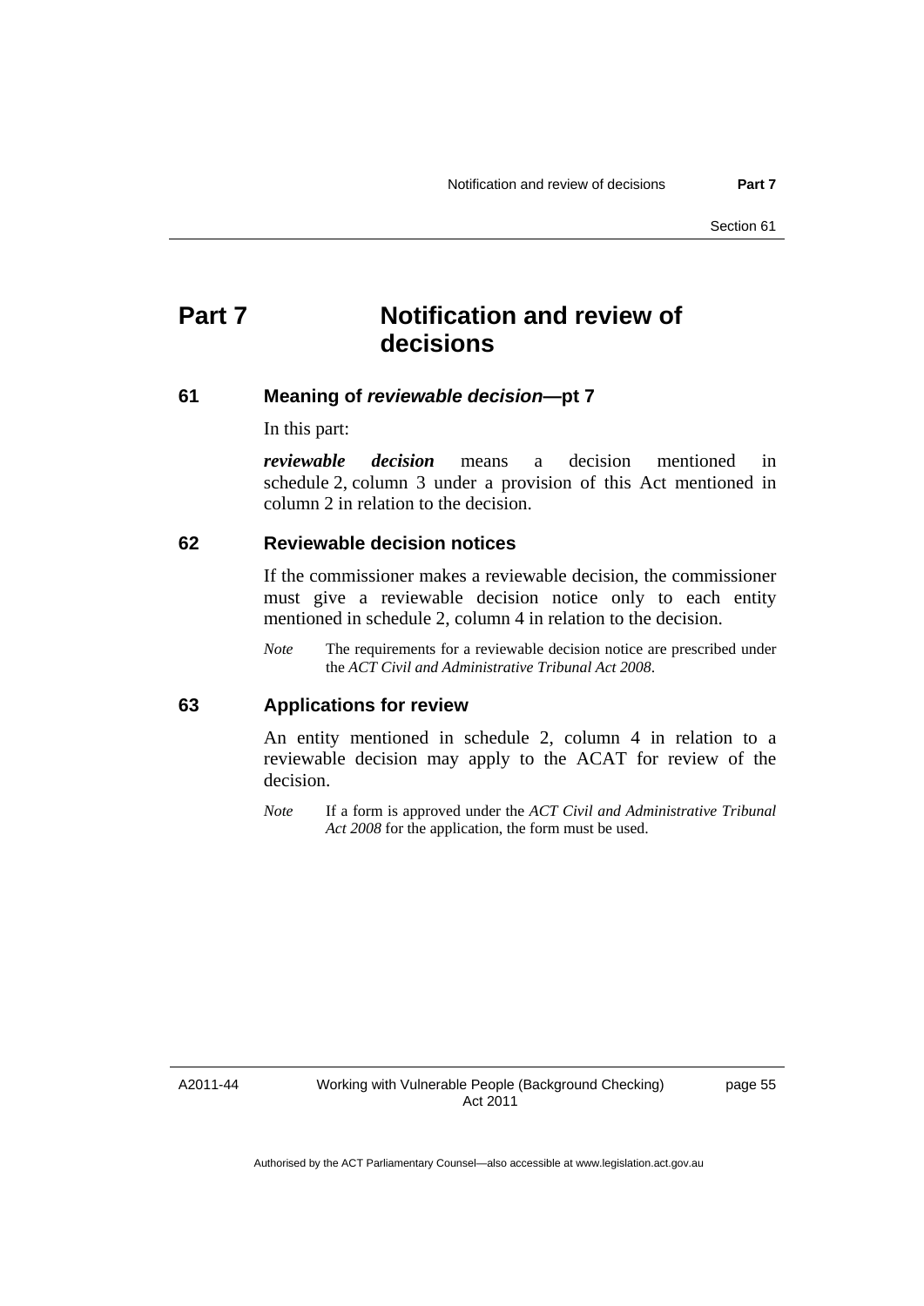# Part 7 Notification and review of decisions

## 61 Meaning of *reviewable decision*—pt 7

In this part:

***reviewable decision*** means a decision mentioned in schedule 2, column 3 under a provision of this Act mentioned in column 2 in relation to the decision.

## 62 Reviewable decision notices

If the commissioner makes a reviewable decision, the commissioner must give a reviewable decision notice only to each entity mentioned in schedule 2, column 4 in relation to the decision.

*Note* The requirements for a reviewable decision notice are prescribed under the *ACT Civil and Administrative Tribunal Act 2008*.

## 63 Applications for review

An entity mentioned in schedule 2, column 4 in relation to a reviewable decision may apply to the ACAT for review of the decision.

*Note* If a form is approved under the *ACT Civil and Administrative Tribunal Act 2008* for the application, the form must be used.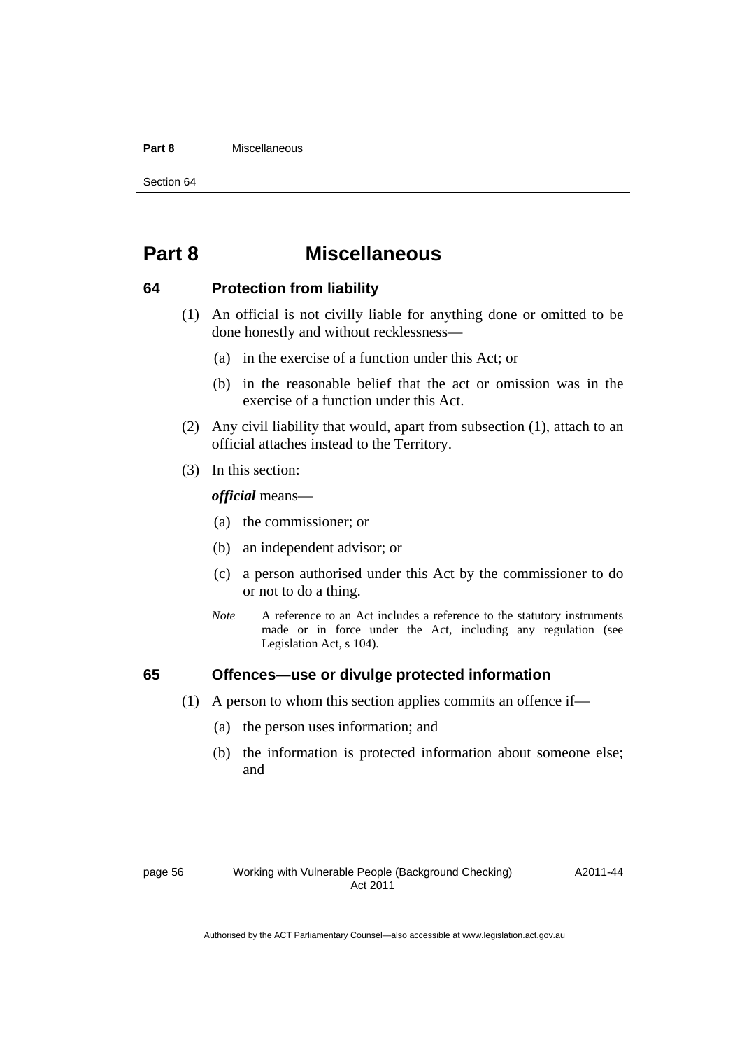# Part 8 Miscellaneous

## 64 Protection from liability

(1) An official is not civilly liable for anything done or omitted to be done honestly and without recklessness—

(a) in the exercise of a function under this Act; or

(b) in the reasonable belief that the act or omission was in the exercise of a function under this Act.

(2) Any civil liability that would, apart from subsection (1), attach to an official attaches instead to the Territory.

(3) In this section:

***official*** means—

(a) the commissioner; or

(b) an independent advisor; or

(c) a person authorised under this Act by the commissioner to do or not to do a thing.

*Note* A reference to an Act includes a reference to the statutory instruments made or in force under the Act, including any regulation (see Legislation Act, s 104).

## 65 Offences—use or divulge protected information

(1) A person to whom this section applies commits an offence if—

(a) the person uses information; and

(b) the information is protected information about someone else; and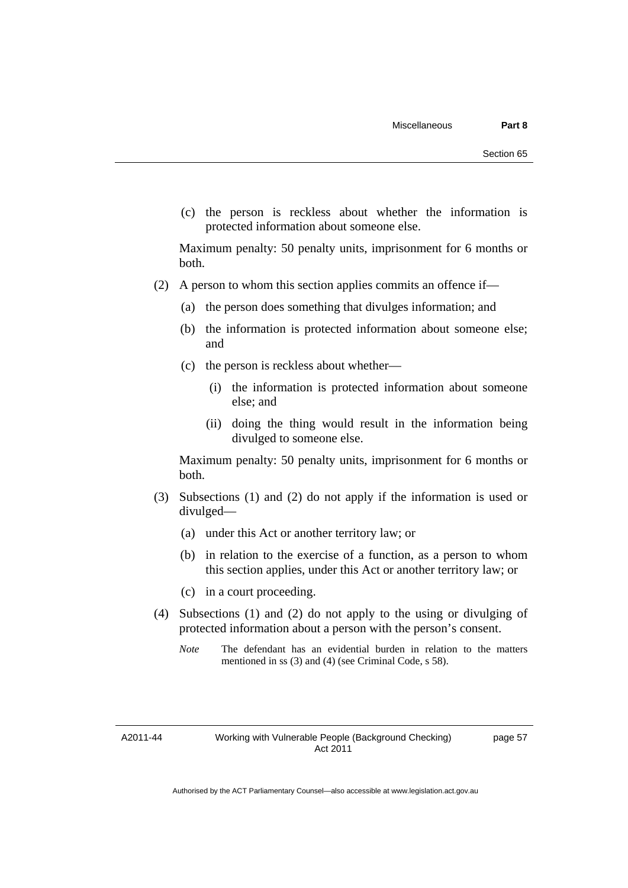(c) the person is reckless about whether the information is protected information about someone else.

Maximum penalty: 50 penalty units, imprisonment for 6 months or both.

(2) A person to whom this section applies commits an offence if—

(a) the person does something that divulges information; and

(b) the information is protected information about someone else; and

(c) the person is reckless about whether—

(i) the information is protected information about someone else; and

(ii) doing the thing would result in the information being divulged to someone else.

Maximum penalty: 50 penalty units, imprisonment for 6 months or both.

(3) Subsections (1) and (2) do not apply if the information is used or divulged—

(a) under this Act or another territory law; or

(b) in relation to the exercise of a function, as a person to whom this section applies, under this Act or another territory law; or

(c) in a court proceeding.

(4) Subsections (1) and (2) do not apply to the using or divulging of protected information about a person with the person's consent.

*Note* The defendant has an evidential burden in relation to the matters mentioned in ss (3) and (4) (see Criminal Code, s 58).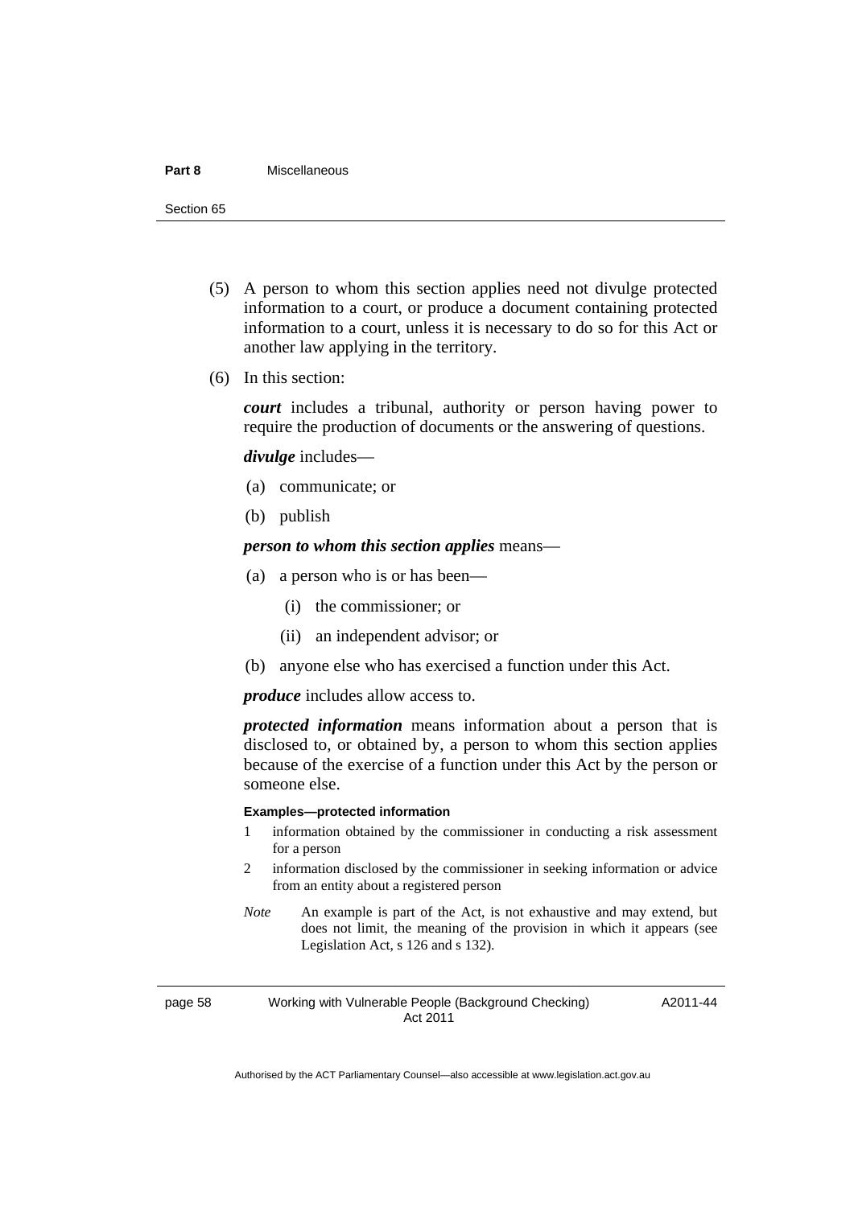(5) A person to whom this section applies need not divulge protected information to a court, or produce a document containing protected information to a court, unless it is necessary to do so for this Act or another law applying in the territory.

(6) In this section:

***court*** includes a tribunal, authority or person having power to require the production of documents or the answering of questions.

***divulge*** includes—

(a) communicate; or

(b) publish

***person to whom this section applies*** means—

(a) a person who is or has been—

(i) the commissioner; or

(ii) an independent advisor; or

(b) anyone else who has exercised a function under this Act.

***produce*** includes allow access to.

***protected information*** means information about a person that is disclosed to, or obtained by, a person to whom this section applies because of the exercise of a function under this Act by the person or someone else.

**Examples—protected information**

1 information obtained by the commissioner in conducting a risk assessment for a person

2 information disclosed by the commissioner in seeking information or advice from an entity about a registered person

*Note* An example is part of the Act, is not exhaustive and may extend, but does not limit, the meaning of the provision in which it appears (see Legislation Act, s 126 and s 132).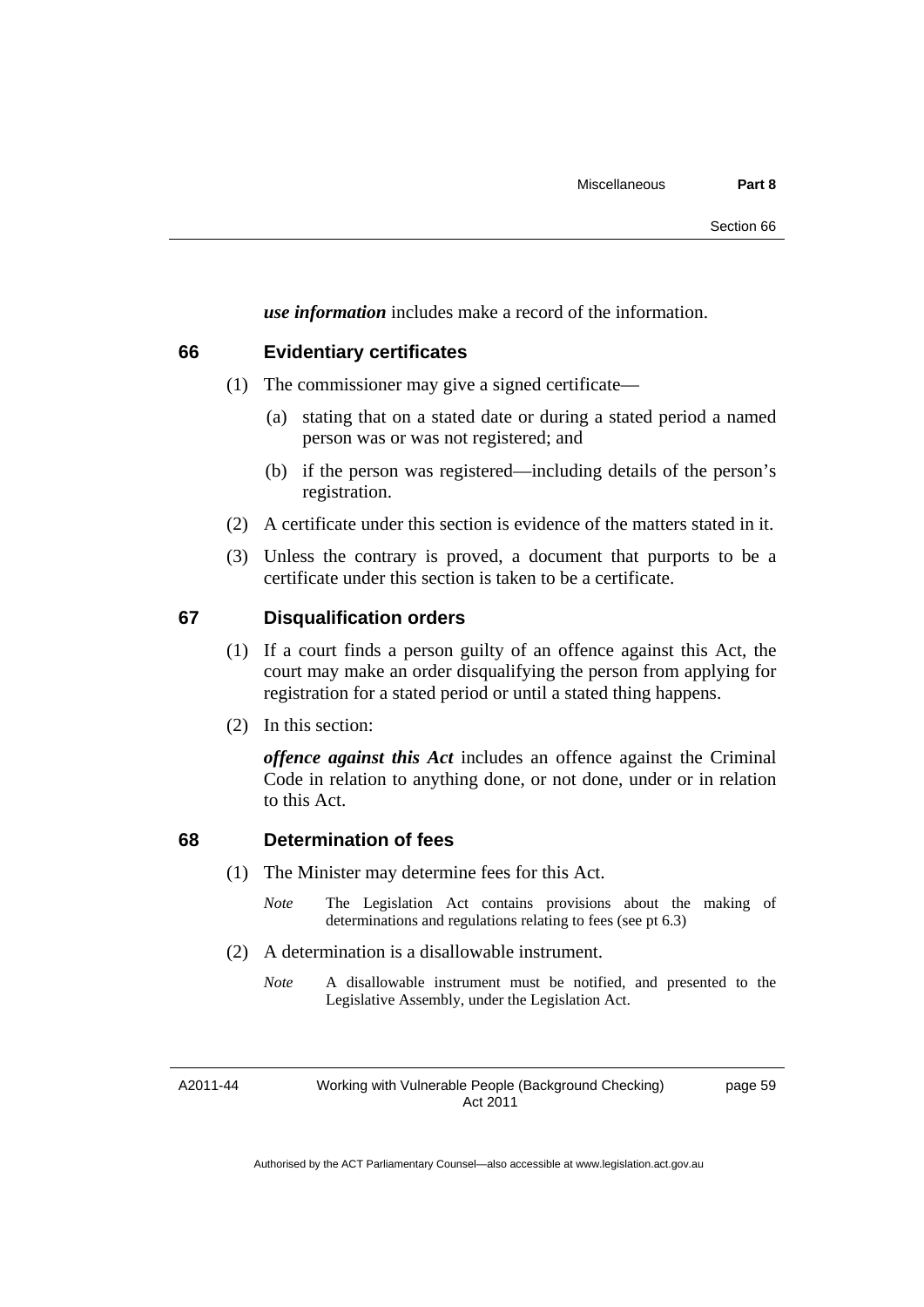***use information*** includes make a record of the information.

## 66 Evidentiary certificates

(1) The commissioner may give a signed certificate—

(a) stating that on a stated date or during a stated period a named person was or was not registered; and

(b) if the person was registered—including details of the person's registration.

(2) A certificate under this section is evidence of the matters stated in it.

(3) Unless the contrary is proved, a document that purports to be a certificate under this section is taken to be a certificate.

## 67 Disqualification orders

(1) If a court finds a person guilty of an offence against this Act, the court may make an order disqualifying the person from applying for registration for a stated period or until a stated thing happens.

(2) In this section:

***offence against this Act*** includes an offence against the Criminal Code in relation to anything done, or not done, under or in relation to this Act.

## 68 Determination of fees

(1) The Minister may determine fees for this Act.

*Note* The Legislation Act contains provisions about the making of determinations and regulations relating to fees (see pt 6.3)

(2) A determination is a disallowable instrument.

*Note* A disallowable instrument must be notified, and presented to the Legislative Assembly, under the Legislation Act.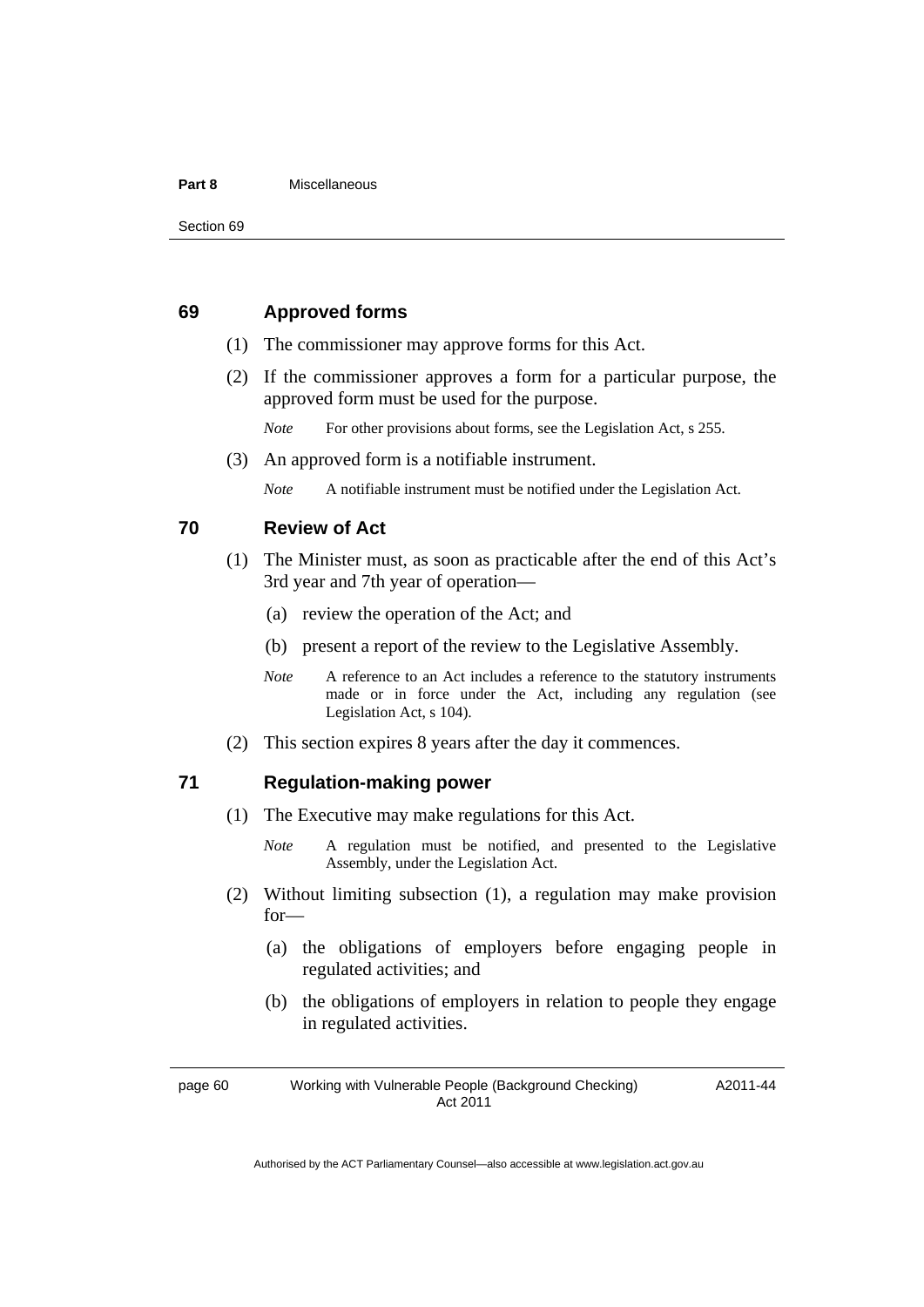## 69 Approved forms

(1) The commissioner may approve forms for this Act.

(2) If the commissioner approves a form for a particular purpose, the approved form must be used for the purpose.

*Note* For other provisions about forms, see the Legislation Act, s 255.

(3) An approved form is a notifiable instrument.

*Note* A notifiable instrument must be notified under the Legislation Act.

## 70 Review of Act

(1) The Minister must, as soon as practicable after the end of this Act's 3rd year and 7th year of operation—

(a) review the operation of the Act; and

(b) present a report of the review to the Legislative Assembly.

*Note* A reference to an Act includes a reference to the statutory instruments made or in force under the Act, including any regulation (see Legislation Act, s 104).

(2) This section expires 8 years after the day it commences.

## 71 Regulation-making power

(1) The Executive may make regulations for this Act.

*Note* A regulation must be notified, and presented to the Legislative Assembly, under the Legislation Act.

(2) Without limiting subsection (1), a regulation may make provision for—

(a) the obligations of employers before engaging people in regulated activities; and

(b) the obligations of employers in relation to people they engage in regulated activities.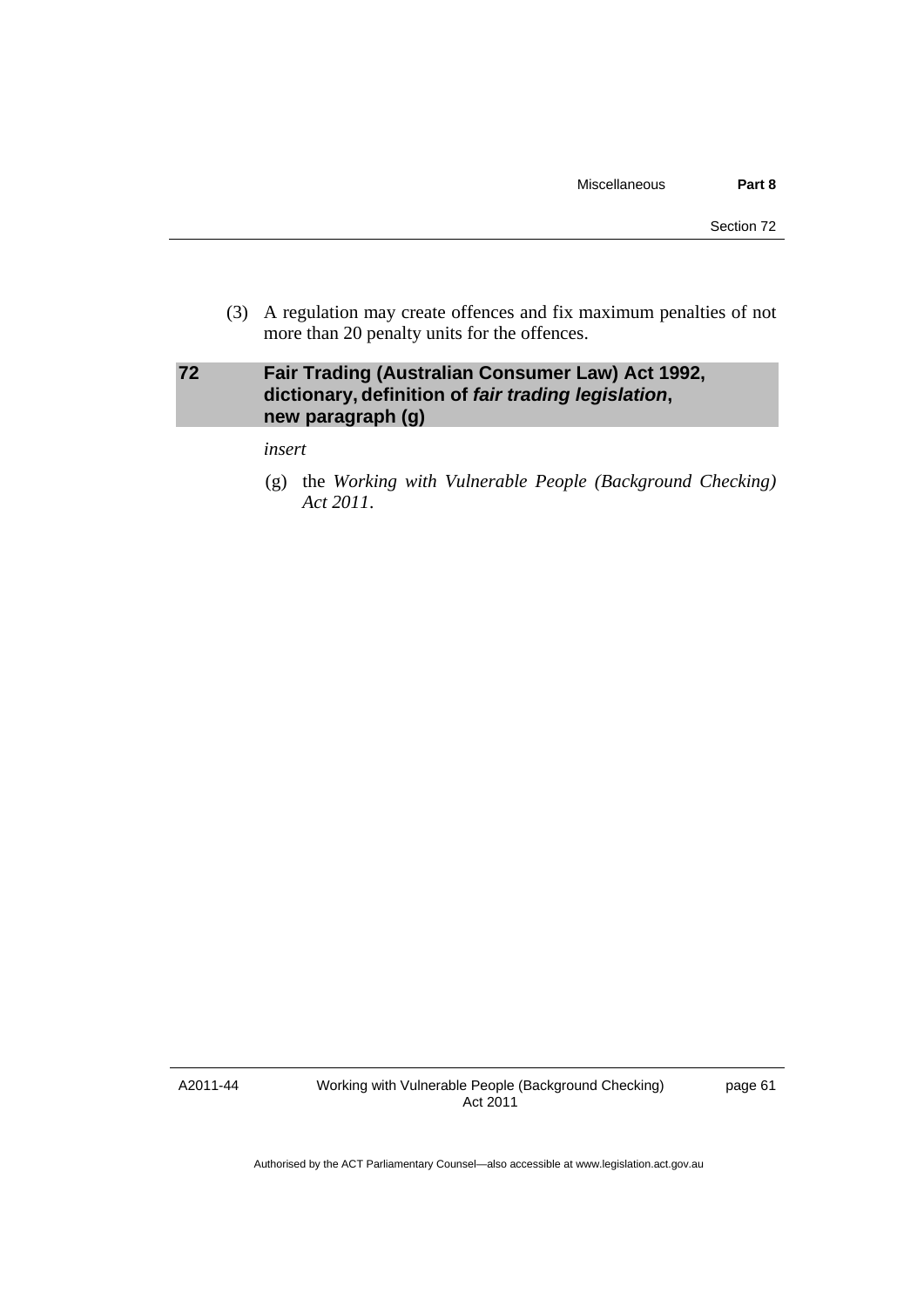(3) A regulation may create offences and fix maximum penalties of not more than 20 penalty units for the offences.

## 72 Fair Trading (Australian Consumer Law) Act 1992, dictionary, definition of *fair trading legislation*, new paragraph (g)

*insert*

(g) the *Working with Vulnerable People (Background Checking) Act 2011*.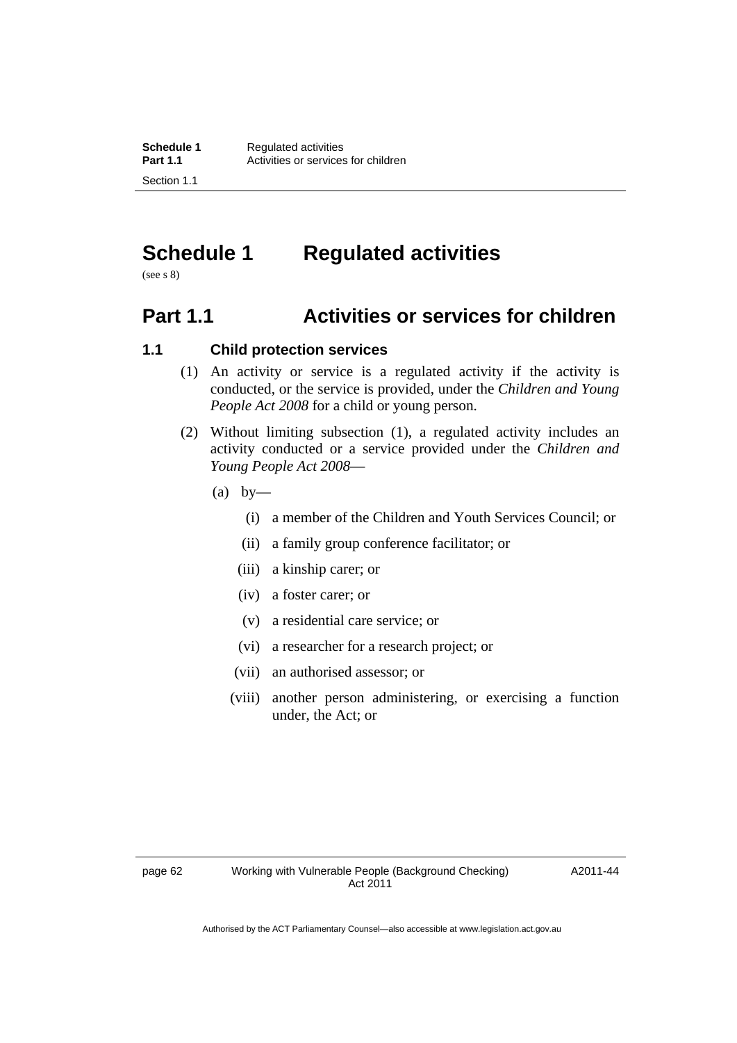# Schedule 1 Regulated activities

(see s 8)

## Part 1.1 Activities or services for children

### 1.1 Child protection services

(1) An activity or service is a regulated activity if the activity is conducted, or the service is provided, under the *Children and Young People Act 2008* for a child or young person.

(2) Without limiting subsection (1), a regulated activity includes an activity conducted or a service provided under the *Children and Young People Act 2008*—

(a) by—

(i) a member of the Children and Youth Services Council; or

(ii) a family group conference facilitator; or

(iii) a kinship carer; or

(iv) a foster carer; or

(v) a residential care service; or

(vi) a researcher for a research project; or

(vii) an authorised assessor; or

(viii) another person administering, or exercising a function under, the Act; or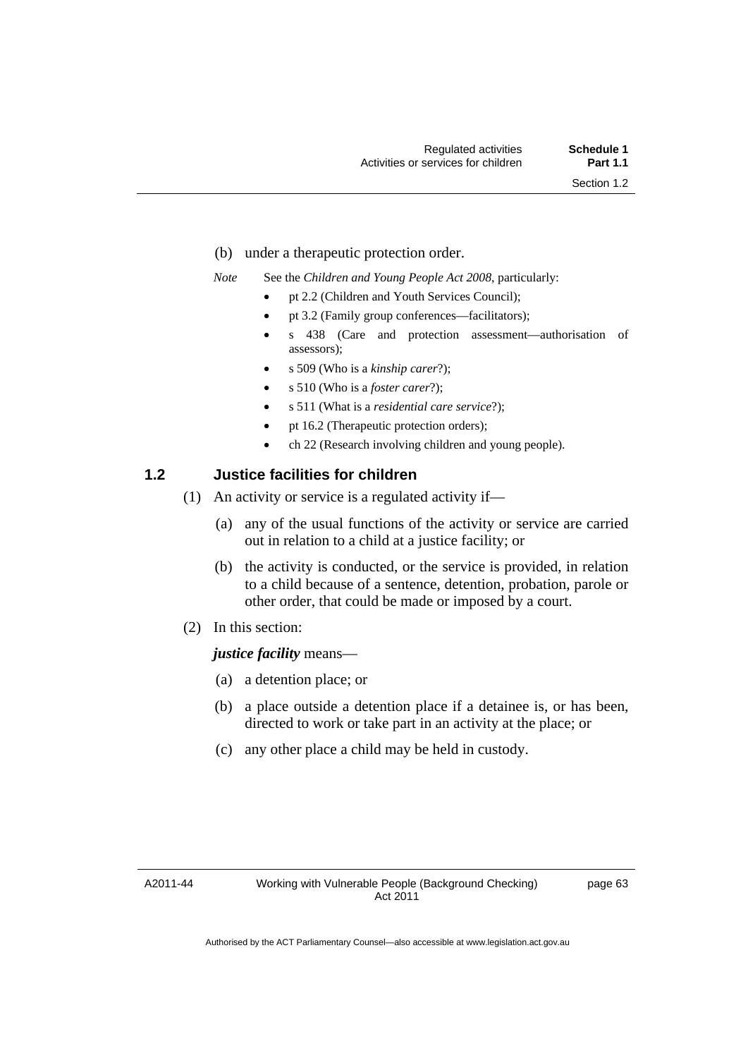(b) under a therapeutic protection order.

*Note* See the *Children and Young People Act 2008*, particularly:

- pt 2.2 (Children and Youth Services Council);
- pt 3.2 (Family group conferences—facilitators);
- s 438 (Care and protection assessment—authorisation of assessors);
- s 509 (Who is a *kinship carer*?);
- s 510 (Who is a *foster carer*?);
- s 511 (What is a *residential care service*?);
- pt 16.2 (Therapeutic protection orders);
- ch 22 (Research involving children and young people).

## 1.2 Justice facilities for children

(1) An activity or service is a regulated activity if—

(a) any of the usual functions of the activity or service are carried out in relation to a child at a justice facility; or

(b) the activity is conducted, or the service is provided, in relation to a child because of a sentence, detention, probation, parole or other order, that could be made or imposed by a court.

(2) In this section:

***justice facility*** means—

(a) a detention place; or

(b) a place outside a detention place if a detainee is, or has been, directed to work or take part in an activity at the place; or

(c) any other place a child may be held in custody.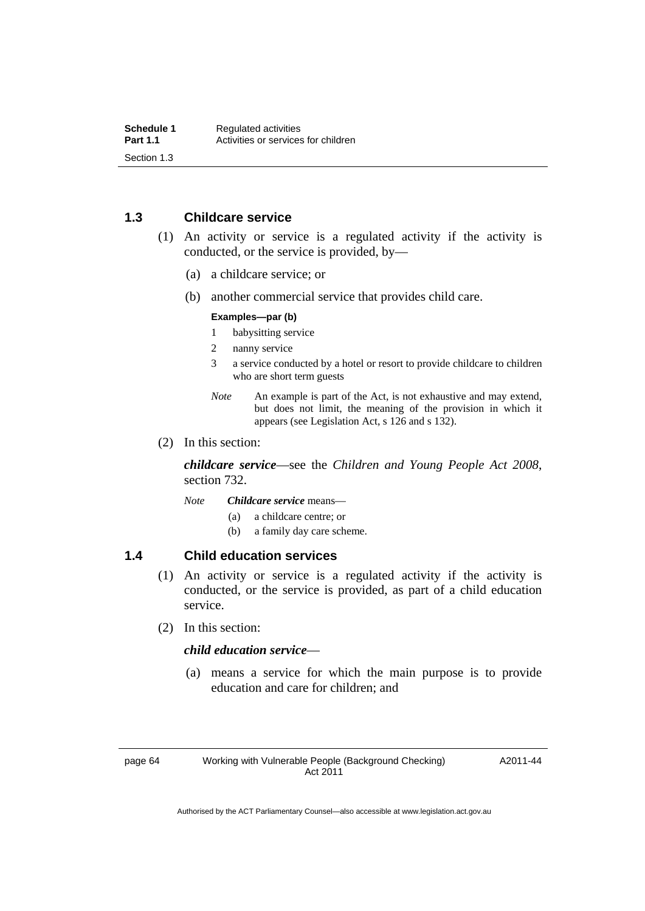### 1.3 Childcare service

(1) An activity or service is a regulated activity if the activity is conducted, or the service is provided, by—

(a) a childcare service; or

(b) another commercial service that provides child care.

**Examples—par (b)**

1 babysitting service

2 nanny service

3 a service conducted by a hotel or resort to provide childcare to children who are short term guests

*Note* An example is part of the Act, is not exhaustive and may extend, but does not limit, the meaning of the provision in which it appears (see Legislation Act, s 126 and s 132).

(2) In this section:

***childcare service***—see the *Children and Young People Act 2008*, section 732.

*Note* ***Childcare service*** means—

(a) a childcare centre; or

(b) a family day care scheme.

### 1.4 Child education services

(1) An activity or service is a regulated activity if the activity is conducted, or the service is provided, as part of a child education service.

(2) In this section:

***child education service***—

(a) means a service for which the main purpose is to provide education and care for children; and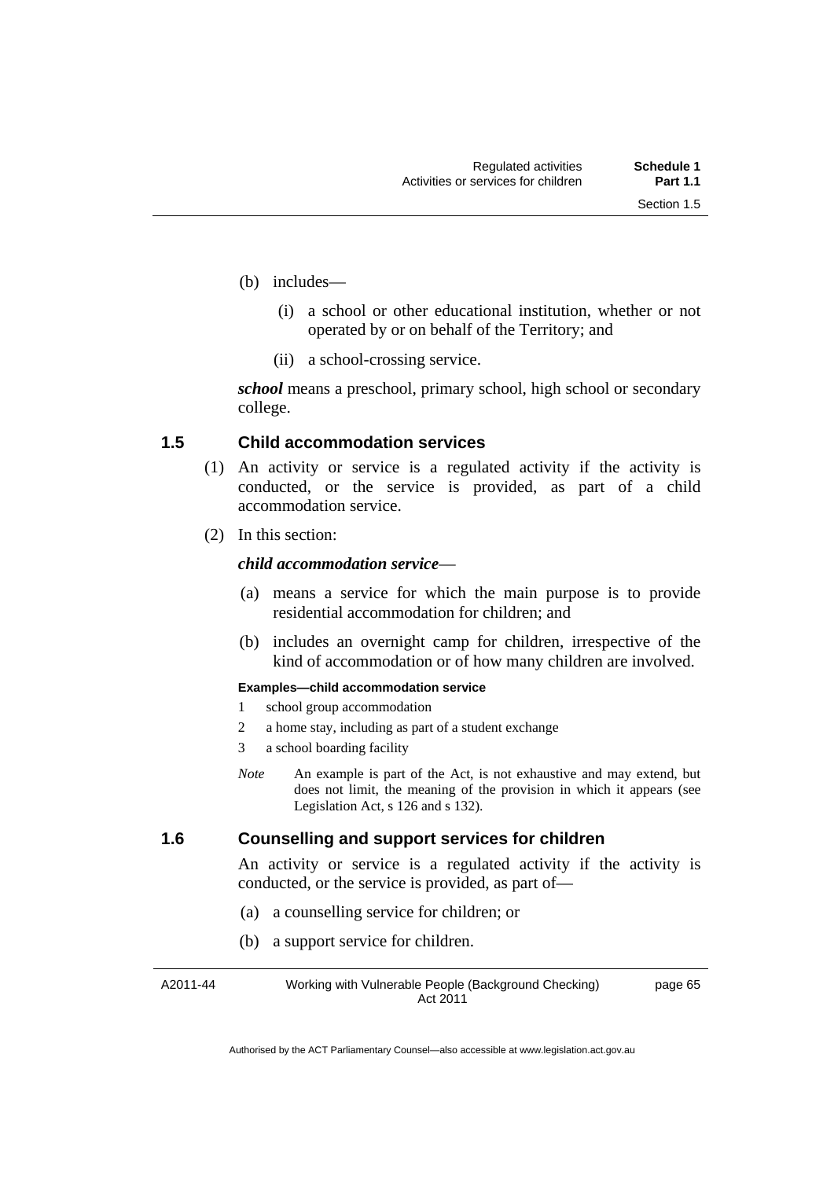(b) includes—

  (i) a school or other educational institution, whether or not operated by or on behalf of the Territory; and

  (ii) a school-crossing service.

***school*** means a preschool, primary school, high school or secondary college.

### 1.5 Child accommodation services

(1) An activity or service is a regulated activity if the activity is conducted, or the service is provided, as part of a child accommodation service.

(2) In this section:

***child accommodation service***—

  (a) means a service for which the main purpose is to provide residential accommodation for children; and

  (b) includes an overnight camp for children, irrespective of the kind of accommodation or of how many children are involved.

**Examples—child accommodation service**

1 school group accommodation

2 a home stay, including as part of a student exchange

3 a school boarding facility

*Note* An example is part of the Act, is not exhaustive and may extend, but does not limit, the meaning of the provision in which it appears (see Legislation Act, s 126 and s 132).

### 1.6 Counselling and support services for children

An activity or service is a regulated activity if the activity is conducted, or the service is provided, as part of—

  (a) a counselling service for children; or

  (b) a support service for children.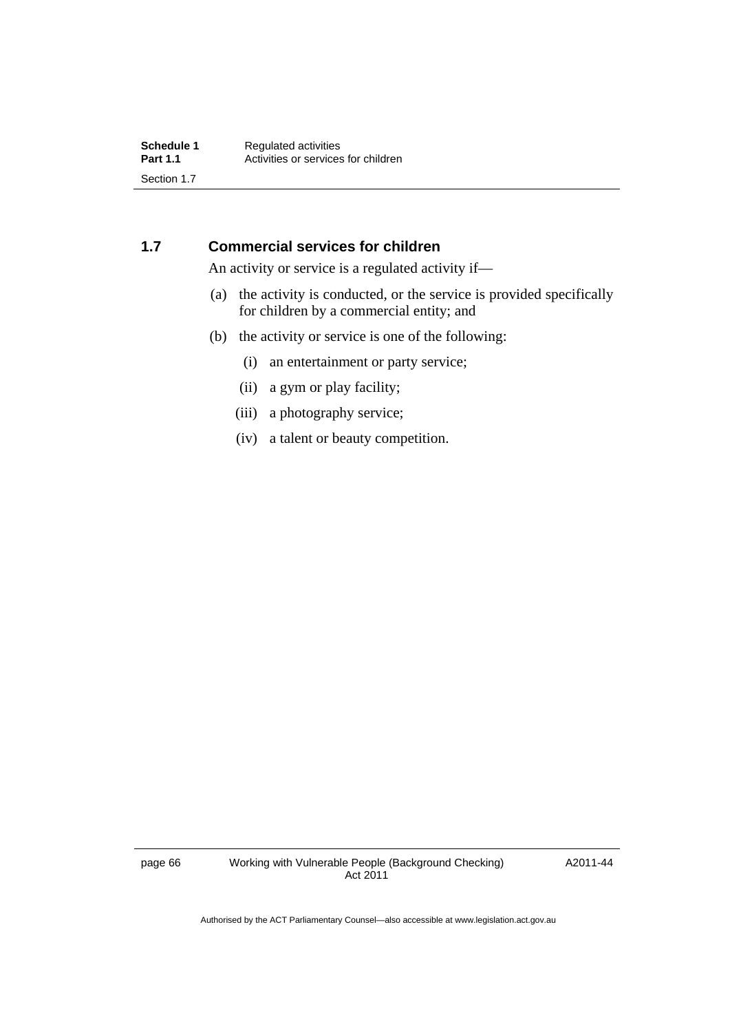## 1.7 Commercial services for children

An activity or service is a regulated activity if—

(a) the activity is conducted, or the service is provided specifically for children by a commercial entity; and

(b) the activity or service is one of the following:

  (i) an entertainment or party service;

  (ii) a gym or play facility;

  (iii) a photography service;

  (iv) a talent or beauty competition.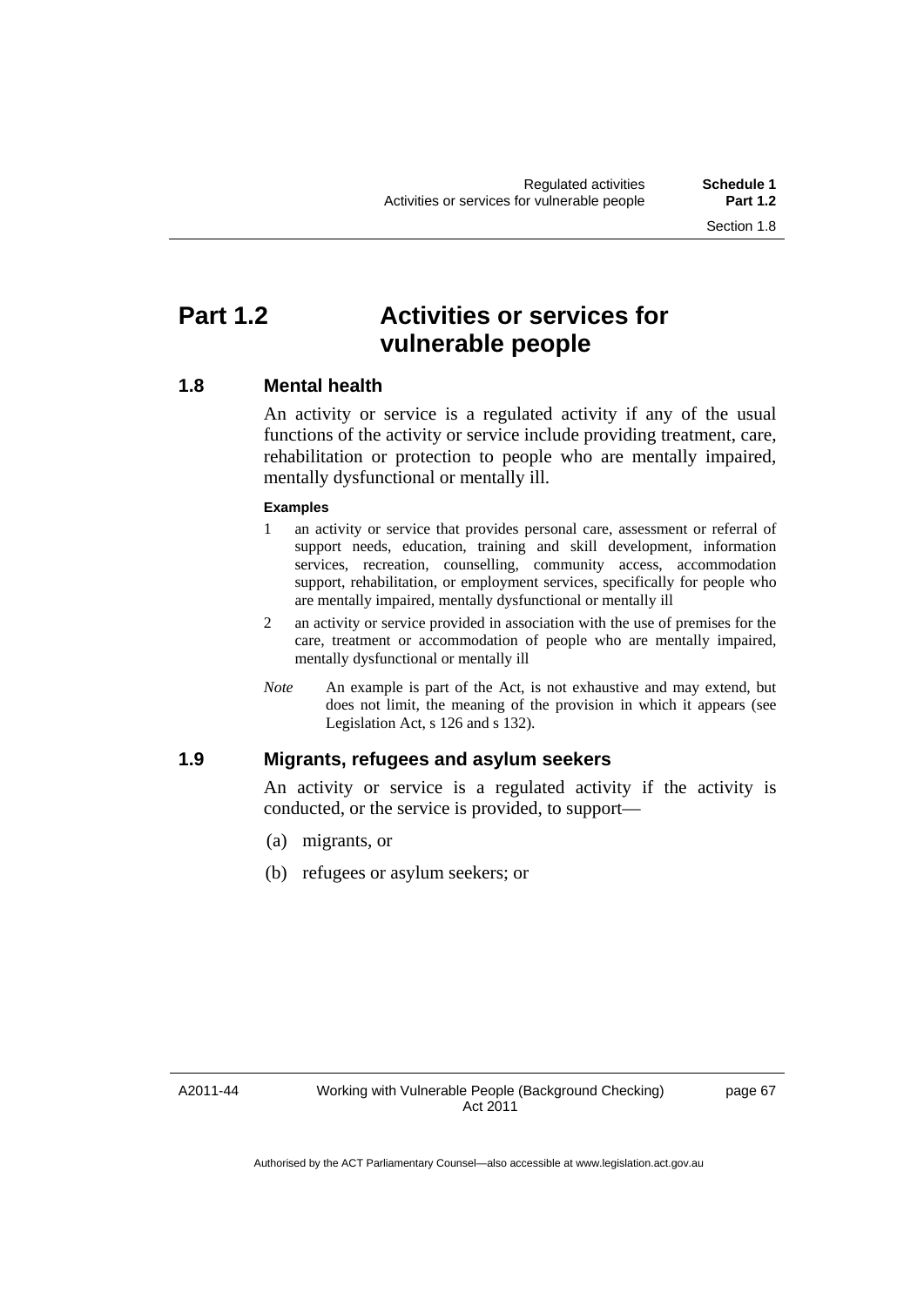# Part 1.2 Activities or services for vulnerable people

## 1.8 Mental health

An activity or service is a regulated activity if any of the usual functions of the activity or service include providing treatment, care, rehabilitation or protection to people who are mentally impaired, mentally dysfunctional or mentally ill.

**Examples**

1 an activity or service that provides personal care, assessment or referral of support needs, education, training and skill development, information services, recreation, counselling, community access, accommodation support, rehabilitation, or employment services, specifically for people who are mentally impaired, mentally dysfunctional or mentally ill

2 an activity or service provided in association with the use of premises for the care, treatment or accommodation of people who are mentally impaired, mentally dysfunctional or mentally ill

*Note* An example is part of the Act, is not exhaustive and may extend, but does not limit, the meaning of the provision in which it appears (see Legislation Act, s 126 and s 132).

## 1.9 Migrants, refugees and asylum seekers

An activity or service is a regulated activity if the activity is conducted, or the service is provided, to support—

(a) migrants, or

(b) refugees or asylum seekers; or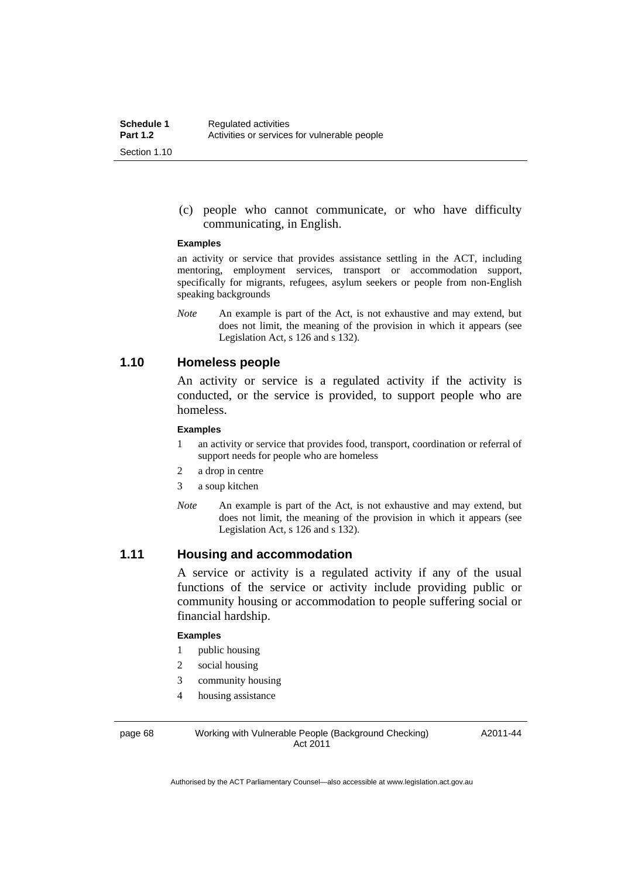(c) people who cannot communicate, or who have difficulty communicating, in English.

**Examples**

an activity or service that provides assistance settling in the ACT, including mentoring, employment services, transport or accommodation support, specifically for migrants, refugees, asylum seekers or people from non-English speaking backgrounds

*Note* An example is part of the Act, is not exhaustive and may extend, but does not limit, the meaning of the provision in which it appears (see Legislation Act, s 126 and s 132).

## 1.10 Homeless people

An activity or service is a regulated activity if the activity is conducted, or the service is provided, to support people who are homeless.

**Examples**

1 an activity or service that provides food, transport, coordination or referral of support needs for people who are homeless

2 a drop in centre

3 a soup kitchen

*Note* An example is part of the Act, is not exhaustive and may extend, but does not limit, the meaning of the provision in which it appears (see Legislation Act, s 126 and s 132).

## 1.11 Housing and accommodation

A service or activity is a regulated activity if any of the usual functions of the service or activity include providing public or community housing or accommodation to people suffering social or financial hardship.

**Examples**

1 public housing

2 social housing

3 community housing

4 housing assistance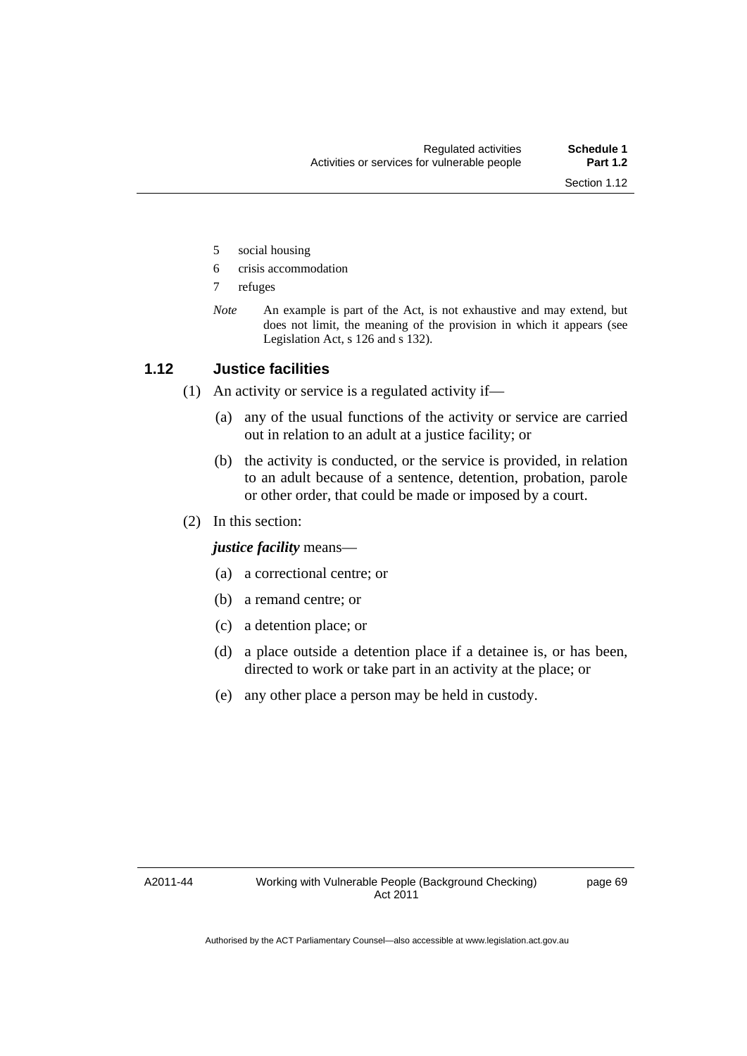5 social housing

6 crisis accommodation

7 refuges

*Note* An example is part of the Act, is not exhaustive and may extend, but does not limit, the meaning of the provision in which it appears (see Legislation Act, s 126 and s 132).

## 1.12 Justice facilities

(1) An activity or service is a regulated activity if—

(a) any of the usual functions of the activity or service are carried out in relation to an adult at a justice facility; or

(b) the activity is conducted, or the service is provided, in relation to an adult because of a sentence, detention, probation, parole or other order, that could be made or imposed by a court.

(2) In this section:

***justice facility*** means—

(a) a correctional centre; or

(b) a remand centre; or

(c) a detention place; or

(d) a place outside a detention place if a detainee is, or has been, directed to work or take part in an activity at the place; or

(e) any other place a person may be held in custody.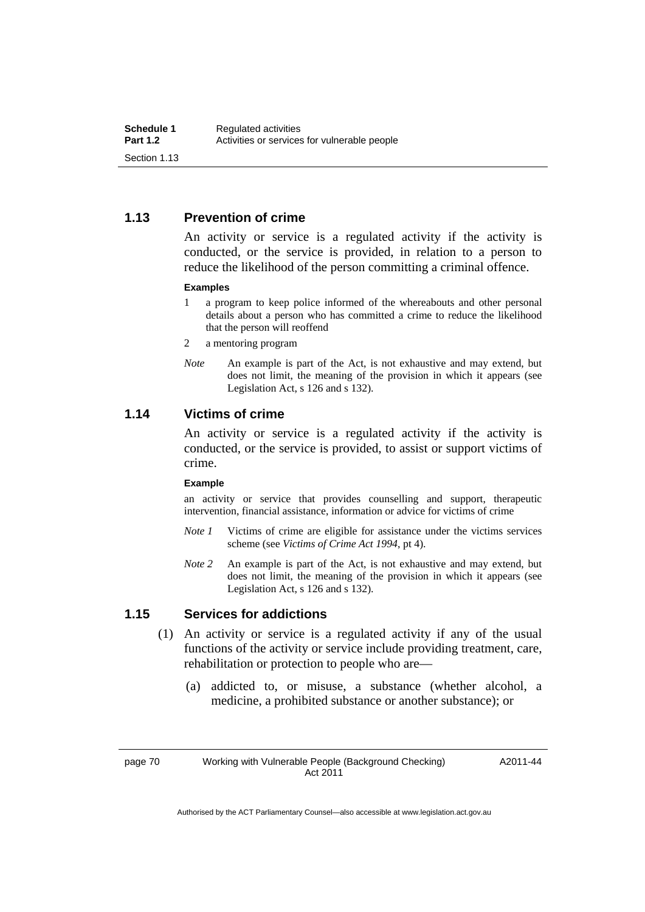## 1.13 Prevention of crime

An activity or service is a regulated activity if the activity is conducted, or the service is provided, in relation to a person to reduce the likelihood of the person committing a criminal offence.

**Examples**

1 a program to keep police informed of the whereabouts and other personal details about a person who has committed a crime to reduce the likelihood that the person will reoffend

2 a mentoring program

*Note* An example is part of the Act, is not exhaustive and may extend, but does not limit, the meaning of the provision in which it appears (see Legislation Act, s 126 and s 132).

## 1.14 Victims of crime

An activity or service is a regulated activity if the activity is conducted, or the service is provided, to assist or support victims of crime.

**Example**

an activity or service that provides counselling and support, therapeutic intervention, financial assistance, information or advice for victims of crime

*Note 1* Victims of crime are eligible for assistance under the victims services scheme (see *Victims of Crime Act 1994*, pt 4).

*Note 2* An example is part of the Act, is not exhaustive and may extend, but does not limit, the meaning of the provision in which it appears (see Legislation Act, s 126 and s 132).

## 1.15 Services for addictions

(1) An activity or service is a regulated activity if any of the usual functions of the activity or service include providing treatment, care, rehabilitation or protection to people who are—

(a) addicted to, or misuse, a substance (whether alcohol, a medicine, a prohibited substance or another substance); or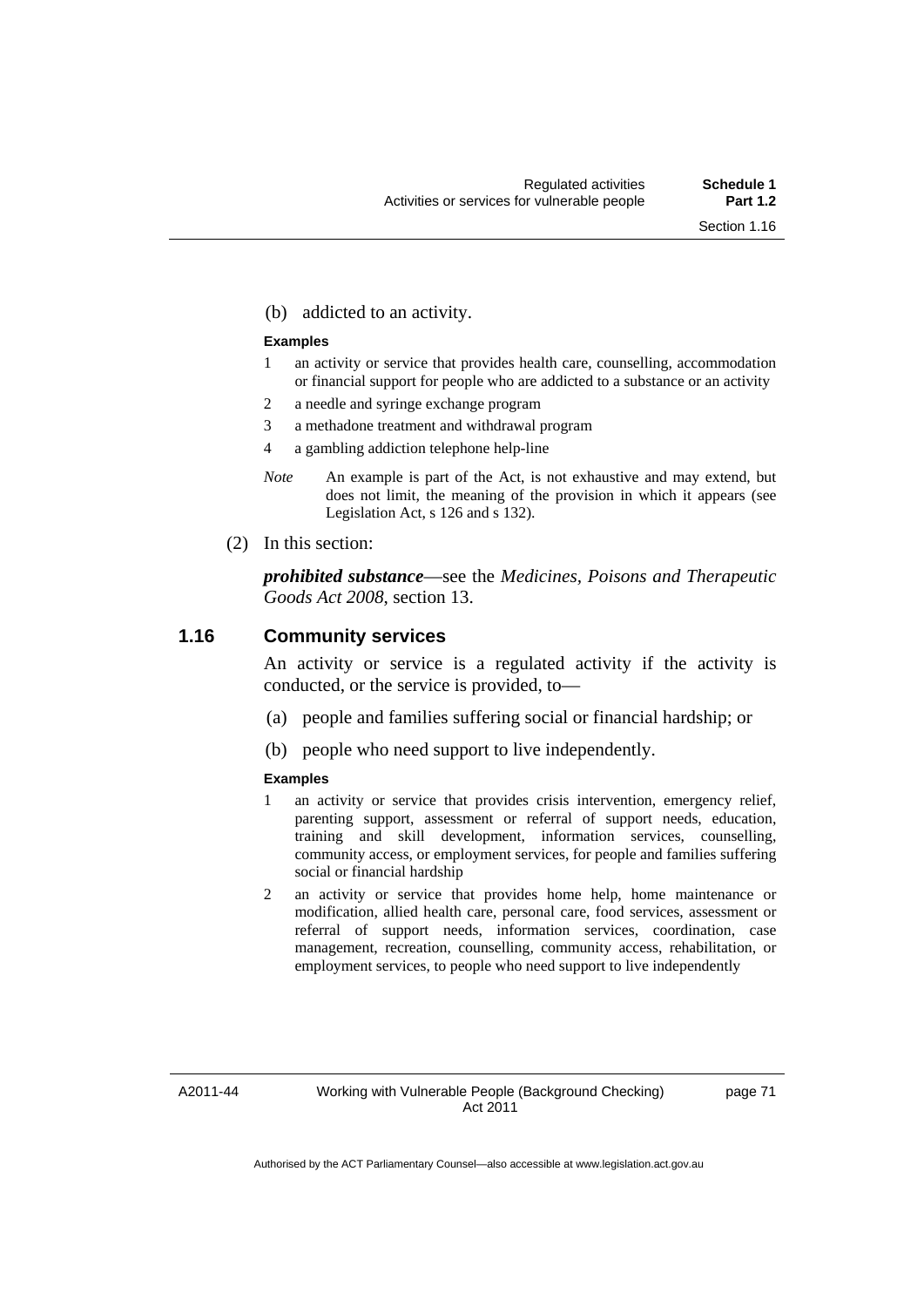(b) addicted to an activity.

**Examples**

1 an activity or service that provides health care, counselling, accommodation or financial support for people who are addicted to a substance or an activity

2 a needle and syringe exchange program

3 a methadone treatment and withdrawal program

4 a gambling addiction telephone help-line

*Note* An example is part of the Act, is not exhaustive and may extend, but does not limit, the meaning of the provision in which it appears (see Legislation Act, s 126 and s 132).

(2) In this section:

***prohibited substance***—see the *Medicines, Poisons and Therapeutic Goods Act 2008*, section 13.

## 1.16 Community services

An activity or service is a regulated activity if the activity is conducted, or the service is provided, to—

(a) people and families suffering social or financial hardship; or

(b) people who need support to live independently.

**Examples**

1 an activity or service that provides crisis intervention, emergency relief, parenting support, assessment or referral of support needs, education, training and skill development, information services, counselling, community access, or employment services, for people and families suffering social or financial hardship

2 an activity or service that provides home help, home maintenance or modification, allied health care, personal care, food services, assessment or referral of support needs, information services, coordination, case management, recreation, counselling, community access, rehabilitation, or employment services, to people who need support to live independently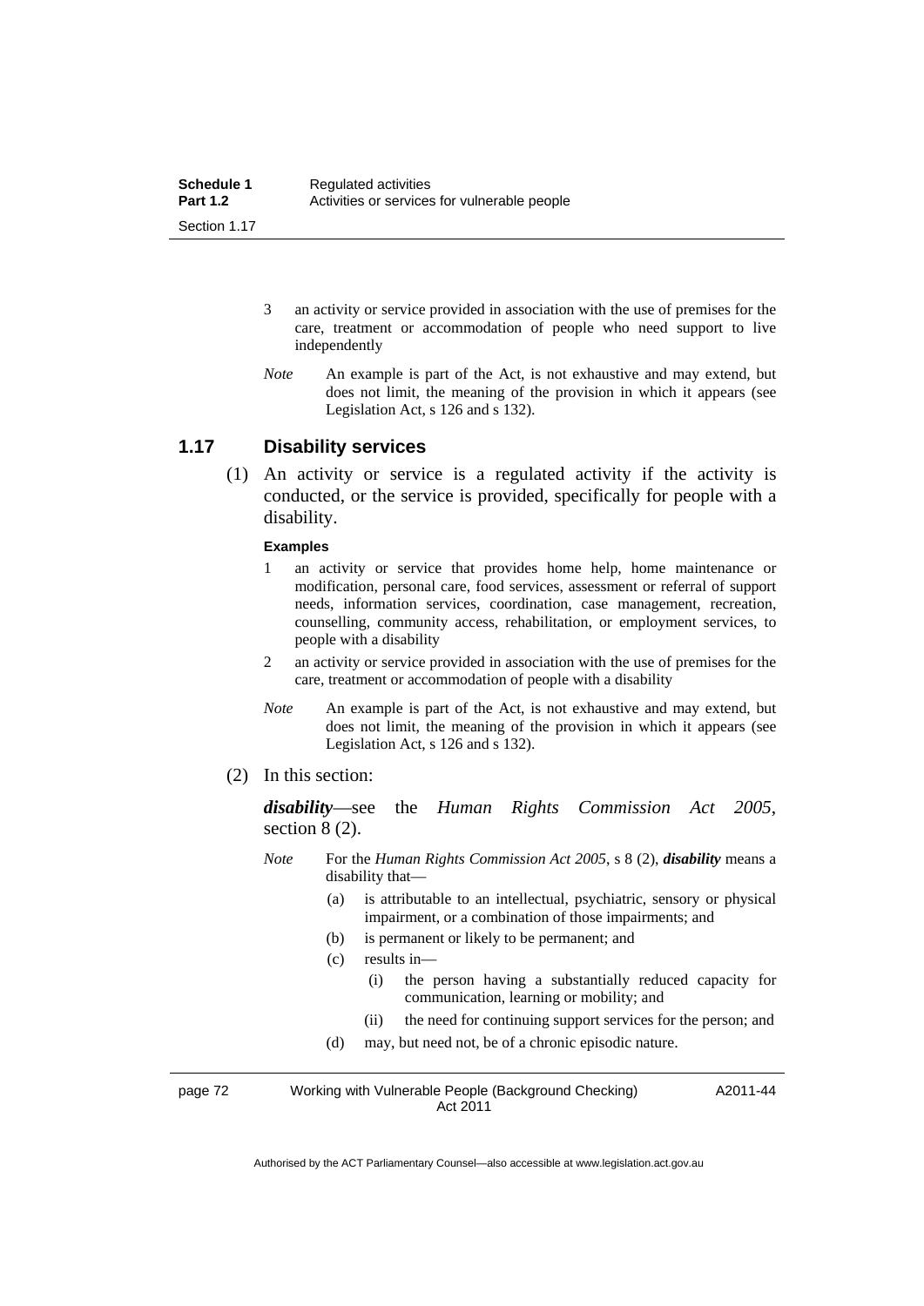3 an activity or service provided in association with the use of premises for the care, treatment or accommodation of people who need support to live independently

*Note* An example is part of the Act, is not exhaustive and may extend, but does not limit, the meaning of the provision in which it appears (see Legislation Act, s 126 and s 132).

## 1.17 Disability services

(1) An activity or service is a regulated activity if the activity is conducted, or the service is provided, specifically for people with a disability.

**Examples**

1 an activity or service that provides home help, home maintenance or modification, personal care, food services, assessment or referral of support needs, information services, coordination, case management, recreation, counselling, community access, rehabilitation, or employment services, to people with a disability

2 an activity or service provided in association with the use of premises for the care, treatment or accommodation of people with a disability

*Note* An example is part of the Act, is not exhaustive and may extend, but does not limit, the meaning of the provision in which it appears (see Legislation Act, s 126 and s 132).

(2) In this section:

***disability***—see the *Human Rights Commission Act 2005*, section 8 (2).

*Note* For the *Human Rights Commission Act 2005*, s 8 (2), ***disability*** means a disability that—

(a) is attributable to an intellectual, psychiatric, sensory or physical impairment, or a combination of those impairments; and

(b) is permanent or likely to be permanent; and

(c) results in—

(i) the person having a substantially reduced capacity for communication, learning or mobility; and

(ii) the need for continuing support services for the person; and

(d) may, but need not, be of a chronic episodic nature.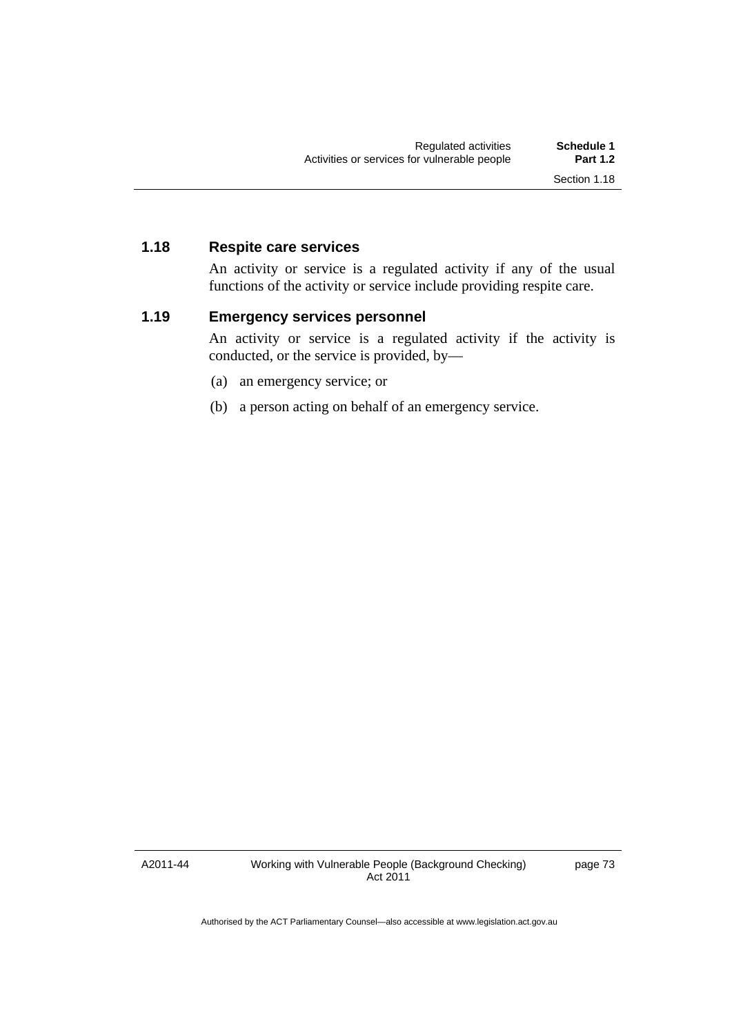### 1.18 Respite care services

An activity or service is a regulated activity if any of the usual functions of the activity or service include providing respite care.

### 1.19 Emergency services personnel

An activity or service is a regulated activity if the activity is conducted, or the service is provided, by—

(a) an emergency service; or

(b) a person acting on behalf of an emergency service.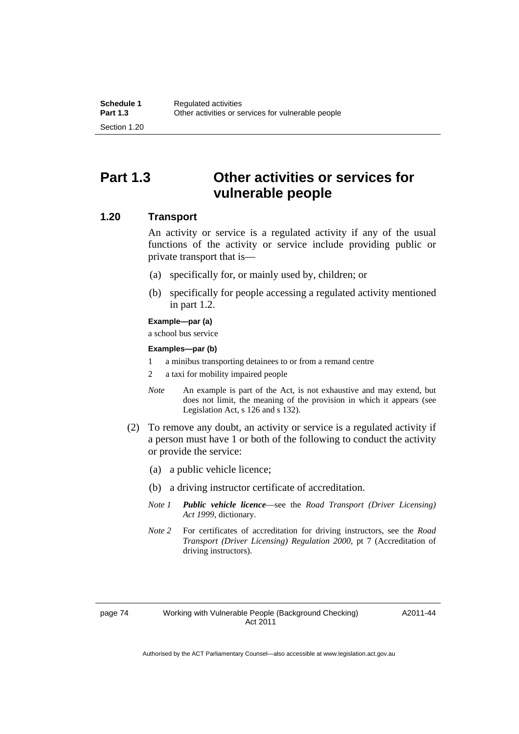# Part 1.3 Other activities or services for vulnerable people

## 1.20 Transport

An activity or service is a regulated activity if any of the usual functions of the activity or service include providing public or private transport that is—

(a) specifically for, or mainly used by, children; or

(b) specifically for people accessing a regulated activity mentioned in part 1.2.

**Example—par (a)**

a school bus service

**Examples—par (b)**

1 a minibus transporting detainees to or from a remand centre

2 a taxi for mobility impaired people

*Note* An example is part of the Act, is not exhaustive and may extend, but does not limit, the meaning of the provision in which it appears (see Legislation Act, s 126 and s 132).

(2) To remove any doubt, an activity or service is a regulated activity if a person must have 1 or both of the following to conduct the activity or provide the service:

(a) a public vehicle licence;

(b) a driving instructor certificate of accreditation.

*Note 1* ***Public vehicle licence***—see the *Road Transport (Driver Licensing) Act 1999*, dictionary.

*Note 2* For certificates of accreditation for driving instructors, see the *Road Transport (Driver Licensing) Regulation 2000*, pt 7 (Accreditation of driving instructors).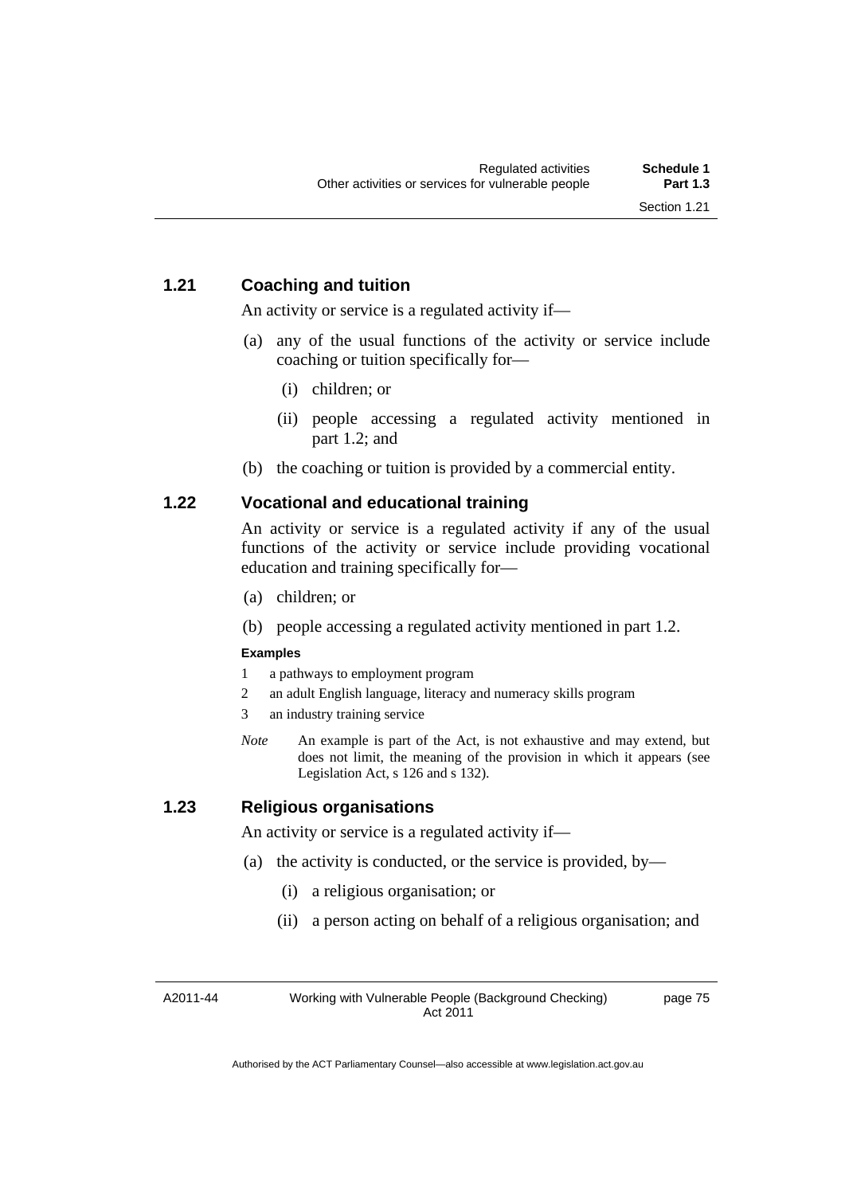### 1.21 Coaching and tuition

An activity or service is a regulated activity if—

(a) any of the usual functions of the activity or service include coaching or tuition specifically for—

   (i) children; or

   (ii) people accessing a regulated activity mentioned in part 1.2; and

(b) the coaching or tuition is provided by a commercial entity.

### 1.22 Vocational and educational training

An activity or service is a regulated activity if any of the usual functions of the activity or service include providing vocational education and training specifically for—

(a) children; or

(b) people accessing a regulated activity mentioned in part 1.2.

**Examples**

1 a pathways to employment program

2 an adult English language, literacy and numeracy skills program

3 an industry training service

*Note* An example is part of the Act, is not exhaustive and may extend, but does not limit, the meaning of the provision in which it appears (see Legislation Act, s 126 and s 132).

### 1.23 Religious organisations

An activity or service is a regulated activity if—

(a) the activity is conducted, or the service is provided, by—

   (i) a religious organisation; or

   (ii) a person acting on behalf of a religious organisation; and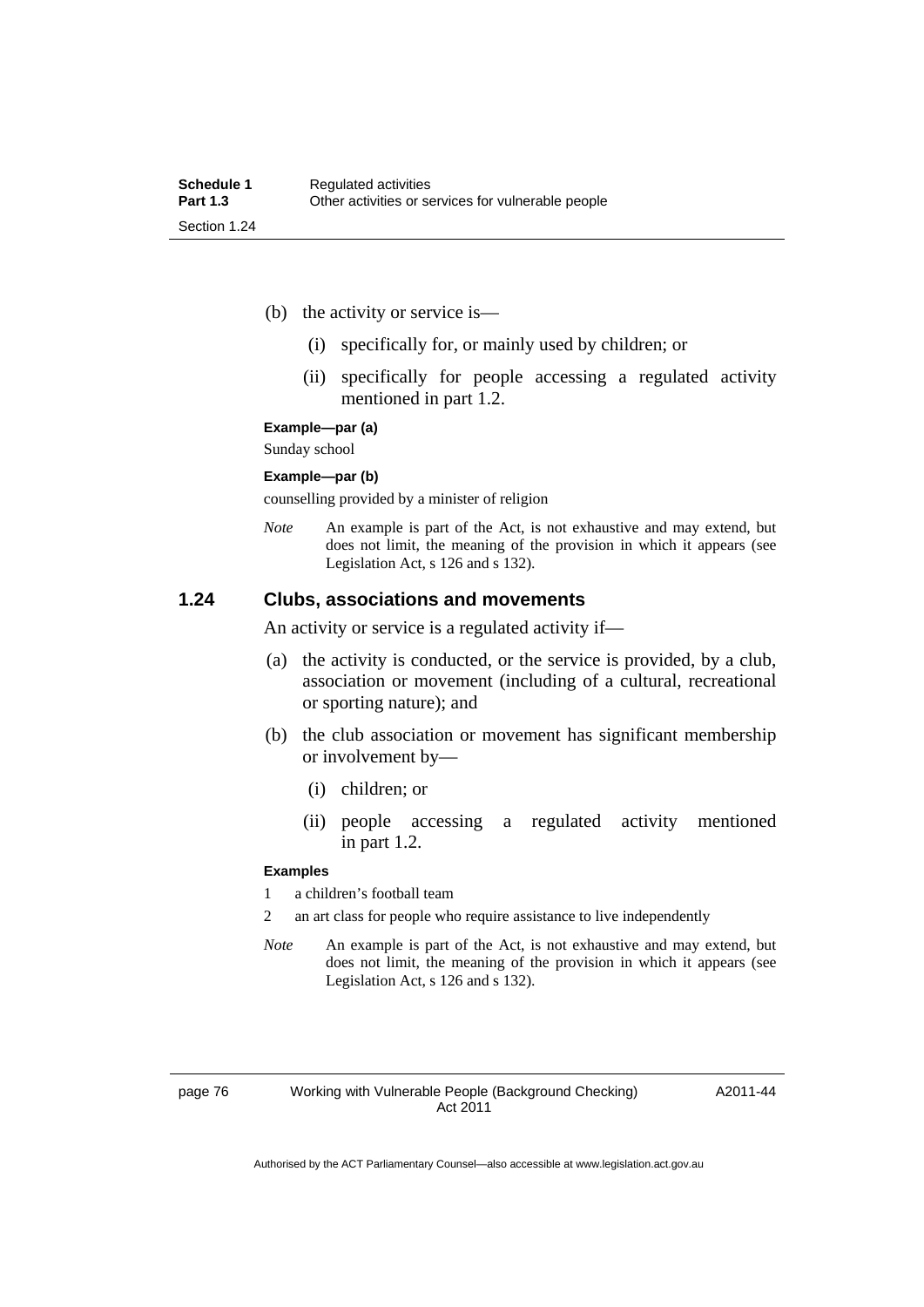(b) the activity or service is—

  (i) specifically for, or mainly used by children; or

  (ii) specifically for people accessing a regulated activity mentioned in part 1.2.

**Example—par (a)**

Sunday school

**Example—par (b)**

counselling provided by a minister of religion

*Note* An example is part of the Act, is not exhaustive and may extend, but does not limit, the meaning of the provision in which it appears (see Legislation Act, s 126 and s 132).

### 1.24 Clubs, associations and movements

An activity or service is a regulated activity if—

(a) the activity is conducted, or the service is provided, by a club, association or movement (including of a cultural, recreational or sporting nature); and

(b) the club association or movement has significant membership or involvement by—

  (i) children; or

  (ii) people accessing a regulated activity mentioned in part 1.2.

**Examples**

1 a children's football team

2 an art class for people who require assistance to live independently

*Note* An example is part of the Act, is not exhaustive and may extend, but does not limit, the meaning of the provision in which it appears (see Legislation Act, s 126 and s 132).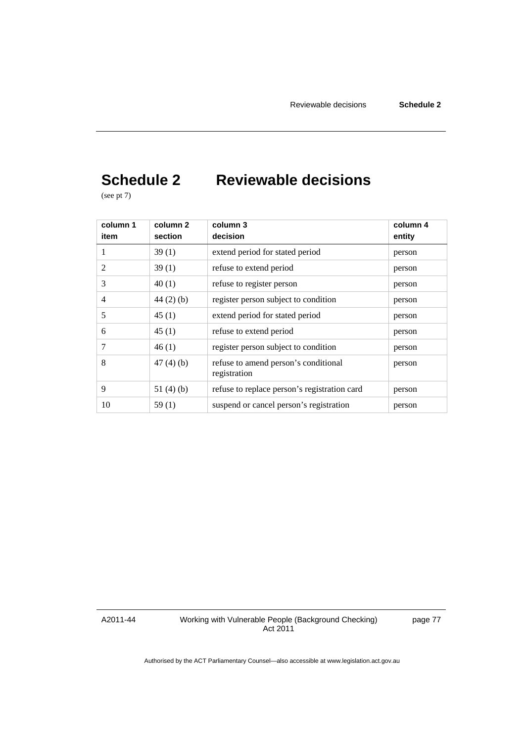# Schedule 2 Reviewable decisions

(see pt 7)

| column 1<br>item | column 2<br>section | column 3<br>decision | column 4<br>entity |
|---|---|---|---|
| 1 | 39 (1) | extend period for stated period | person |
| 2 | 39 (1) | refuse to extend period | person |
| 3 | 40 (1) | refuse to register person | person |
| 4 | 44 (2) (b) | register person subject to condition | person |
| 5 | 45 (1) | extend period for stated period | person |
| 6 | 45 (1) | refuse to extend period | person |
| 7 | 46 (1) | register person subject to condition | person |
| 8 | 47 (4) (b) | refuse to amend person's conditional registration | person |
| 9 | 51 (4) (b) | refuse to replace person's registration card | person |
| 10 | 59 (1) | suspend or cancel person's registration | person |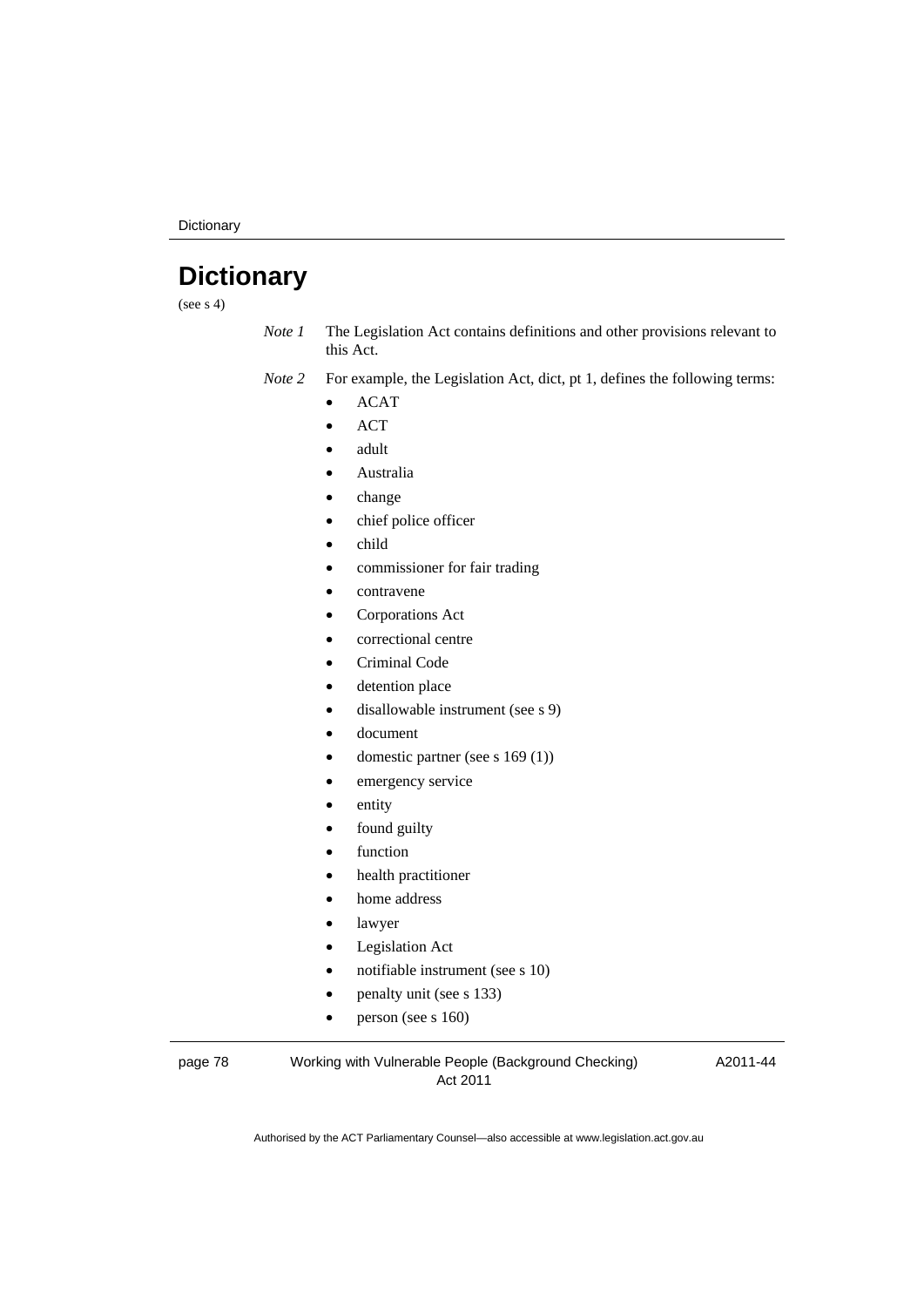# Dictionary

(see s 4)

*Note 1* The Legislation Act contains definitions and other provisions relevant to this Act.

*Note 2* For example, the Legislation Act, dict, pt 1, defines the following terms:

- ACAT
- ACT
- adult
- Australia
- change
- chief police officer
- child
- commissioner for fair trading
- contravene
- Corporations Act
- correctional centre
- Criminal Code
- detention place
- disallowable instrument (see s 9)
- document
- domestic partner (see s 169 (1))
- emergency service
- entity
- found guilty
- function
- health practitioner
- home address
- lawyer
- Legislation Act
- notifiable instrument (see s 10)
- penalty unit (see s 133)
- person (see s 160)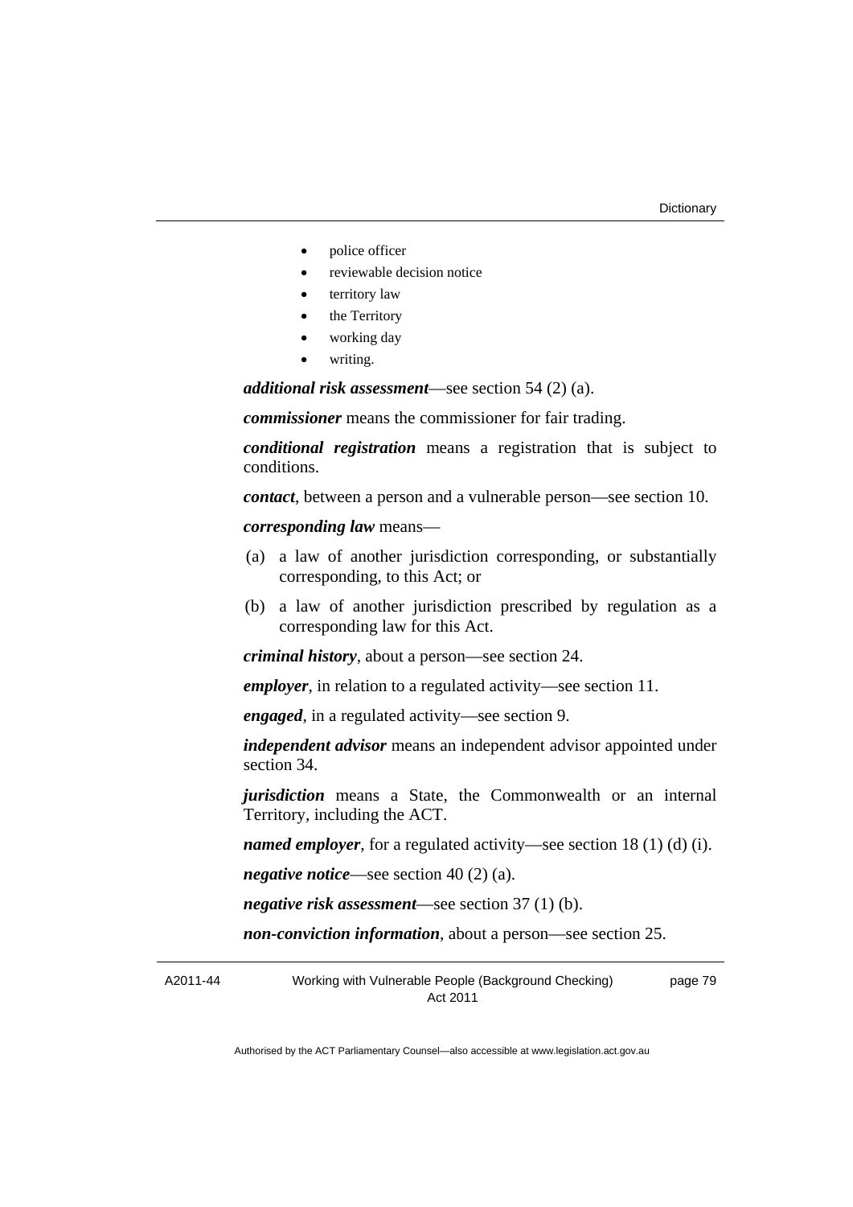- police officer
- reviewable decision notice
- territory law
- the Territory
- working day
- writing.

***additional risk assessment***—see section 54 (2) (a).

***commissioner*** means the commissioner for fair trading.

***conditional registration*** means a registration that is subject to conditions.

***contact***, between a person and a vulnerable person—see section 10.

***corresponding law*** means—

(a) a law of another jurisdiction corresponding, or substantially corresponding, to this Act; or

(b) a law of another jurisdiction prescribed by regulation as a corresponding law for this Act.

***criminal history***, about a person—see section 24.

***employer***, in relation to a regulated activity—see section 11.

***engaged***, in a regulated activity—see section 9.

***independent advisor*** means an independent advisor appointed under section 34.

***jurisdiction*** means a State, the Commonwealth or an internal Territory, including the ACT.

***named employer***, for a regulated activity—see section 18 (1) (d) (i).

***negative notice***—see section 40 (2) (a).

***negative risk assessment***—see section 37 (1) (b).

***non-conviction information***, about a person—see section 25.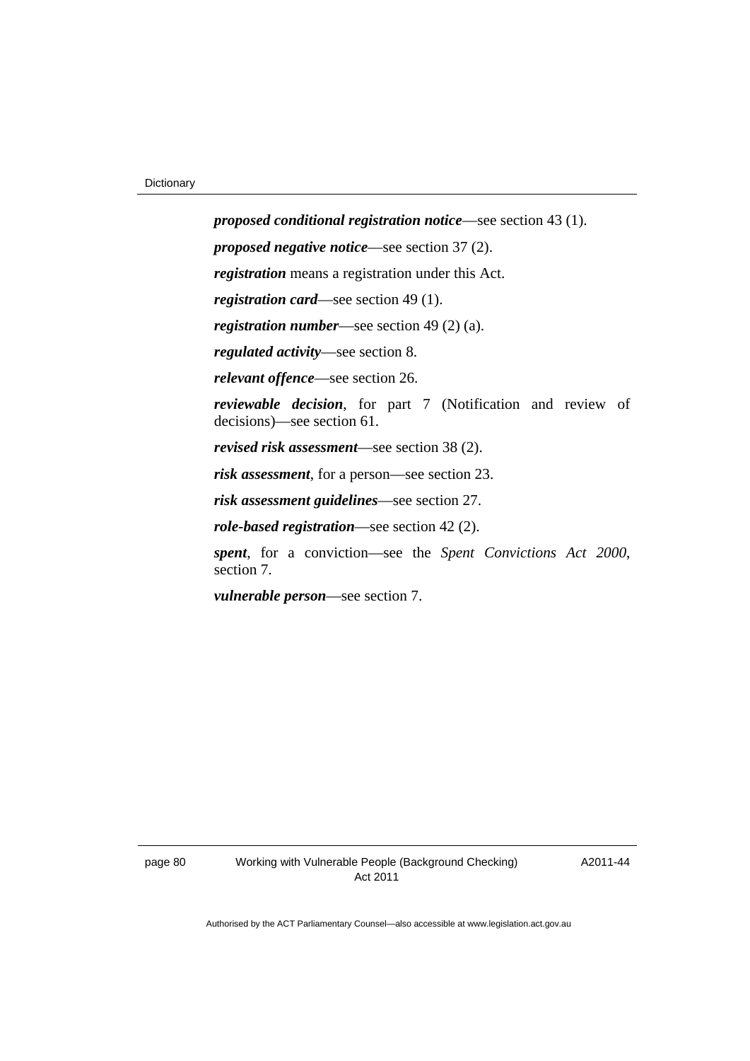***proposed conditional registration notice***—see section 43 (1).

***proposed negative notice***—see section 37 (2).

***registration*** means a registration under this Act.

***registration card***—see section 49 (1).

***registration number***—see section 49 (2) (a).

***regulated activity***—see section 8.

***relevant offence***—see section 26.

***reviewable decision***, for part 7 (Notification and review of decisions)—see section 61.

***revised risk assessment***—see section 38 (2).

***risk assessment***, for a person—see section 23.

***risk assessment guidelines***—see section 27.

***role-based registration***—see section 42 (2).

***spent***, for a conviction—see the *Spent Convictions Act 2000*, section 7.

***vulnerable person***—see section 7.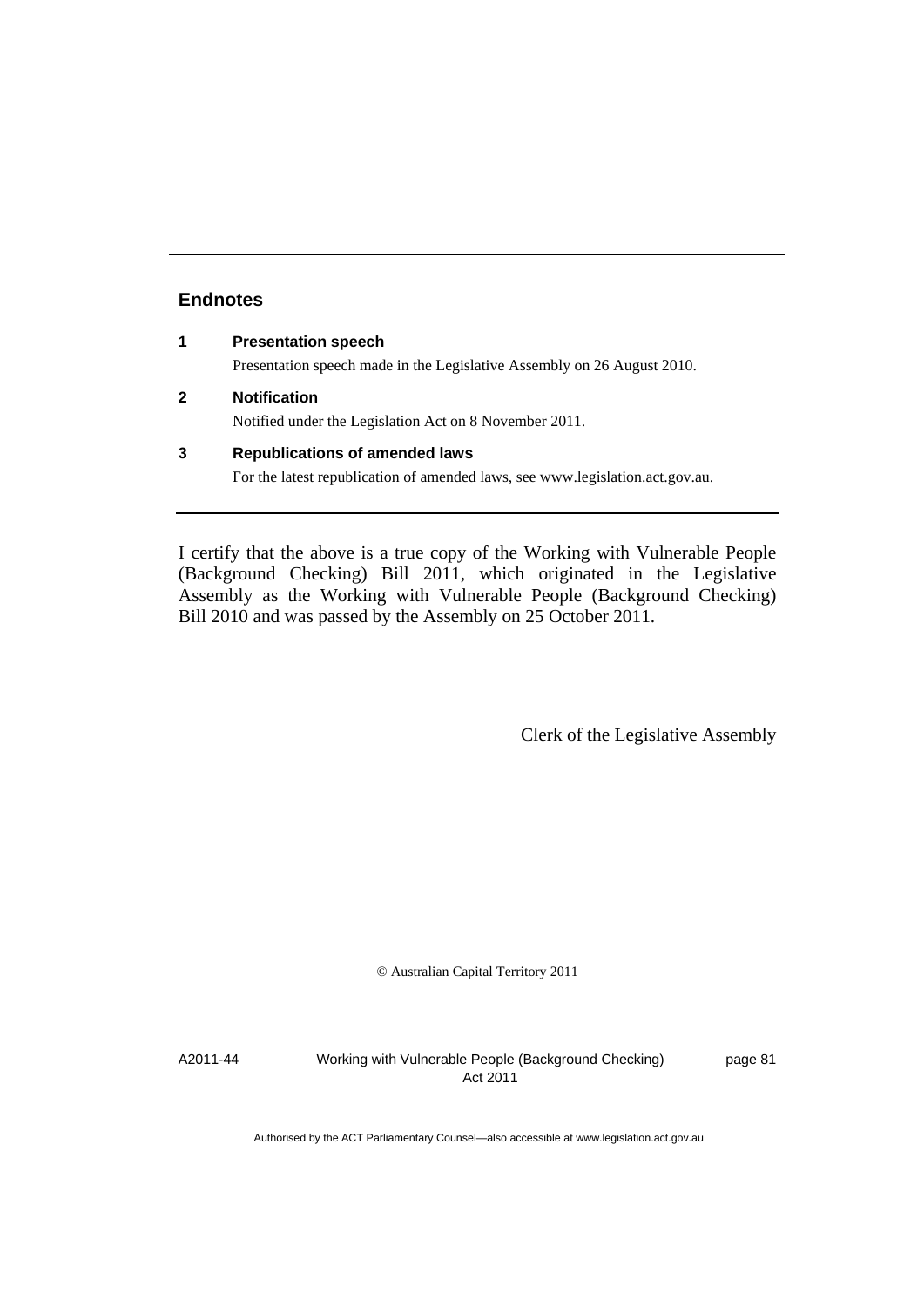## Endnotes

**1 Presentation speech**

Presentation speech made in the Legislative Assembly on 26 August 2010.

**2 Notification**

Notified under the Legislation Act on 8 November 2011.

**3 Republications of amended laws**

For the latest republication of amended laws, see www.legislation.act.gov.au.

---

I certify that the above is a true copy of the Working with Vulnerable People (Background Checking) Bill 2011, which originated in the Legislative Assembly as the Working with Vulnerable People (Background Checking) Bill 2010 and was passed by the Assembly on 25 October 2011.

Clerk of the Legislative Assembly

© Australian Capital Territory 2011